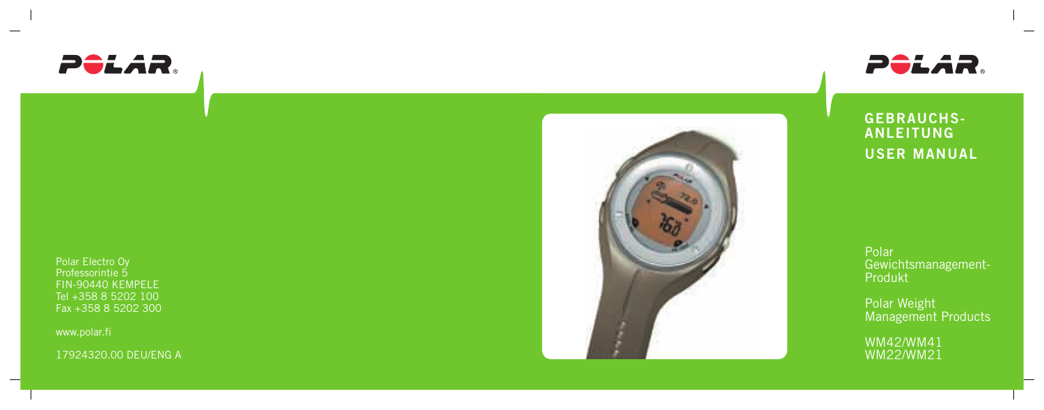POLAR

Polar Electro Oy
Professorintie 5
FIN-90440 KEMPELE
Tel +358 8 5202 100
Fax +358 8 5202 300

www.polar.fi

17924320.00 DEU/ENG A

POLAR

# GEBRAUCHS-ANLEITUNG

# USER MANUAL

Polar Gewichtsmanagement-Produkt

Polar Weight Management Products

WM42/WM41
WM22/WM21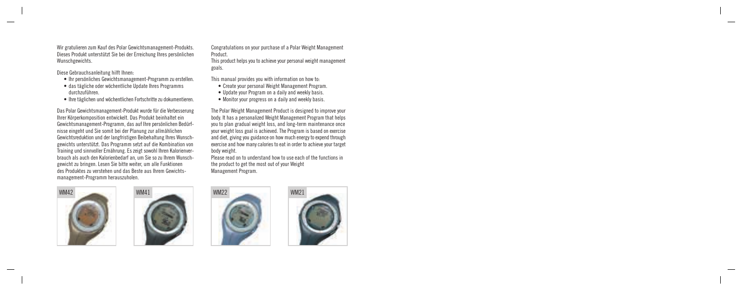Wir gratulieren zum Kauf des Polar Gewichtsmanagement-Produkts. Dieses Produkt unterstützt Sie bei der Erreichung Ihres persönlichen Wunschgewichts.

Diese Gebrauchsanleitung hilft Ihnen:

- Ihr persönliches Gewichtsmanagement-Programm zu erstellen.
- das tägliche oder wöchentliche Update Ihres Programms durchzuführen.
- Ihre täglichen und wöchentlichen Fortschritte zu dokumentieren.

Das Polar Gewichtsmanagement-Produkt wurde für die Verbesserung Ihrer Körperkomposition entwickelt. Das Produkt beinhaltet ein Gewichtsmanagement-Programm, das auf Ihre persönlichen Bedürfnisse eingeht und Sie somit bei der Planung zur allmählichen Gewichtsreduktion und der langfristigen Beibehaltung Ihres Wunschgewichts unterstützt. Das Programm setzt auf die Kombination von Training und sinnvoller Ernährung. Es zeigt sowohl Ihren Kalorienverbrauch als auch den Kalorienbedarf an, um Sie so zu Ihrem Wunschgewicht zu bringen. Lesen Sie bitte weiter, um alle Funktionen des Produktes zu verstehen und das Beste aus Ihrem Gewichtsmanagement-Programm herauszuholen.

Congratulations on your purchase of a Polar Weight Management Product.
This product helps you to achieve your personal weight management goals.

This manual provides you with information on how to:

- Create your personal Weight Management Program.
- Update your Program on a daily and weekly basis.
- Monitor your progress on a daily and weekly basis.

The Polar Weight Management Product is designed to improve your body. It has a personalized Weight Management Program that helps you to plan gradual weight loss, and long-term maintenance once your weight loss goal is achieved. The Program is based on exercise and diet, giving you guidance on how much energy to expend through exercise and how many calories to eat in order to achieve your target body weight.
Please read on to understand how to use each of the functions in the product to get the most out of your Weight Management Program.

WM42

WM41

WM22

WM21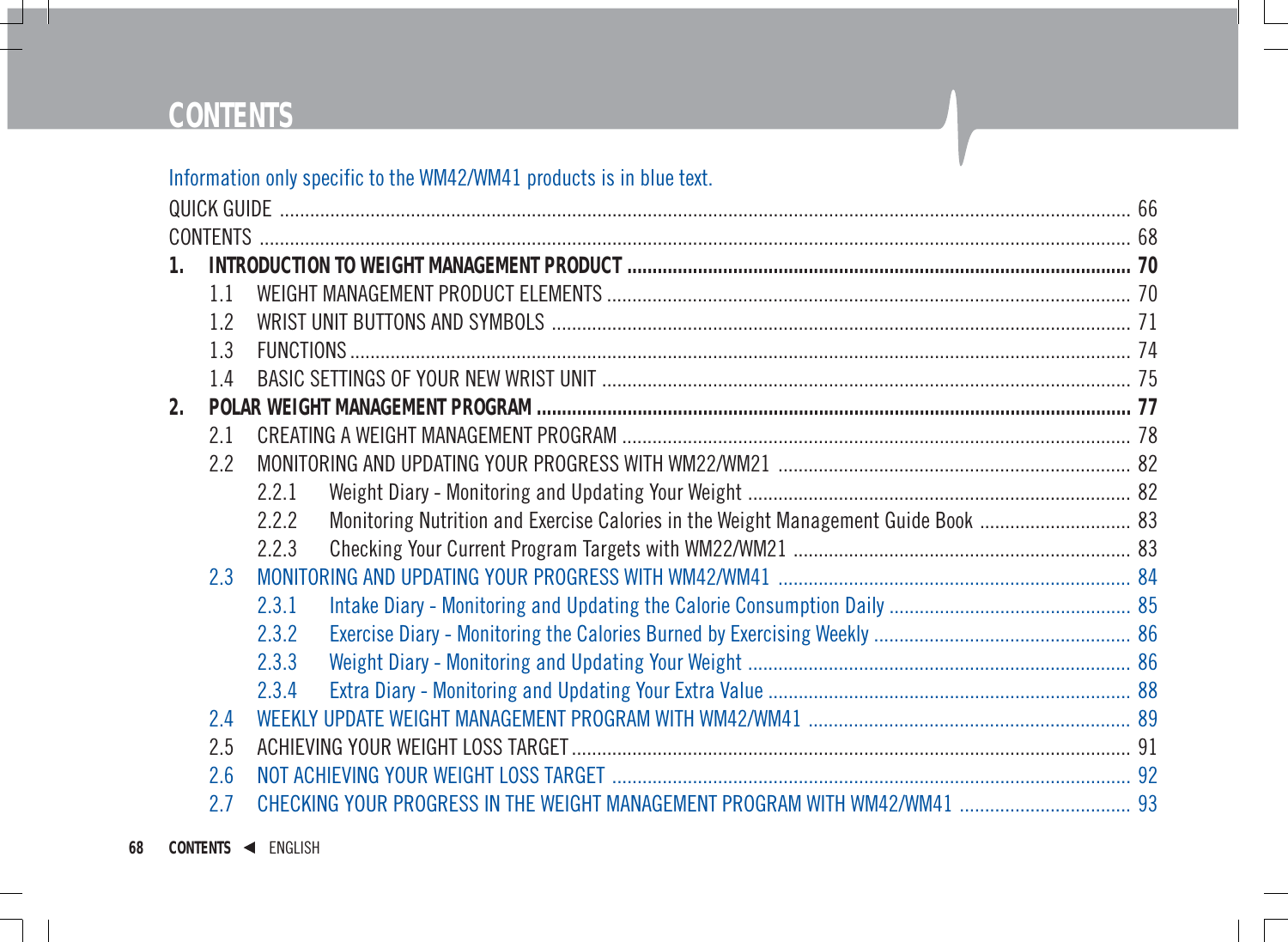# CONTENTS

Information only specific to the WM42/WM41 products is in blue text.

QUICK GUIDE .................................................. 66

CONTENTS .................................................. 68

**1. INTRODUCTION TO WEIGHT MANAGEMENT PRODUCT .................................................. 70**

- 1.1 WEIGHT MANAGEMENT PRODUCT ELEMENTS .................................................. 70
- 1.2 WRIST UNIT BUTTONS AND SYMBOLS .................................................. 71
- 1.3 FUNCTIONS .................................................. 74
- 1.4 BASIC SETTINGS OF YOUR NEW WRIST UNIT .................................................. 75

**2. POLAR WEIGHT MANAGEMENT PROGRAM .................................................. 77**

- 2.1 CREATING A WEIGHT MANAGEMENT PROGRAM .................................................. 78
- 2.2 MONITORING AND UPDATING YOUR PROGRESS WITH WM22/WM21 .................................................. 82
  - 2.2.1 Weight Diary - Monitoring and Updating Your Weight .................................................. 82
  - 2.2.2 Monitoring Nutrition and Exercise Calories in the Weight Management Guide Book .................................................. 83
  - 2.2.3 Checking Your Current Program Targets with WM22/WM21 .................................................. 83
- 2.3 MONITORING AND UPDATING YOUR PROGRESS WITH WM42/WM41 .................................................. 84
  - 2.3.1 Intake Diary - Monitoring and Updating the Calorie Consumption Daily .................................................. 85
  - 2.3.2 Exercise Diary - Monitoring the Calories Burned by Exercising Weekly .................................................. 86
  - 2.3.3 Weight Diary - Monitoring and Updating Your Weight .................................................. 86
  - 2.3.4 Extra Diary - Monitoring and Updating Your Extra Value .................................................. 88
- 2.4 WEEKLY UPDATE WEIGHT MANAGEMENT PROGRAM WITH WM42/WM41 .................................................. 89
- 2.5 ACHIEVING YOUR WEIGHT LOSS TARGET .................................................. 91
- 2.6 NOT ACHIEVING YOUR WEIGHT LOSS TARGET .................................................. 92
- 2.7 CHECKING YOUR PROGRESS IN THE WEIGHT MANAGEMENT PROGRAM WITH WM42/WM41 .................................................. 93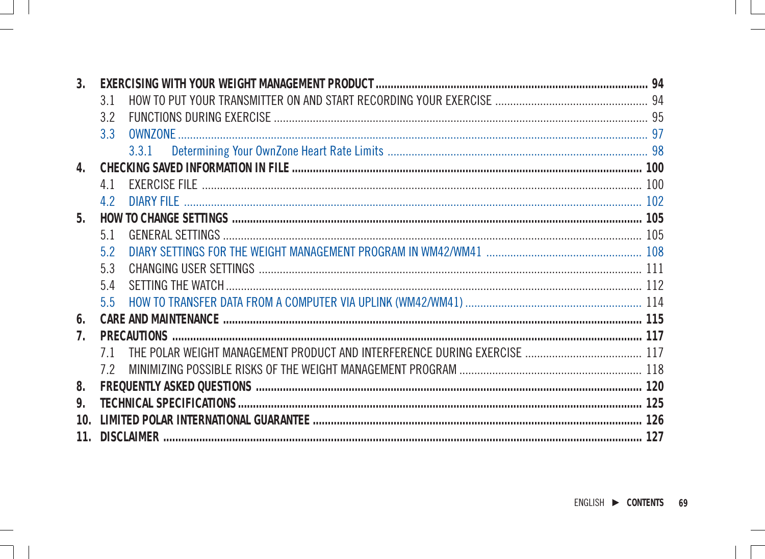3. **EXERCISING WITH YOUR WEIGHT MANAGEMENT PRODUCT** ........ **94**
   - 3.1 HOW TO PUT YOUR TRANSMITTER ON AND START RECORDING YOUR EXERCISE ........ 94
   - 3.2 FUNCTIONS DURING EXERCISE ........ 95
   - 3.3 OWNZONE ........ 97
     - 3.3.1 Determining Your OwnZone Heart Rate Limits ........ 98
4. **CHECKING SAVED INFORMATION IN FILE** ........ **100**
   - 4.1 EXERCISE FILE ........ 100
   - 4.2 DIARY FILE ........ 102
5. **HOW TO CHANGE SETTINGS** ........ **105**
   - 5.1 GENERAL SETTINGS ........ 105
   - 5.2 DIARY SETTINGS FOR THE WEIGHT MANAGEMENT PROGRAM IN WM42/WM41 ........ 108
   - 5.3 CHANGING USER SETTINGS ........ 111
   - 5.4 SETTING THE WATCH ........ 112
   - 5.5 HOW TO TRANSFER DATA FROM A COMPUTER VIA UPLINK (WM42/WM41) ........ 114
6. **CARE AND MAINTENANCE** ........ **115**
7. **PRECAUTIONS** ........ **117**
   - 7.1 THE POLAR WEIGHT MANAGEMENT PRODUCT AND INTERFERENCE DURING EXERCISE ........ 117
   - 7.2 MINIMIZING POSSIBLE RISKS OF THE WEIGHT MANAGEMENT PROGRAM ........ 118
8. **FREQUENTLY ASKED QUESTIONS** ........ **120**
9. **TECHNICAL SPECIFICATIONS** ........ **125**
10. **LIMITED POLAR INTERNATIONAL GUARANTEE** ........ **126**
11. **DISCLAIMER** ........ **127**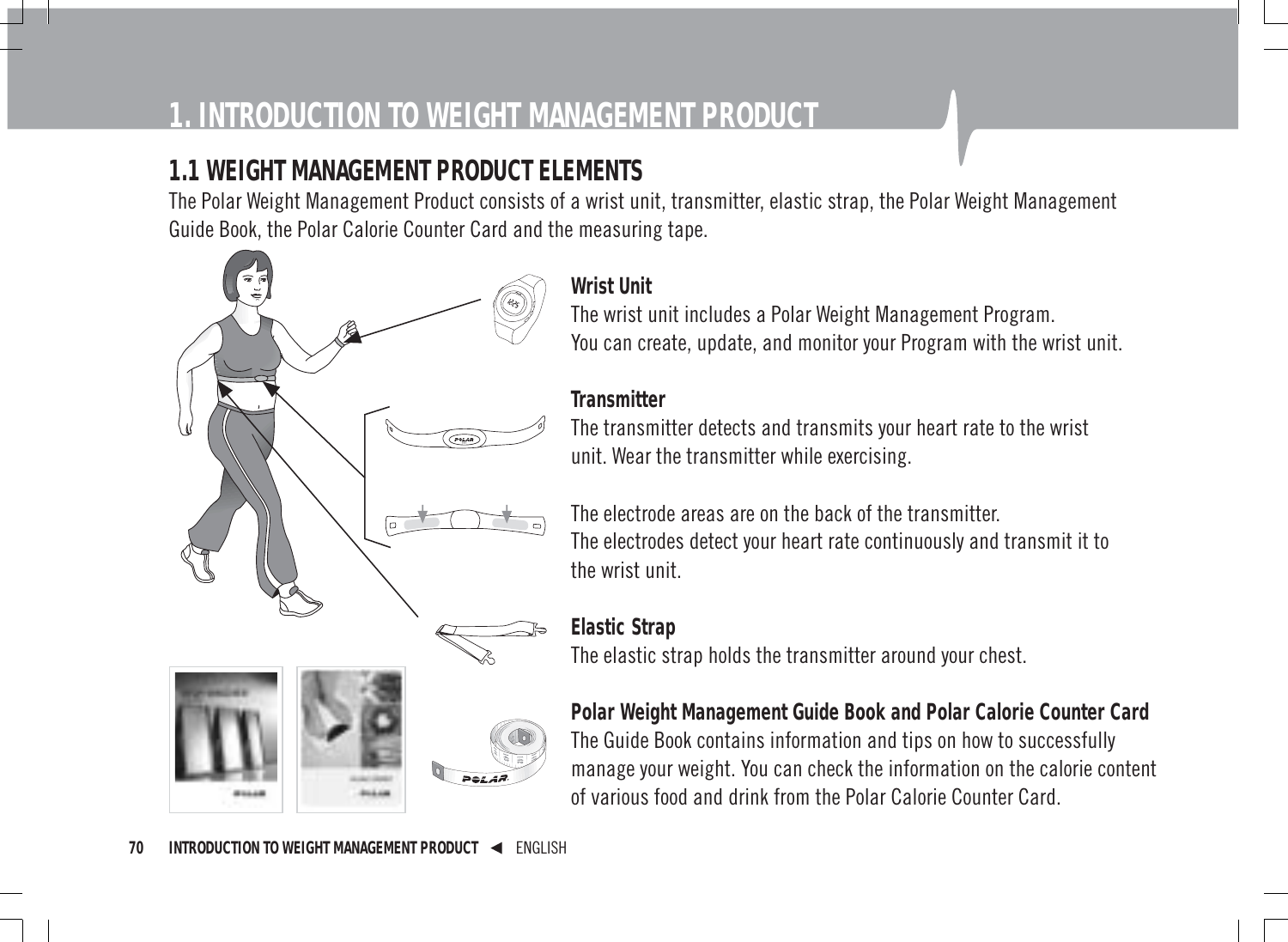# 1. INTRODUCTION TO WEIGHT MANAGEMENT PRODUCT

## 1.1 WEIGHT MANAGEMENT PRODUCT ELEMENTS

The Polar Weight Management Product consists of a wrist unit, transmitter, elastic strap, the Polar Weight Management Guide Book, the Polar Calorie Counter Card and the measuring tape.

**Wrist Unit**
The wrist unit includes a Polar Weight Management Program.
You can create, update, and monitor your Program with the wrist unit.

**Transmitter**
The transmitter detects and transmits your heart rate to the wrist unit. Wear the transmitter while exercising.

The electrode areas are on the back of the transmitter.
The electrodes detect your heart rate continuously and transmit it to the wrist unit.

**Elastic Strap**
The elastic strap holds the transmitter around your chest.

**Polar Weight Management Guide Book and Polar Calorie Counter Card**
The Guide Book contains information and tips on how to successfully manage your weight. You can check the information on the calorie content of various food and drink from the Polar Calorie Counter Card.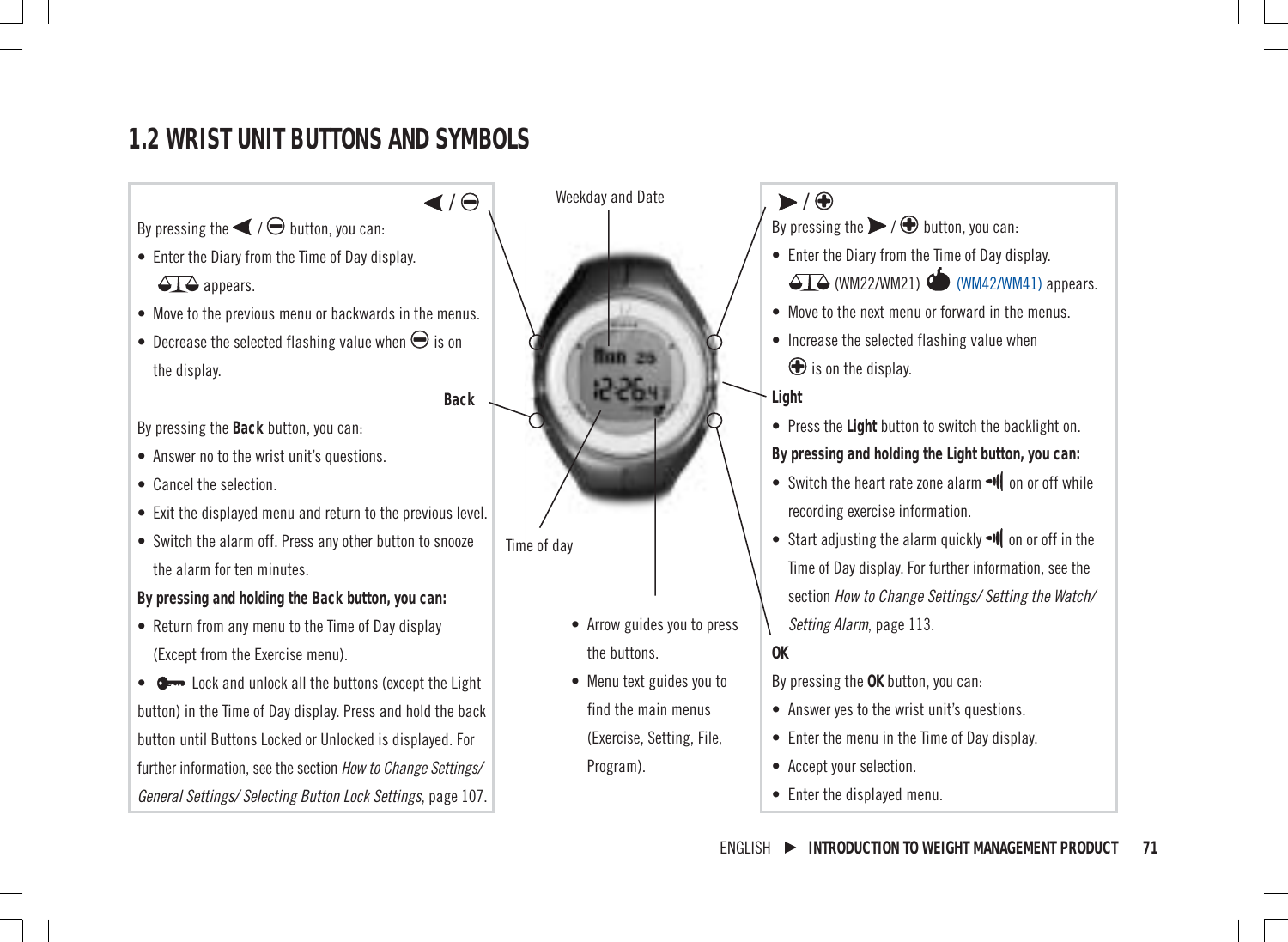## 1.2 WRIST UNIT BUTTONS AND SYMBOLS

◀ / ⊖

By pressing the ◀ / ⊖ button, you can:

- Enter the Diary from the Time of Day display. ⚖ appears.
- Move to the previous menu or backwards in the menus.
- Decrease the selected flashing value when ⊖ is on the display.

**Back**

By pressing the **Back** button, you can:

- Answer no to the wrist unit's questions.
- Cancel the selection.
- Exit the displayed menu and return to the previous level.
- Switch the alarm off. Press any other button to snooze the alarm for ten minutes.

**By pressing and holding the Back button, you can:**

- Return from any menu to the Time of Day display (Except from the Exercise menu).
- Lock and unlock all the buttons (except the Light button) in the Time of Day display. Press and hold the back button until Buttons Locked or Unlocked is displayed. For further information, see the section *How to Change Settings/ General Settings/ Selecting Button Lock Settings*, page 107.

Weekday and Date

Time of day

- Arrow guides you to press the buttons.
- Menu text guides you to find the main menus (Exercise, Setting, File, Program).

▶ / ⊕

By pressing the ▶ / ⊕ button, you can:

- Enter the Diary from the Time of Day display. ⚖ (WM22/WM21) 🍎 (WM42/WM41) appears.
- Move to the next menu or forward in the menus.
- Increase the selected flashing value when ⊕ is on the display.

**Light**

- Press the **Light** button to switch the backlight on.

**By pressing and holding the Light button, you can:**

- Switch the heart rate zone alarm on or off while recording exercise information.
- Start adjusting the alarm quickly on or off in the Time of Day display. For further information, see the section *How to Change Settings/ Setting the Watch/ Setting Alarm*, page 113.

**OK**

By pressing the **OK** button, you can:

- Answer yes to the wrist unit's questions.
- Enter the menu in the Time of Day display.
- Accept your selection.
- Enter the displayed menu.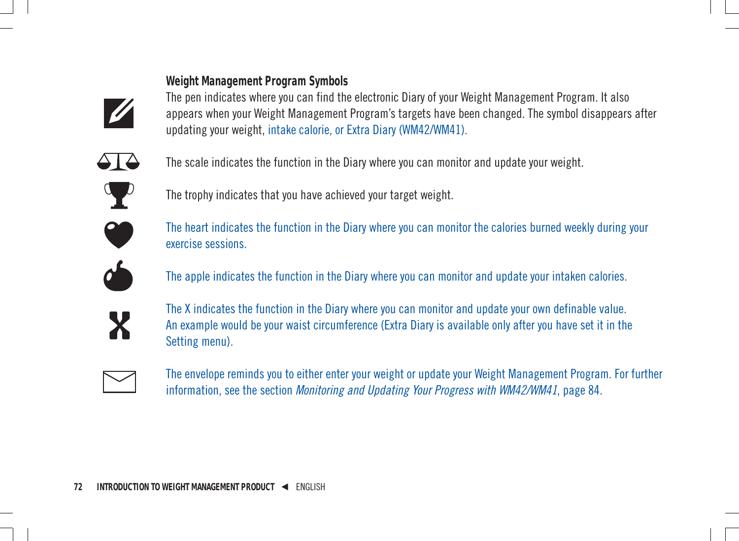**Weight Management Program Symbols**

The pen indicates where you can find the electronic Diary of your Weight Management Program. It also appears when your Weight Management Program's targets have been changed. The symbol disappears after updating your weight, intake calorie, or Extra Diary (WM42/WM41).

The scale indicates the function in the Diary where you can monitor and update your weight.

The trophy indicates that you have achieved your target weight.

The heart indicates the function in the Diary where you can monitor the calories burned weekly during your exercise sessions.

The apple indicates the function in the Diary where you can monitor and update your intaken calories.

The X indicates the function in the Diary where you can monitor and update your own definable value. An example would be your waist circumference (Extra Diary is available only after you have set it in the Setting menu).

The envelope reminds you to either enter your weight or update your Weight Management Program. For further information, see the section *Monitoring and Updating Your Progress with WM42/WM41*, page 84.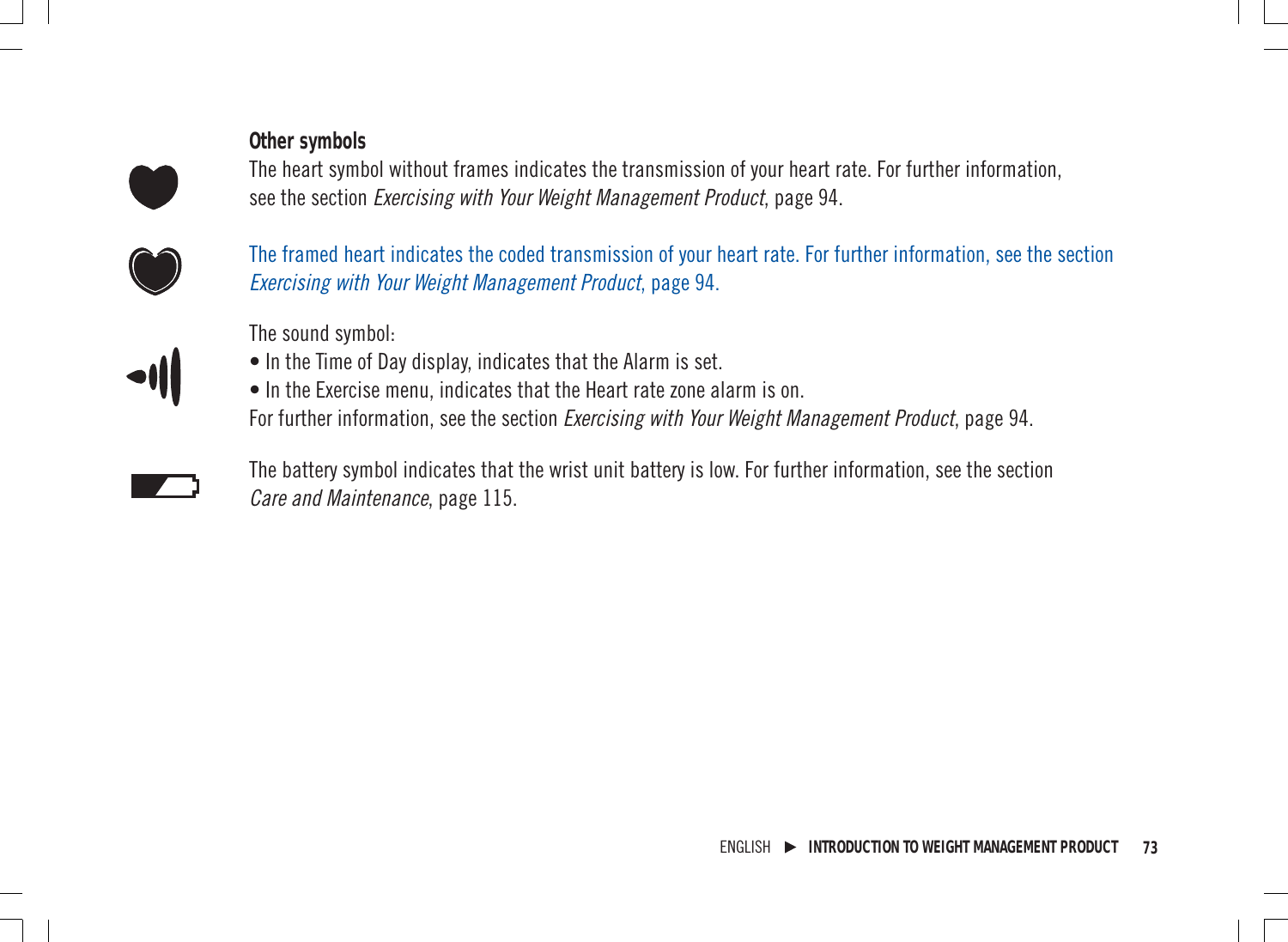**Other symbols**

The heart symbol without frames indicates the transmission of your heart rate. For further information, see the section *Exercising with Your Weight Management Product*, page 94.

The framed heart indicates the coded transmission of your heart rate. For further information, see the section *Exercising with Your Weight Management Product*, page 94.

The sound symbol:

- In the Time of Day display, indicates that the Alarm is set.
- In the Exercise menu, indicates that the Heart rate zone alarm is on.

For further information, see the section *Exercising with Your Weight Management Product*, page 94.

The battery symbol indicates that the wrist unit battery is low. For further information, see the section *Care and Maintenance*, page 115.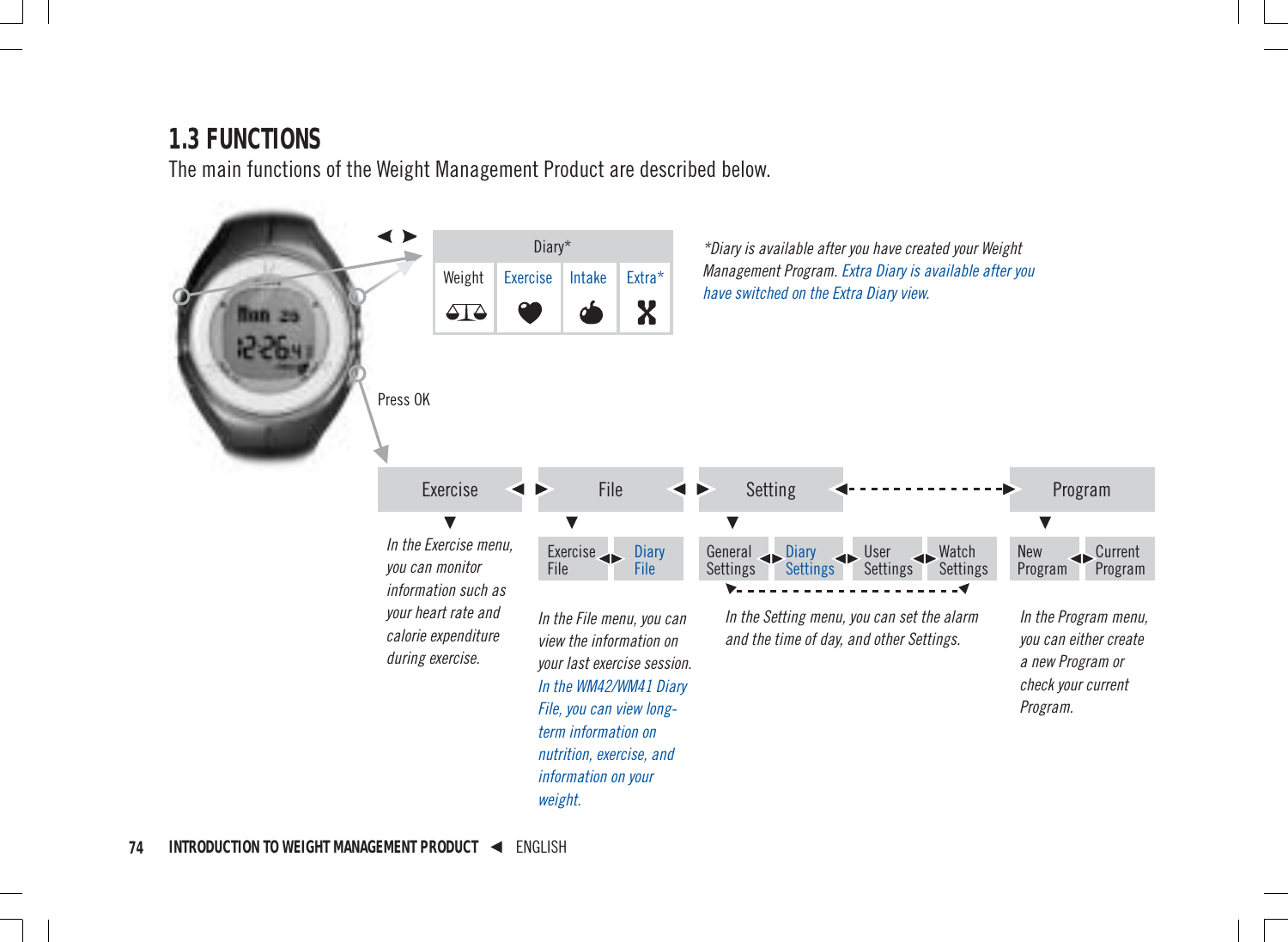## 1.3 FUNCTIONS

The main functions of the Weight Management Product are described below.

| Diary* | | | |
|---|---|---|---|
| Weight | Exercise | Intake | Extra* |

*Diary is available after you have created your Weight Management Program. Extra Diary is available after you have switched on the Extra Diary view.*

Press OK

**Exercise** ◄ ► **File** ◄ ► **Setting** ◄- - - - - - - - -► **Program**

**Exercise**

*In the Exercise menu, you can monitor information such as your heart rate and calorie expenditure during exercise.*

**File**

Exercise File ◄► Diary File

*In the File menu, you can view the information on your last exercise session. In the WM42/WM41 Diary File, you can view long-term information on nutrition, exercise, and information on your weight.*

**Setting**

General Settings ◄► Diary Settings ◄► User Settings ◄► Watch Settings

*In the Setting menu, you can set the alarm and the time of day, and other Settings.*

**Program**

New Program ◄► Current Program

*In the Program menu, you can either create a new Program or check your current Program.*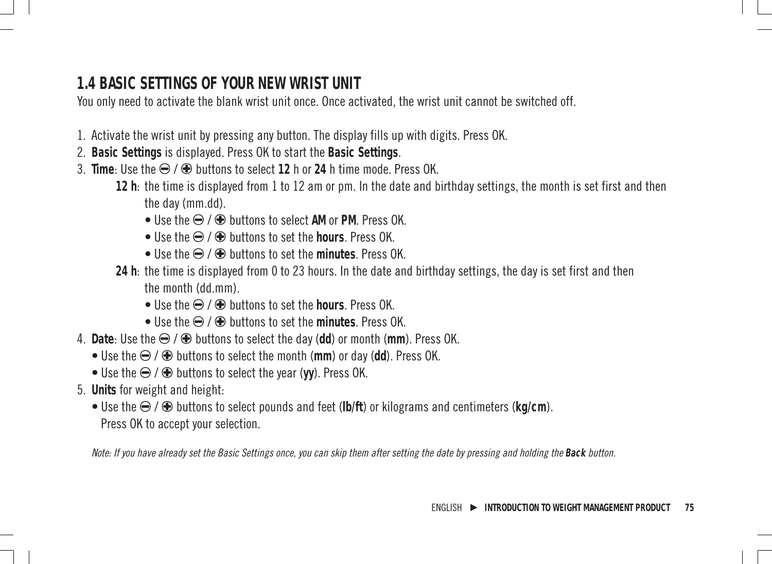## 1.4 BASIC SETTINGS OF YOUR NEW WRIST UNIT

You only need to activate the blank wrist unit once. Once activated, the wrist unit cannot be switched off.

1. Activate the wrist unit by pressing any button. The display fills up with digits. Press OK.
2. **Basic Settings** is displayed. Press OK to start the **Basic Settings**.
3. **Time**: Use the ⊖ / ⊕ buttons to select **12** h or **24** h time mode. Press OK.
   - **12 h**: the time is displayed from 1 to 12 am or pm. In the date and birthday settings, the month is set first and then the day (mm.dd).
     - Use the ⊖ / ⊕ buttons to select **AM** or **PM**. Press OK.
     - Use the ⊖ / ⊕ buttons to set the **hours**. Press OK.
     - Use the ⊖ / ⊕ buttons to set the **minutes**. Press OK.
   - **24 h**: the time is displayed from 0 to 23 hours. In the date and birthday settings, the day is set first and then the month (dd.mm).
     - Use the ⊖ / ⊕ buttons to set the **hours**. Press OK.
     - Use the ⊖ / ⊕ buttons to set the **minutes**. Press OK.
4. **Date**: Use the ⊖ / ⊕ buttons to select the day (**dd**) or month (**mm**). Press OK.
   - Use the ⊖ / ⊕ buttons to select the month (**mm**) or day (**dd**). Press OK.
   - Use the ⊖ / ⊕ buttons to select the year (**yy**). Press OK.
5. **Units** for weight and height:
   - Use the ⊖ / ⊕ buttons to select pounds and feet (**lb/ft**) or kilograms and centimeters (**kg/cm**). Press OK to accept your selection.

*Note: If you have already set the Basic Settings once, you can skip them after setting the date by pressing and holding the* ***Back*** *button.*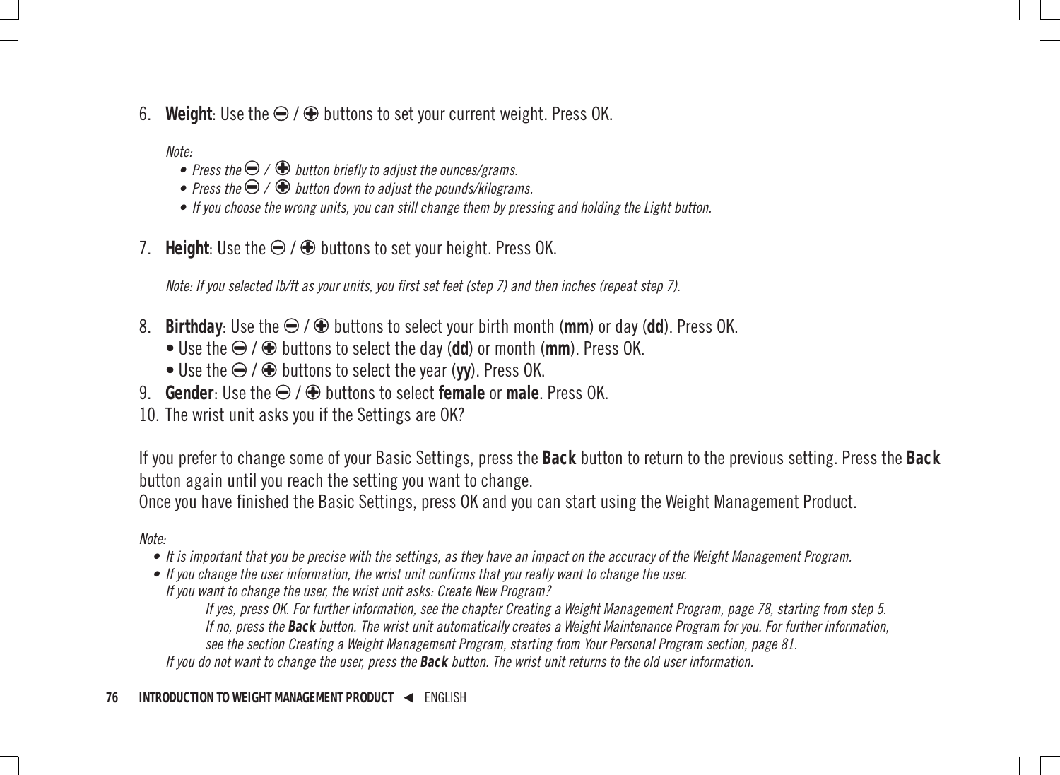6. **Weight**: Use the ⊖ / ⊕ buttons to set your current weight. Press OK.

   *Note:*
   - *Press the ⊖ / ⊕ button briefly to adjust the ounces/grams.*
   - *Press the ⊖ / ⊕ button down to adjust the pounds/kilograms.*
   - *If you choose the wrong units, you can still change them by pressing and holding the Light button.*

7. **Height**: Use the ⊖ / ⊕ buttons to set your height. Press OK.

   *Note: If you selected lb/ft as your units, you first set feet (step 7) and then inches (repeat step 7).*

8. **Birthday**: Use the ⊖ / ⊕ buttons to select your birth month (**mm**) or day (**dd**). Press OK.
   - Use the ⊖ / ⊕ buttons to select the day (**dd**) or month (**mm**). Press OK.
   - Use the ⊖ / ⊕ buttons to select the year (**yy**). Press OK.
9. **Gender**: Use the ⊖ / ⊕ buttons to select **female** or **male**. Press OK.
10. The wrist unit asks you if the Settings are OK?

If you prefer to change some of your Basic Settings, press the **Back** button to return to the previous setting. Press the **Back** button again until you reach the setting you want to change.
Once you have finished the Basic Settings, press OK and you can start using the Weight Management Product.

*Note:*
- *It is important that you be precise with the settings, as they have an impact on the accuracy of the Weight Management Program.*
- *If you change the user information, the wrist unit confirms that you really want to change the user.*
  *If you want to change the user, the wrist unit asks: Create New Program?*
  - *If yes, press OK. For further information, see the chapter Creating a Weight Management Program, page 78, starting from step 5.*
  - *If no, press the **Back** button. The wrist unit automatically creates a Weight Maintenance Program for you. For further information, see the section Creating a Weight Management Program, starting from Your Personal Program section, page 81.*

  *If you do not want to change the user, press the **Back** button. The wrist unit returns to the old user information.*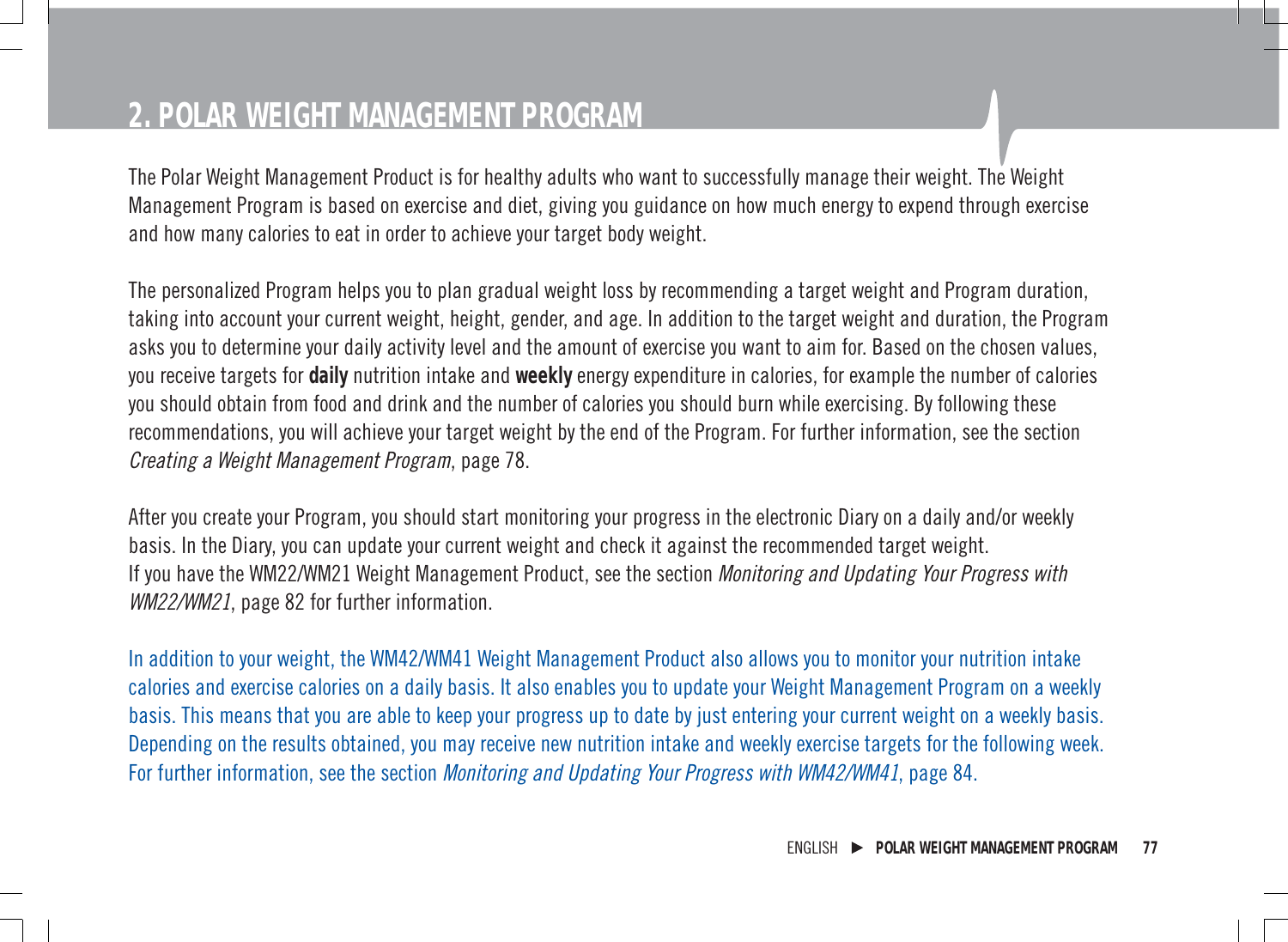## 2. POLAR WEIGHT MANAGEMENT PROGRAM

The Polar Weight Management Product is for healthy adults who want to successfully manage their weight. The Weight Management Program is based on exercise and diet, giving you guidance on how much energy to expend through exercise and how many calories to eat in order to achieve your target body weight.

The personalized Program helps you to plan gradual weight loss by recommending a target weight and Program duration, taking into account your current weight, height, gender, and age. In addition to the target weight and duration, the Program asks you to determine your daily activity level and the amount of exercise you want to aim for. Based on the chosen values, you receive targets for **daily** nutrition intake and **weekly** energy expenditure in calories, for example the number of calories you should obtain from food and drink and the number of calories you should burn while exercising. By following these recommendations, you will achieve your target weight by the end of the Program. For further information, see the section *Creating a Weight Management Program*, page 78.

After you create your Program, you should start monitoring your progress in the electronic Diary on a daily and/or weekly basis. In the Diary, you can update your current weight and check it against the recommended target weight.
If you have the WM22/WM21 Weight Management Product, see the section *Monitoring and Updating Your Progress with WM22/WM21*, page 82 for further information.

In addition to your weight, the WM42/WM41 Weight Management Product also allows you to monitor your nutrition intake calories and exercise calories on a daily basis. It also enables you to update your Weight Management Program on a weekly basis. This means that you are able to keep your progress up to date by just entering your current weight on a weekly basis. Depending on the results obtained, you may receive new nutrition intake and weekly exercise targets for the following week. For further information, see the section *Monitoring and Updating Your Progress with WM42/WM41*, page 84.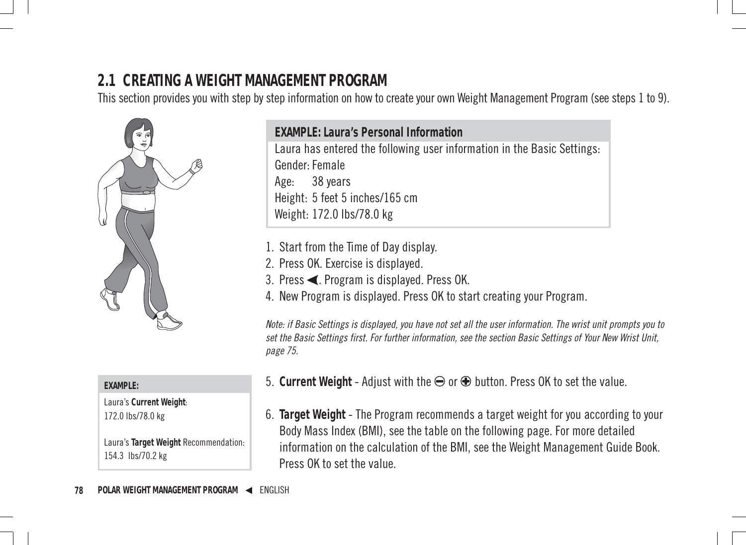## 2.1 CREATING A WEIGHT MANAGEMENT PROGRAM

This section provides you with step by step information on how to create your own Weight Management Program (see steps 1 to 9).

**EXAMPLE: Laura's Personal Information**

Laura has entered the following user information in the Basic Settings:
Gender: Female
Age: 38 years
Height: 5 feet 5 inches/165 cm
Weight: 172.0 lbs/78.0 kg

1. Start from the Time of Day display.
2. Press OK. Exercise is displayed.
3. Press ◄. Program is displayed. Press OK.
4. New Program is displayed. Press OK to start creating your Program.

*Note: if Basic Settings is displayed, you have not set all the user information. The wrist unit prompts you to set the Basic Settings first. For further information, see the section Basic Settings of Your New Wrist Unit, page 75.*

**EXAMPLE:**

Laura's **Current Weight**:
172.0 lbs/78.0 kg

Laura's **Target Weight** Recommendation:
154.3 lbs/70.2 kg

5. **Current Weight** - Adjust with the ⊖ or ⊕ button. Press OK to set the value.

6. **Target Weight** - The Program recommends a target weight for you according to your Body Mass Index (BMI), see the table on the following page. For more detailed information on the calculation of the BMI, see the Weight Management Guide Book. Press OK to set the value.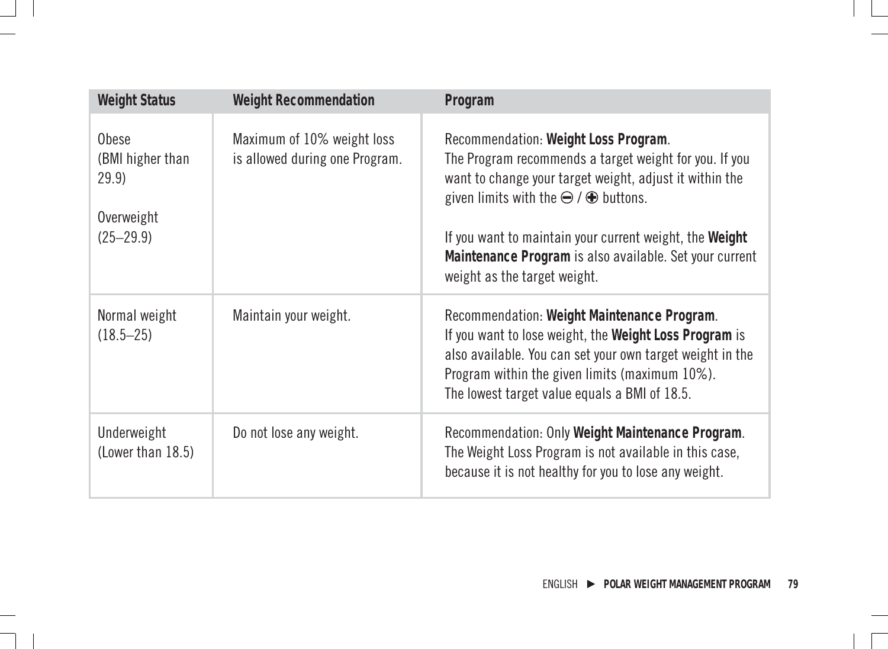| Weight Status | Weight Recommendation | Program |
|---|---|---|
| Obese<br>(BMI higher than 29.9)<br><br>Overweight<br>(25–29.9) | Maximum of 10% weight loss is allowed during one Program. | Recommendation: **Weight Loss Program**.<br>The Program recommends a target weight for you. If you want to change your target weight, adjust it within the given limits with the ⊖ / ⊕ buttons.<br><br>If you want to maintain your current weight, the **Weight Maintenance Program** is also available. Set your current weight as the target weight. |
| Normal weight<br>(18.5–25) | Maintain your weight. | Recommendation: **Weight Maintenance Program**.<br>If you want to lose weight, the **Weight Loss Program** is also available. You can set your own target weight in the Program within the given limits (maximum 10%).<br>The lowest target value equals a BMI of 18.5. |
| Underweight<br>(Lower than 18.5) | Do not lose any weight. | Recommendation: Only **Weight Maintenance Program**.<br>The Weight Loss Program is not available in this case, because it is not healthy for you to lose any weight. |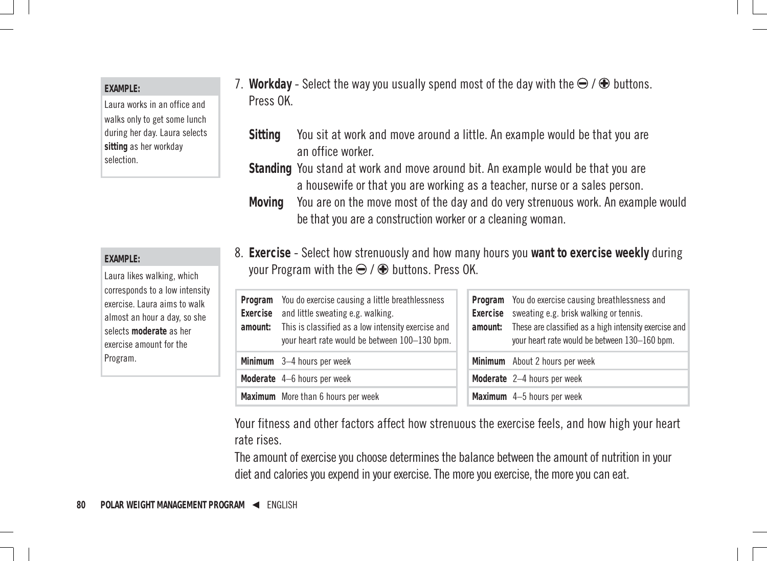**EXAMPLE:**

Laura works in an office and walks only to get some lunch during her day. Laura selects **sitting** as her workday selection.

7. **Workday** - Select the way you usually spend most of the day with the ⊖ / ⊕ buttons. Press OK.

**Sitting** You sit at work and move around a little. An example would be that you are an office worker.

**Standing** You stand at work and move around bit. An example would be that you are a housewife or that you are working as a teacher, nurse or a sales person.

**Moving** You are on the move most of the day and do very strenuous work. An example would be that you are a construction worker or a cleaning woman.

**EXAMPLE:**

Laura likes walking, which corresponds to a low intensity exercise. Laura aims to walk almost an hour a day, so she selects **moderate** as her exercise amount for the Program.

8. **Exercise** - Select how strenuously and how many hours you **want to exercise weekly** during your Program with the ⊖ / ⊕ buttons. Press OK.

| **Program Exercise amount:** | You do exercise causing a little breathlessness and little sweating e.g. walking. This is classified as a low intensity exercise and your heart rate would be between 100–130 bpm. |
|---|---|
| **Minimum** | 3–4 hours per week |
| **Moderate** | 4–6 hours per week |
| **Maximum** | More than 6 hours per week |

| **Program Exercise amount:** | You do exercise causing breathlessness and sweating e.g. brisk walking or tennis. These are classified as a high intensity exercise and your heart rate would be between 130–160 bpm. |
|---|---|
| **Minimum** | About 2 hours per week |
| **Moderate** | 2–4 hours per week |
| **Maximum** | 4–5 hours per week |

Your fitness and other factors affect how strenuous the exercise feels, and how high your heart rate rises.

The amount of exercise you choose determines the balance between the amount of nutrition in your diet and calories you expend in your exercise. The more you exercise, the more you can eat.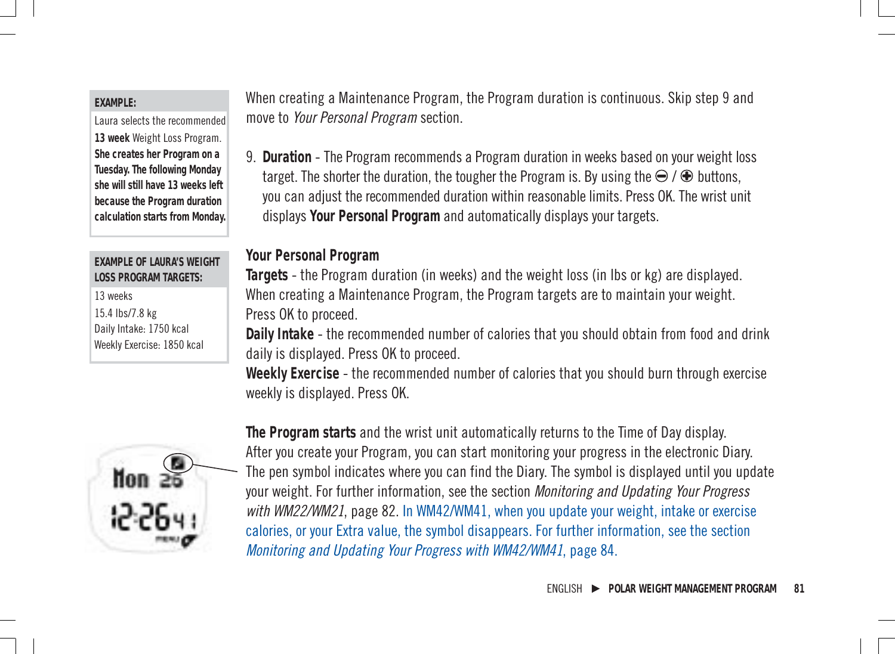**EXAMPLE:**

Laura selects the recommended **13 week** Weight Loss Program. **She creates her Program on a Tuesday. The following Monday she will still have 13 weeks left because the Program duration calculation starts from Monday.**

**EXAMPLE OF LAURA'S WEIGHT LOSS PROGRAM TARGETS:**

13 weeks
15.4 lbs/7.8 kg
Daily Intake: 1750 kcal
Weekly Exercise: 1850 kcal

When creating a Maintenance Program, the Program duration is continuous. Skip step 9 and move to *Your Personal Program* section.

9. **Duration** - The Program recommends a Program duration in weeks based on your weight loss target. The shorter the duration, the tougher the Program is. By using the ⊖ / ⊕ buttons, you can adjust the recommended duration within reasonable limits. Press OK. The wrist unit displays **Your Personal Program** and automatically displays your targets.

**Your Personal Program**

**Targets** - the Program duration (in weeks) and the weight loss (in lbs or kg) are displayed. When creating a Maintenance Program, the Program targets are to maintain your weight. Press OK to proceed.

**Daily Intake** - the recommended number of calories that you should obtain from food and drink daily is displayed. Press OK to proceed.

**Weekly Exercise** - the recommended number of calories that you should burn through exercise weekly is displayed. Press OK.

**The Program starts** and the wrist unit automatically returns to the Time of Day display. After you create your Program, you can start monitoring your progress in the electronic Diary. The pen symbol indicates where you can find the Diary. The symbol is displayed until you update your weight. For further information, see the section *Monitoring and Updating Your Progress with WM22/WM21*, page 82. In WM42/WM41, when you update your weight, intake or exercise calories, or your Extra value, the symbol disappears. For further information, see the section *Monitoring and Updating Your Progress with WM42/WM41*, page 84.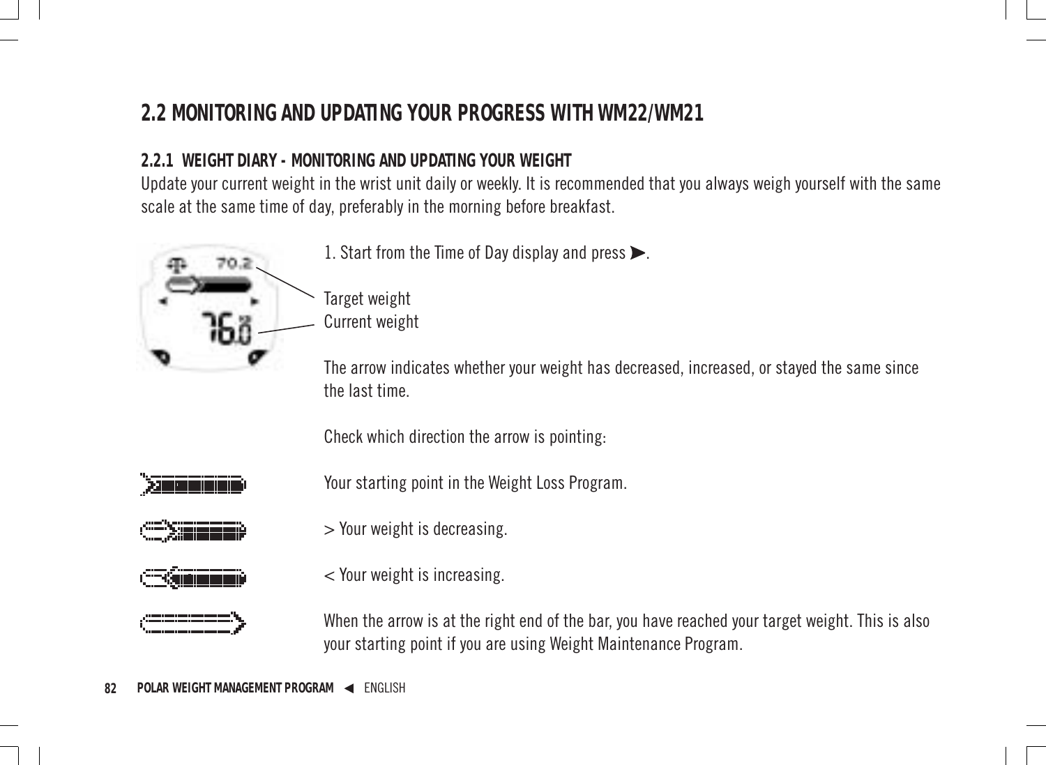## 2.2 MONITORING AND UPDATING YOUR PROGRESS WITH WM22/WM21

### 2.2.1 WEIGHT DIARY - MONITORING AND UPDATING YOUR WEIGHT

Update your current weight in the wrist unit daily or weekly. It is recommended that you always weigh yourself with the same scale at the same time of day, preferably in the morning before breakfast.

1. Start from the Time of Day display and press ➤.

Target weight
Current weight

The arrow indicates whether your weight has decreased, increased, or stayed the same since the last time.

Check which direction the arrow is pointing:

Your starting point in the Weight Loss Program.

> Your weight is decreasing.

< Your weight is increasing.

When the arrow is at the right end of the bar, you have reached your target weight. This is also your starting point if you are using Weight Maintenance Program.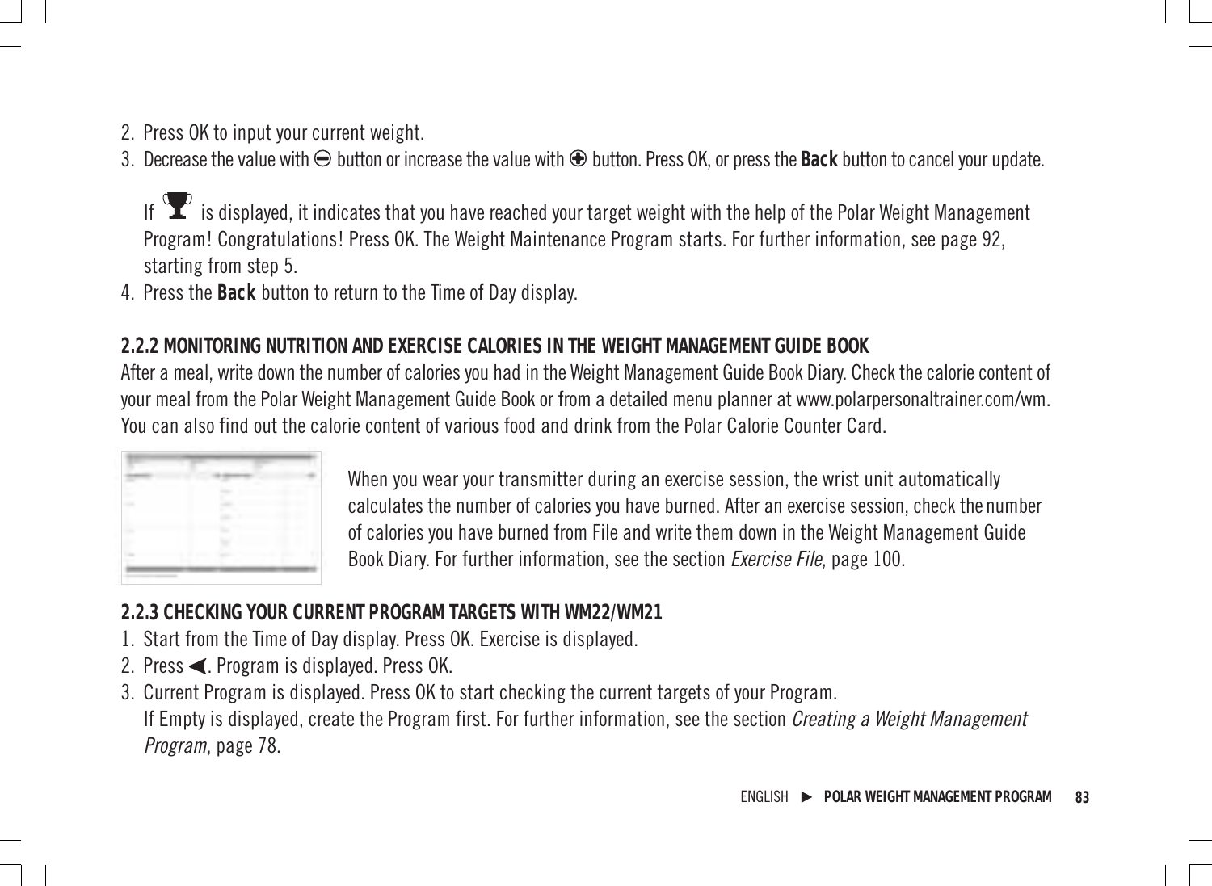2. Press OK to input your current weight.
3. Decrease the value with ⊖ button or increase the value with ⊕ button. Press OK, or press the **Back** button to cancel your update.

   If 🏆 is displayed, it indicates that you have reached your target weight with the help of the Polar Weight Management Program! Congratulations! Press OK. The Weight Maintenance Program starts. For further information, see page 92, starting from step 5.
4. Press the **Back** button to return to the Time of Day display.

### 2.2.2 MONITORING NUTRITION AND EXERCISE CALORIES IN THE WEIGHT MANAGEMENT GUIDE BOOK

After a meal, write down the number of calories you had in the Weight Management Guide Book Diary. Check the calorie content of your meal from the Polar Weight Management Guide Book or from a detailed menu planner at www.polarpersonaltrainer.com/wm. You can also find out the calorie content of various food and drink from the Polar Calorie Counter Card.

When you wear your transmitter during an exercise session, the wrist unit automatically calculates the number of calories you have burned. After an exercise session, check the number of calories you have burned from File and write them down in the Weight Management Guide Book Diary. For further information, see the section *Exercise File*, page 100.

### 2.2.3 CHECKING YOUR CURRENT PROGRAM TARGETS WITH WM22/WM21

1. Start from the Time of Day display. Press OK. Exercise is displayed.
2. Press ◀. Program is displayed. Press OK.
3. Current Program is displayed. Press OK to start checking the current targets of your Program.
   If Empty is displayed, create the Program first. For further information, see the section *Creating a Weight Management Program*, page 78.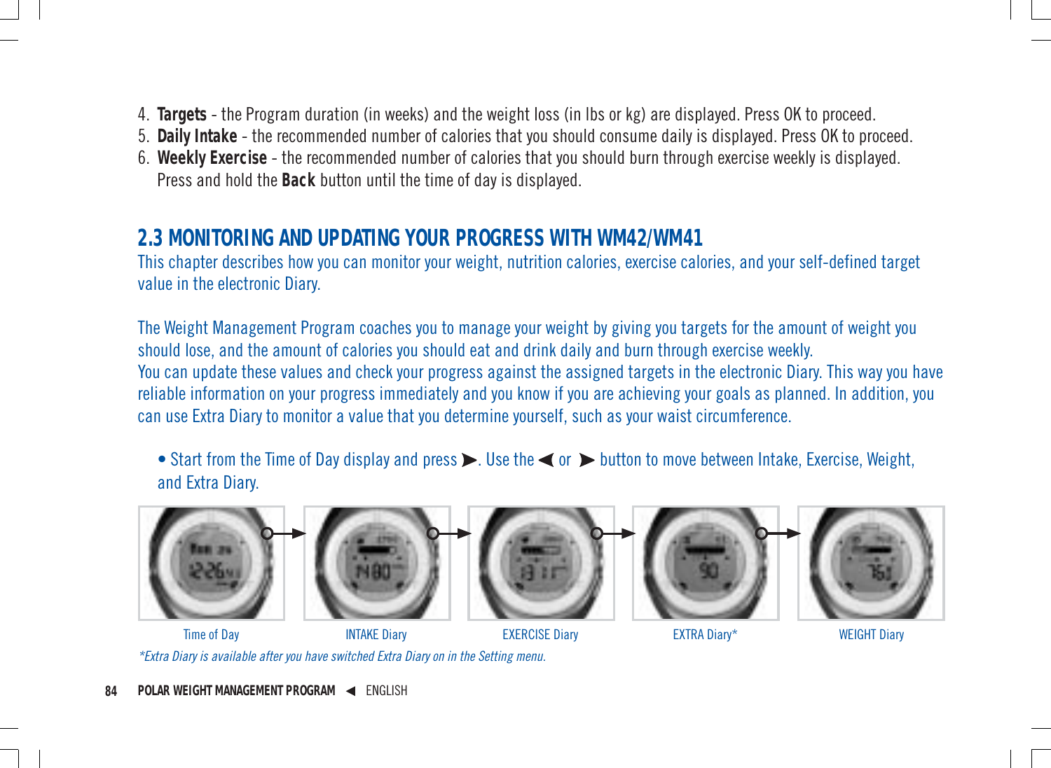4. **Targets** - the Program duration (in weeks) and the weight loss (in lbs or kg) are displayed. Press OK to proceed.
5. **Daily Intake** - the recommended number of calories that you should consume daily is displayed. Press OK to proceed.
6. **Weekly Exercise** - the recommended number of calories that you should burn through exercise weekly is displayed. Press and hold the **Back** button until the time of day is displayed.

## 2.3 MONITORING AND UPDATING YOUR PROGRESS WITH WM42/WM41

This chapter describes how you can monitor your weight, nutrition calories, exercise calories, and your self-defined target value in the electronic Diary.

The Weight Management Program coaches you to manage your weight by giving you targets for the amount of weight you should lose, and the amount of calories you should eat and drink daily and burn through exercise weekly.
You can update these values and check your progress against the assigned targets in the electronic Diary. This way you have reliable information on your progress immediately and you know if you are achieving your goals as planned. In addition, you can use Extra Diary to monitor a value that you determine yourself, such as your waist circumference.

- Start from the Time of Day display and press ➤. Use the ◀ or ➤ button to move between Intake, Exercise, Weight, and Extra Diary.

Time of Day → INTAKE Diary → EXERCISE Diary → EXTRA Diary* → WEIGHT Diary

*Extra Diary is available after you have switched Extra Diary on in the Setting menu.*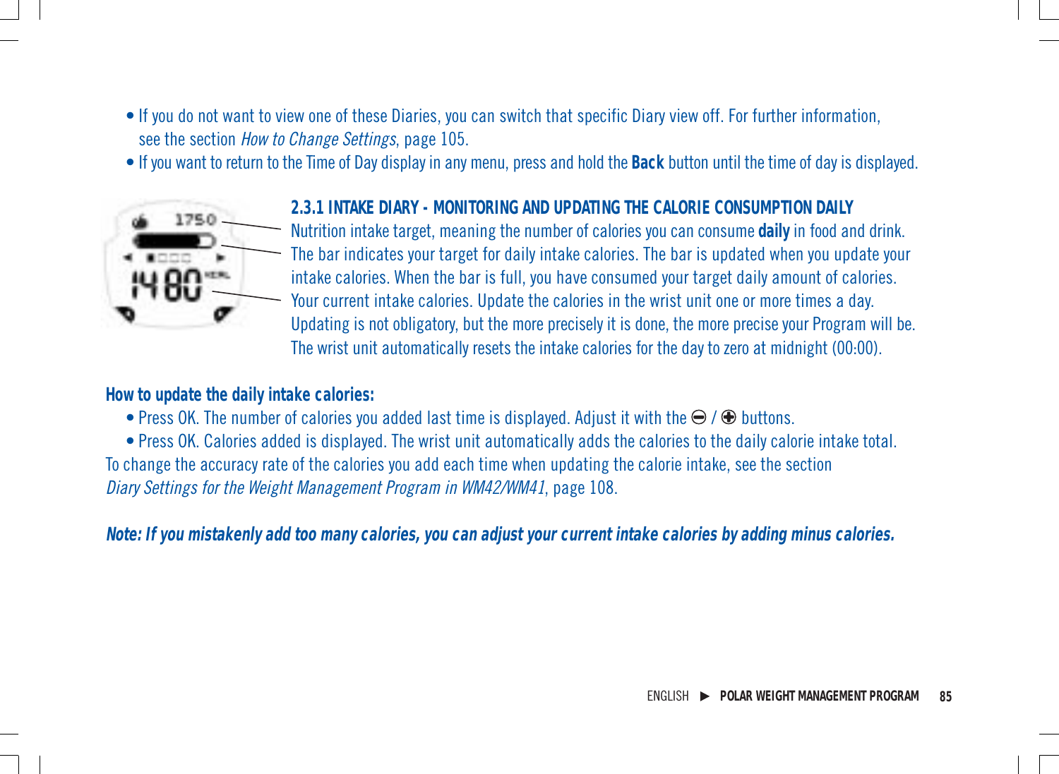- If you do not want to view one of these Diaries, you can switch that specific Diary view off. For further information, see the section *How to Change Settings*, page 105.
- If you want to return to the Time of Day display in any menu, press and hold the **Back** button until the time of day is displayed.

### 2.3.1 INTAKE DIARY - MONITORING AND UPDATING THE CALORIE CONSUMPTION DAILY

Nutrition intake target, meaning the number of calories you can consume **daily** in food and drink.
The bar indicates your target for daily intake calories. The bar is updated when you update your intake calories. When the bar is full, you have consumed your target daily amount of calories.
Your current intake calories. Update the calories in the wrist unit one or more times a day. Updating is not obligatory, but the more precisely it is done, the more precise your Program will be. The wrist unit automatically resets the intake calories for the day to zero at midnight (00:00).

**How to update the daily intake calories:**

- Press OK. The number of calories you added last time is displayed. Adjust it with the ⊖ / ⊕ buttons.
- Press OK. Calories added is displayed. The wrist unit automatically adds the calories to the daily calorie intake total.

To change the accuracy rate of the calories you add each time when updating the calorie intake, see the section *Diary Settings for the Weight Management Program in WM42/WM41*, page 108.

***Note: If you mistakenly add too many calories, you can adjust your current intake calories by adding minus calories.***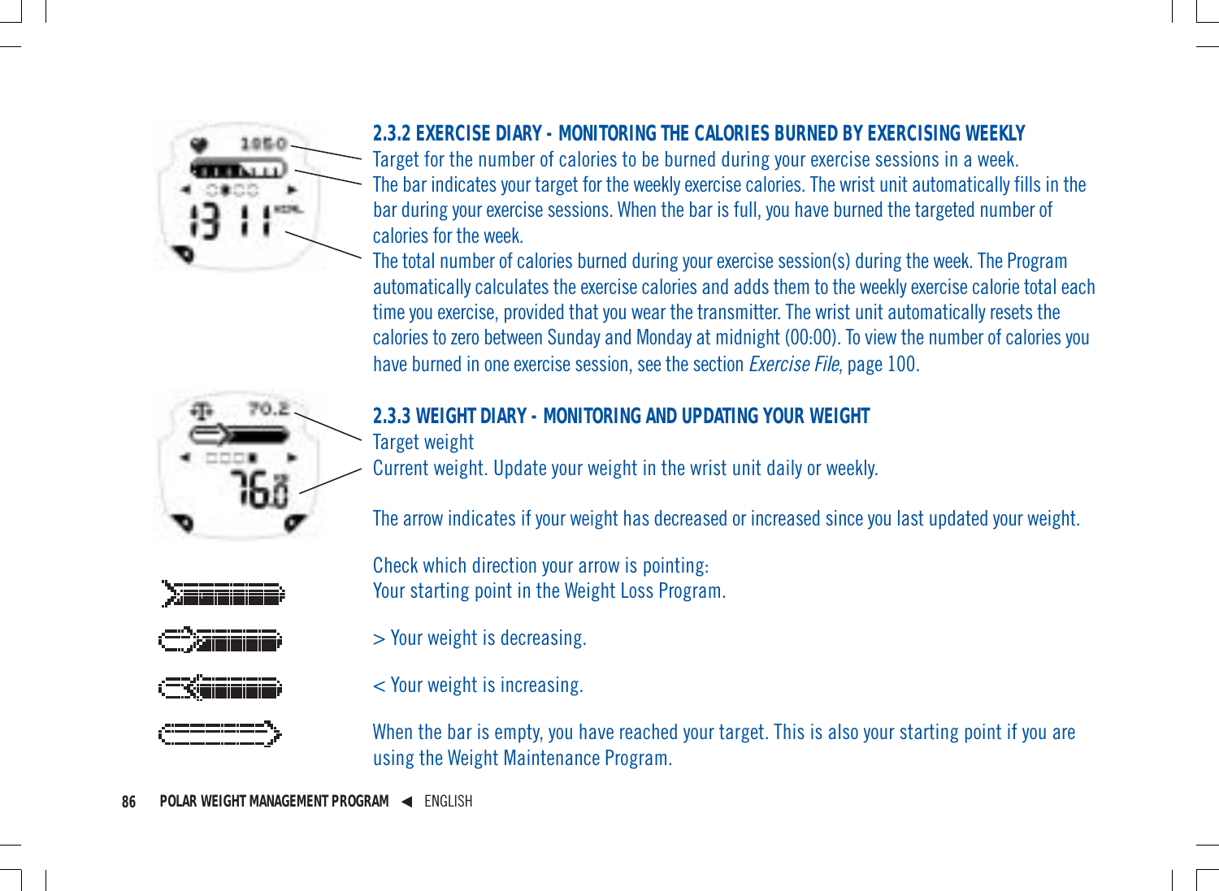### 2.3.2 EXERCISE DIARY - MONITORING THE CALORIES BURNED BY EXERCISING WEEKLY

Target for the number of calories to be burned during your exercise sessions in a week.

The bar indicates your target for the weekly exercise calories. The wrist unit automatically fills in the bar during your exercise sessions. When the bar is full, you have burned the targeted number of calories for the week.

The total number of calories burned during your exercise session(s) during the week. The Program automatically calculates the exercise calories and adds them to the weekly exercise calorie total each time you exercise, provided that you wear the transmitter. The wrist unit automatically resets the calories to zero between Sunday and Monday at midnight (00:00). To view the number of calories you have burned in one exercise session, see the section *Exercise File*, page 100.

### 2.3.3 WEIGHT DIARY - MONITORING AND UPDATING YOUR WEIGHT

Target weight

Current weight. Update your weight in the wrist unit daily or weekly.

The arrow indicates if your weight has decreased or increased since you last updated your weight.

Check which direction your arrow is pointing:

Your starting point in the Weight Loss Program.

> Your weight is decreasing.

< Your weight is increasing.

When the bar is empty, you have reached your target. This is also your starting point if you are using the Weight Maintenance Program.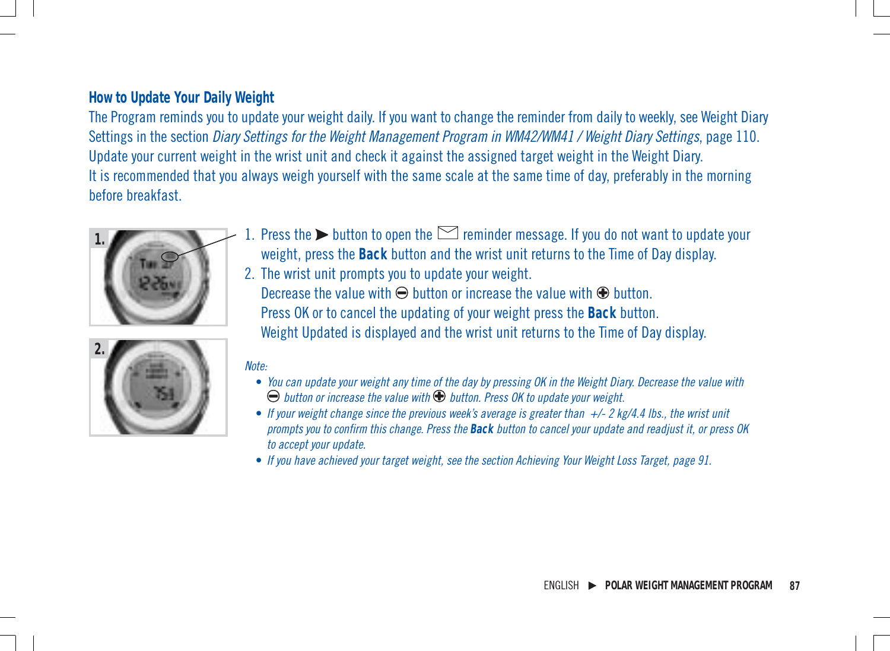## How to Update Your Daily Weight

The Program reminds you to update your weight daily. If you want to change the reminder from daily to weekly, see Weight Diary Settings in the section *Diary Settings for the Weight Management Program in WM42/WM41 / Weight Diary Settings*, page 110.
Update your current weight in the wrist unit and check it against the assigned target weight in the Weight Diary.
It is recommended that you always weigh yourself with the same scale at the same time of day, preferably in the morning before breakfast.

1. Press the ▶ button to open the ✉ reminder message. If you do not want to update your weight, press the **Back** button and the wrist unit returns to the Time of Day display.
2. The wrist unit prompts you to update your weight.
   Decrease the value with ⊖ button or increase the value with ⊕ button.
   Press OK or to cancel the updating of your weight press the **Back** button.
   Weight Updated is displayed and the wrist unit returns to the Time of Day display.

*Note:*

- *You can update your weight any time of the day by pressing OK in the Weight Diary. Decrease the value with ⊖ button or increase the value with ⊕ button. Press OK to update your weight.*
- *If your weight change since the previous week's average is greater than +/- 2 kg/4.4 lbs., the wrist unit prompts you to confirm this change. Press the* ***Back*** *button to cancel your update and readjust it, or press OK to accept your update.*
- *If you have achieved your target weight, see the section Achieving Your Weight Loss Target, page 91.*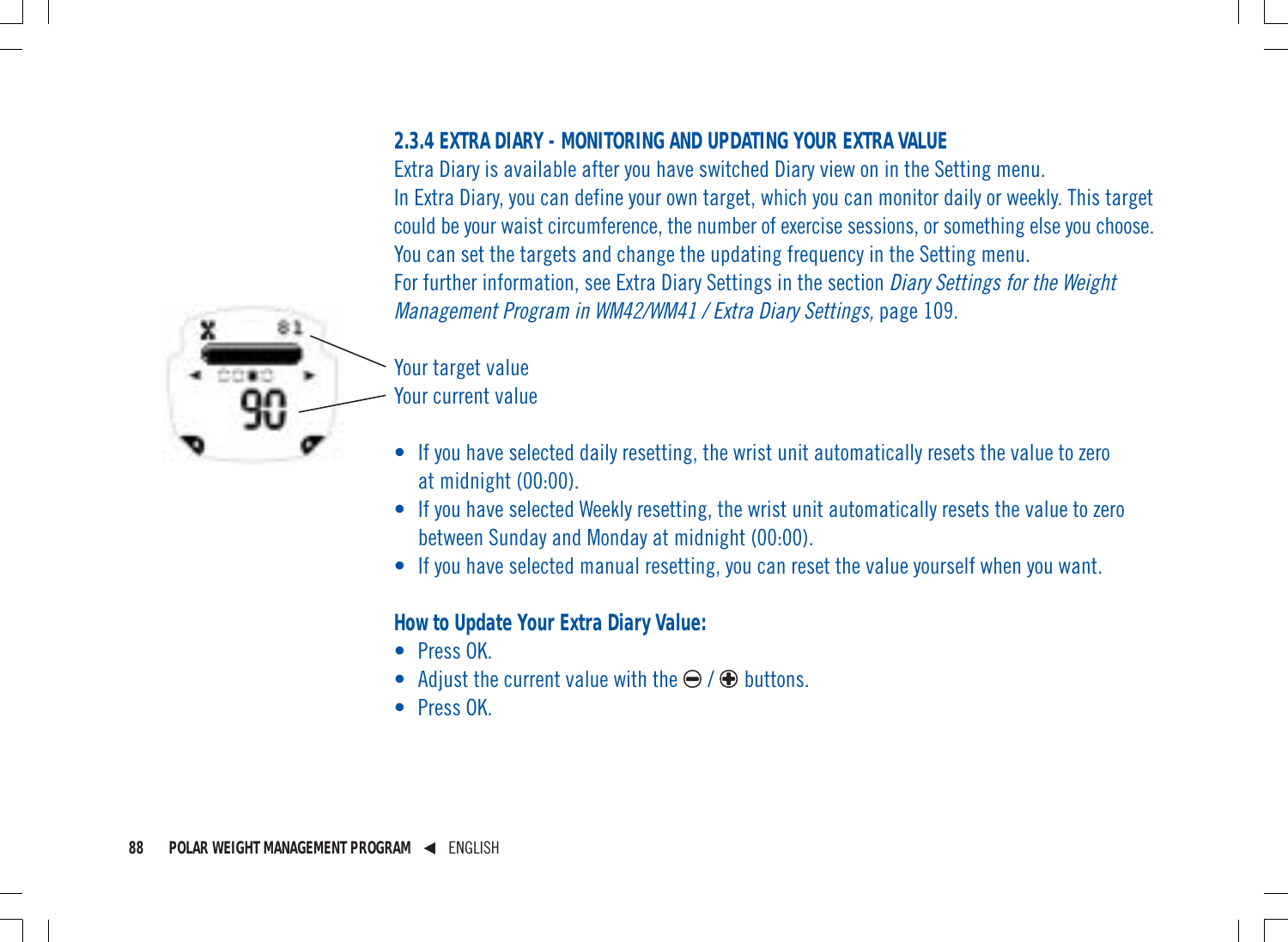### 2.3.4 EXTRA DIARY - MONITORING AND UPDATING YOUR EXTRA VALUE

Extra Diary is available after you have switched Diary view on in the Setting menu.
In Extra Diary, you can define your own target, which you can monitor daily or weekly. This target could be your waist circumference, the number of exercise sessions, or something else you choose. You can set the targets and change the updating frequency in the Setting menu.
For further information, see Extra Diary Settings in the section *Diary Settings for the Weight Management Program in WM42/WM41 / Extra Diary Settings,* page 109.

Your target value
Your current value

- If you have selected daily resetting, the wrist unit automatically resets the value to zero at midnight (00:00).
- If you have selected Weekly resetting, the wrist unit automatically resets the value to zero between Sunday and Monday at midnight (00:00).
- If you have selected manual resetting, you can reset the value yourself when you want.

**How to Update Your Extra Diary Value:**

- Press OK.
- Adjust the current value with the ⊖ / ⊕ buttons.
- Press OK.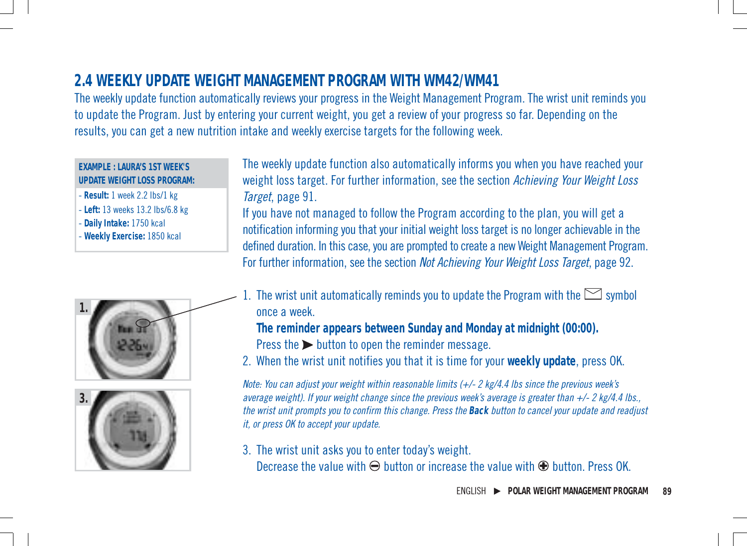## 2.4 WEEKLY UPDATE WEIGHT MANAGEMENT PROGRAM WITH WM42/WM41

The weekly update function automatically reviews your progress in the Weight Management Program. The wrist unit reminds you to update the Program. Just by entering your current weight, you get a review of your progress so far. Depending on the results, you can get a new nutrition intake and weekly exercise targets for the following week.

**EXAMPLE : LAURA'S 1ST WEEK'S UPDATE WEIGHT LOSS PROGRAM:**

- **Result:** 1 week 2.2 lbs/1 kg
- **Left:** 13 weeks 13.2 lbs/6.8 kg
- **Daily Intake:** 1750 kcal
- **Weekly Exercise:** 1850 kcal

The weekly update function also automatically informs you when you have reached your weight loss target. For further information, see the section *Achieving Your Weight Loss Target*, page 91.

If you have not managed to follow the Program according to the plan, you will get a notification informing you that your initial weight loss target is no longer achievable in the defined duration. In this case, you are prompted to create a new Weight Management Program. For further information, see the section *Not Achieving Your Weight Loss Target*, page 92.

1. The wrist unit automatically reminds you to update the Program with the ✉ symbol once a week.
   **The reminder appears between Sunday and Monday at midnight (00:00).**
   Press the ▶ button to open the reminder message.
2. When the wrist unit notifies you that it is time for your **weekly update**, press OK.

*Note: You can adjust your weight within reasonable limits (+/- 2 kg/4.4 lbs since the previous week's average weight). If your weight change since the previous week's average is greater than +/- 2 kg/4.4 lbs., the wrist unit prompts you to confirm this change. Press the* ***Back*** *button to cancel your update and readjust it, or press OK to accept your update.*

3. The wrist unit asks you to enter today's weight.
   Decrease the value with ⊖ button or increase the value with ⊕ button. Press OK.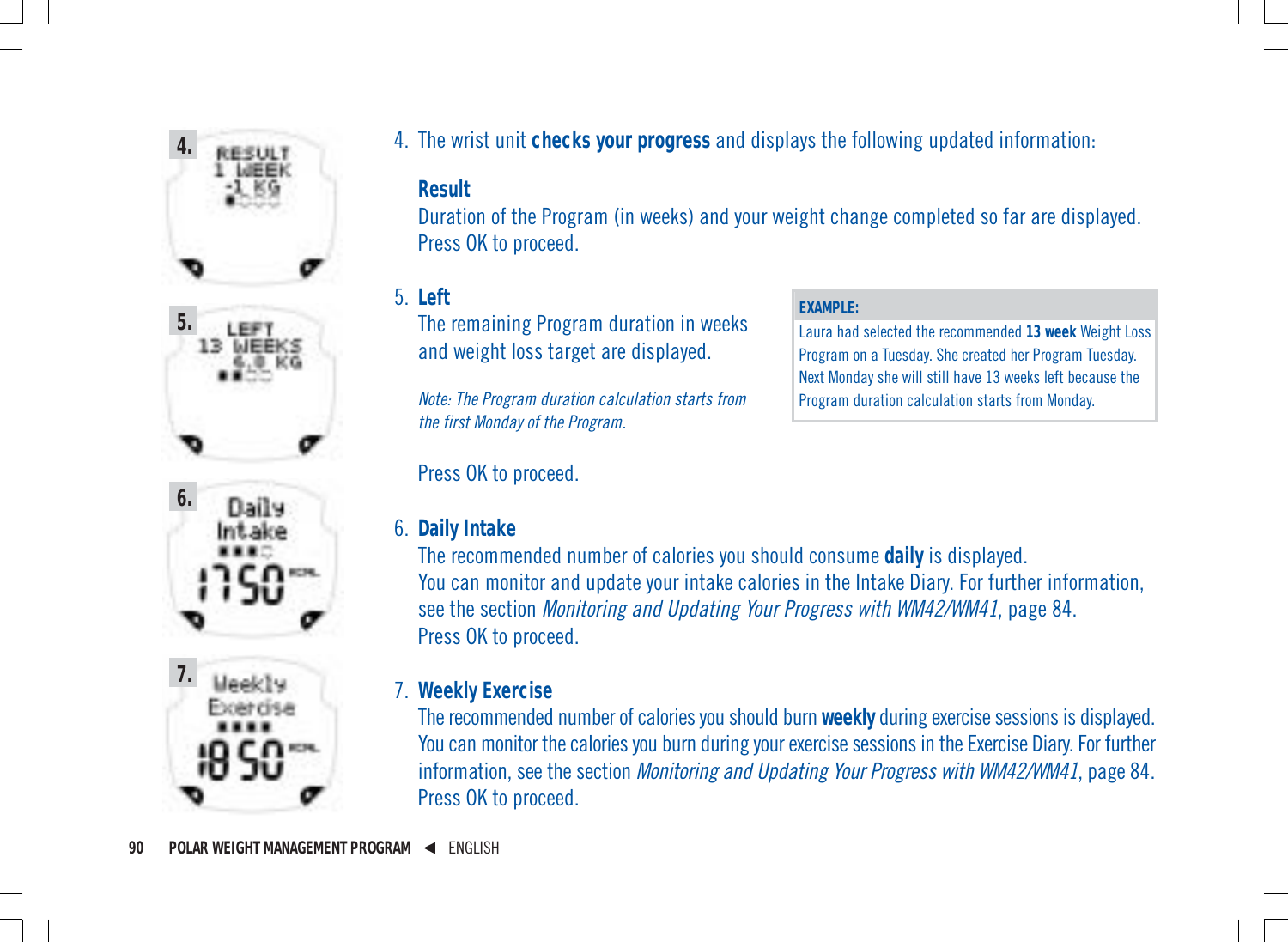4. The wrist unit **checks your progress** and displays the following updated information:

   **Result**
   Duration of the Program (in weeks) and your weight change completed so far are displayed. Press OK to proceed.

5. **Left**
   The remaining Program duration in weeks and weight loss target are displayed.

   *Note: The Program duration calculation starts from the first Monday of the Program.*

   **EXAMPLE:**
   Laura had selected the recommended **13 week** Weight Loss Program on a Tuesday. She created her Program Tuesday. Next Monday she will still have 13 weeks left because the Program duration calculation starts from Monday.

   Press OK to proceed.

6. **Daily Intake**
   The recommended number of calories you should consume **daily** is displayed.
   You can monitor and update your intake calories in the Intake Diary. For further information, see the section *Monitoring and Updating Your Progress with WM42/WM41*, page 84.
   Press OK to proceed.

7. **Weekly Exercise**
   The recommended number of calories you should burn **weekly** during exercise sessions is displayed.
   You can monitor the calories you burn during your exercise sessions in the Exercise Diary. For further information, see the section *Monitoring and Updating Your Progress with WM42/WM41*, page 84.
   Press OK to proceed.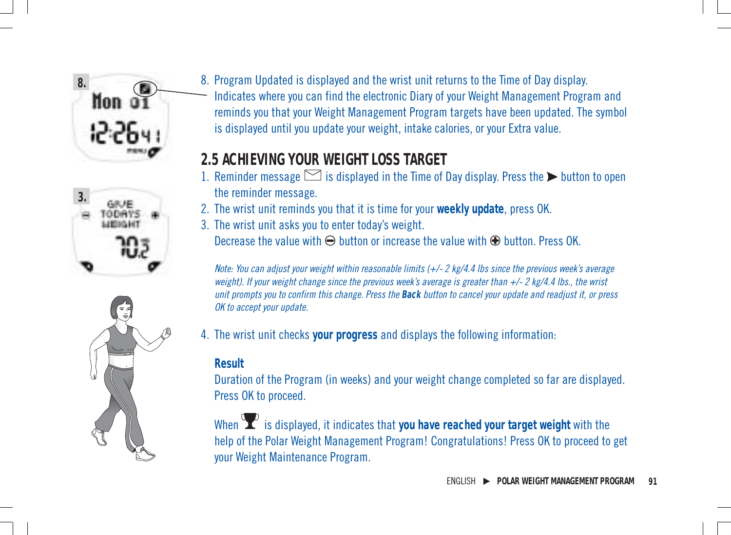8. Program Updated is displayed and the wrist unit returns to the Time of Day display. Indicates where you can find the electronic Diary of your Weight Management Program and reminds you that your Weight Management Program targets have been updated. The symbol is displayed until you update your weight, intake calories, or your Extra value.

## 2.5 ACHIEVING YOUR WEIGHT LOSS TARGET

1. Reminder message ✉ is displayed in the Time of Day display. Press the ➤ button to open the reminder message.
2. The wrist unit reminds you that it is time for your **weekly update**, press OK.
3. The wrist unit asks you to enter today's weight. 
   Decrease the value with ⊖ button or increase the value with ⊕ button. Press OK.

   *Note: You can adjust your weight within reasonable limits (+/- 2 kg/4.4 lbs since the previous week's average weight). If your weight change since the previous week's average is greater than +/- 2 kg/4.4 lbs., the wrist unit prompts you to confirm this change. Press the **Back** button to cancel your update and readjust it, or press OK to accept your update.*

4. The wrist unit checks **your progress** and displays the following information:

   **Result**
   Duration of the Program (in weeks) and your weight change completed so far are displayed. Press OK to proceed.

   When 🏆 is displayed, it indicates that **you have reached your target weight** with the help of the Polar Weight Management Program! Congratulations! Press OK to proceed to get your Weight Maintenance Program.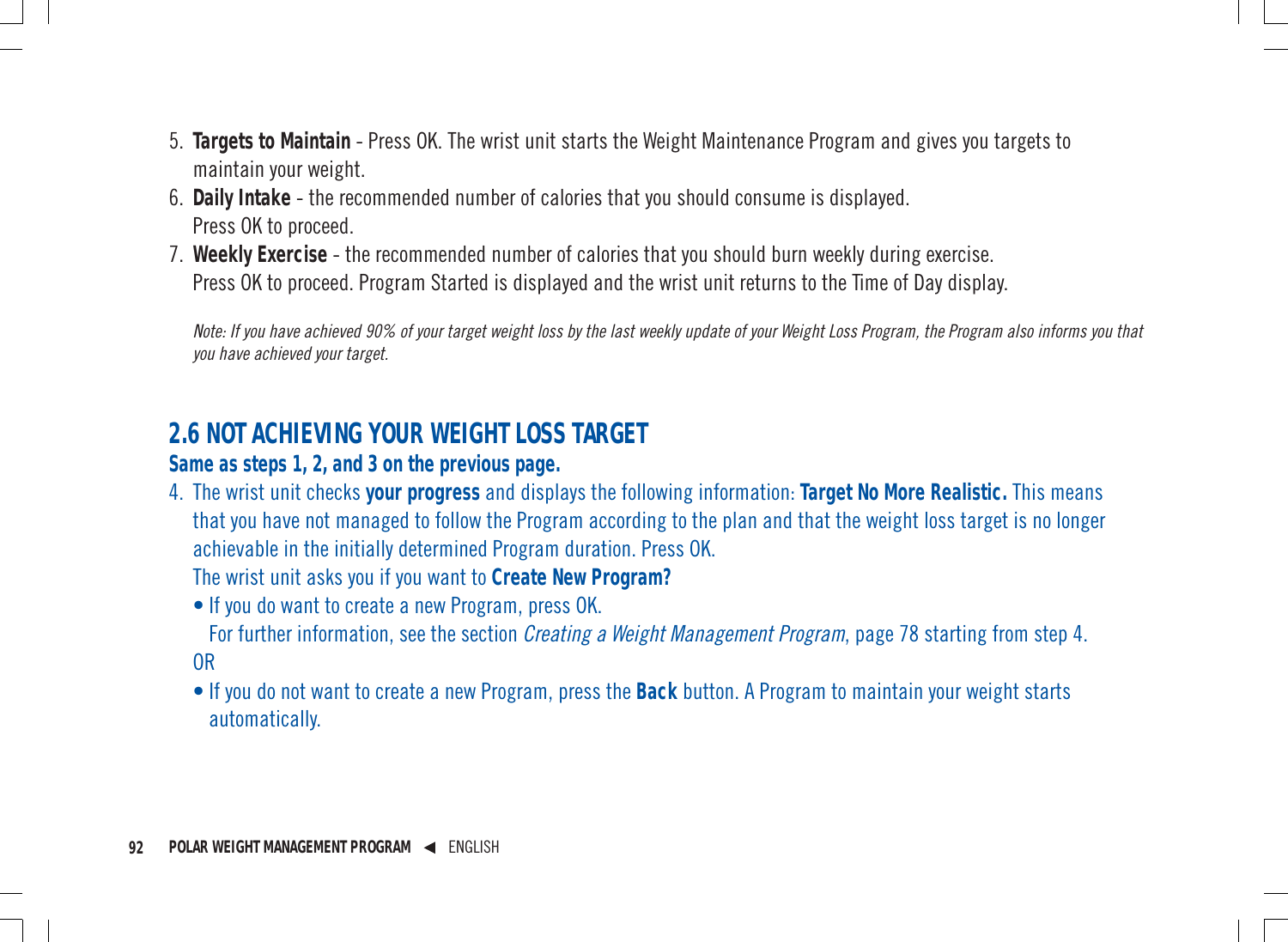5. **Targets to Maintain** - Press OK. The wrist unit starts the Weight Maintenance Program and gives you targets to maintain your weight.
6. **Daily Intake** - the recommended number of calories that you should consume is displayed. Press OK to proceed.
7. **Weekly Exercise** - the recommended number of calories that you should burn weekly during exercise. Press OK to proceed. Program Started is displayed and the wrist unit returns to the Time of Day display.

*Note: If you have achieved 90% of your target weight loss by the last weekly update of your Weight Loss Program, the Program also informs you that you have achieved your target.*

## 2.6 NOT ACHIEVING YOUR WEIGHT LOSS TARGET

**Same as steps 1, 2, and 3 on the previous page.**

4. The wrist unit checks **your progress** and displays the following information: **Target No More Realistic.** This means that you have not managed to follow the Program according to the plan and that the weight loss target is no longer achievable in the initially determined Program duration. Press OK.
   The wrist unit asks you if you want to **Create New Program?**
   - If you do want to create a new Program, press OK.
     For further information, see the section *Creating a Weight Management Program*, page 78 starting from step 4.

   OR
   - If you do not want to create a new Program, press the **Back** button. A Program to maintain your weight starts automatically.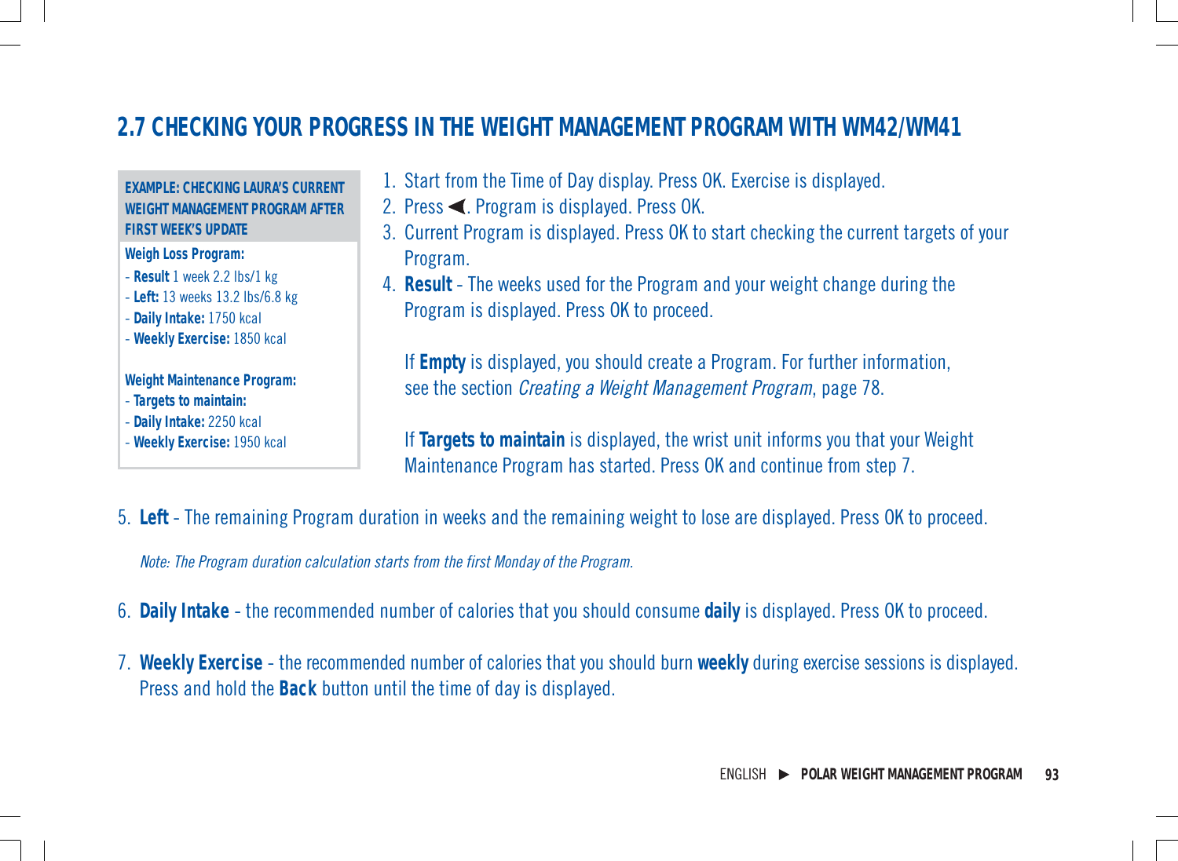## 2.7 CHECKING YOUR PROGRESS IN THE WEIGHT MANAGEMENT PROGRAM WITH WM42/WM41

**EXAMPLE: CHECKING LAURA'S CURRENT WEIGHT MANAGEMENT PROGRAM AFTER FIRST WEEK'S UPDATE**

**Weigh Loss Program:**

- **Result** 1 week 2.2 lbs/1 kg
- **Left:** 13 weeks 13.2 lbs/6.8 kg
- **Daily Intake:** 1750 kcal
- **Weekly Exercise:** 1850 kcal

**Weight Maintenance Program:**

- **Targets to maintain:**
- **Daily Intake:** 2250 kcal
- **Weekly Exercise:** 1950 kcal

1. Start from the Time of Day display. Press OK. Exercise is displayed.
2. Press ◀. Program is displayed. Press OK.
3. Current Program is displayed. Press OK to start checking the current targets of your Program.
4. **Result** - The weeks used for the Program and your weight change during the Program is displayed. Press OK to proceed.

   If **Empty** is displayed, you should create a Program. For further information, see the section *Creating a Weight Management Program*, page 78.

   If **Targets to maintain** is displayed, the wrist unit informs you that your Weight Maintenance Program has started. Press OK and continue from step 7.

5. **Left** - The remaining Program duration in weeks and the remaining weight to lose are displayed. Press OK to proceed.

   *Note: The Program duration calculation starts from the first Monday of the Program.*

6. **Daily Intake** - the recommended number of calories that you should consume **daily** is displayed. Press OK to proceed.

7. **Weekly Exercise** - the recommended number of calories that you should burn **weekly** during exercise sessions is displayed. Press and hold the **Back** button until the time of day is displayed.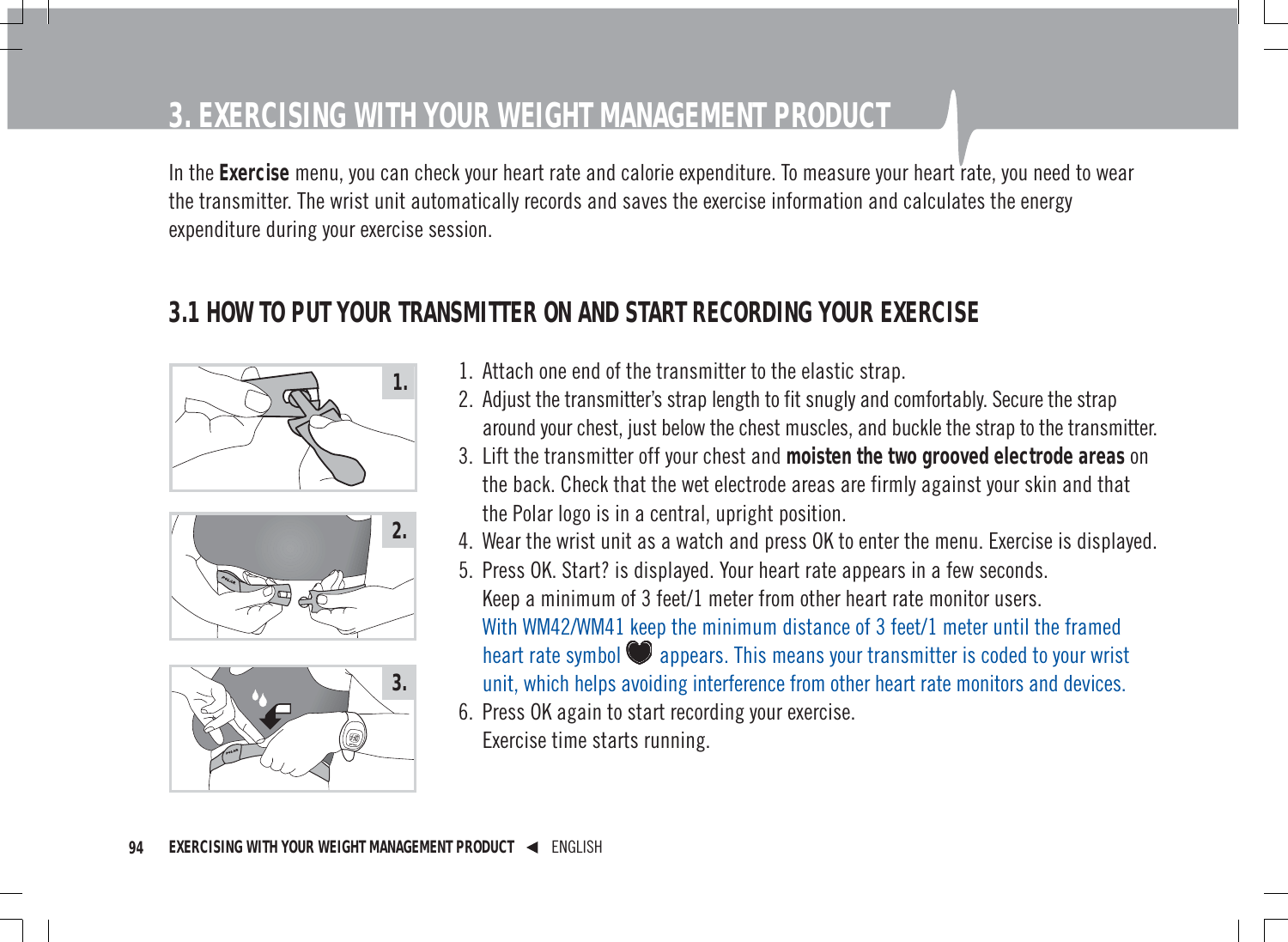# 3. EXERCISING WITH YOUR WEIGHT MANAGEMENT PRODUCT

In the **Exercise** menu, you can check your heart rate and calorie expenditure. To measure your heart rate, you need to wear the transmitter. The wrist unit automatically records and saves the exercise information and calculates the energy expenditure during your exercise session.

## 3.1 HOW TO PUT YOUR TRANSMITTER ON AND START RECORDING YOUR EXERCISE

1. Attach one end of the transmitter to the elastic strap.
2. Adjust the transmitter's strap length to fit snugly and comfortably. Secure the strap around your chest, just below the chest muscles, and buckle the strap to the transmitter.
3. Lift the transmitter off your chest and **moisten the two grooved electrode areas** on the back. Check that the wet electrode areas are firmly against your skin and that the Polar logo is in a central, upright position.
4. Wear the wrist unit as a watch and press OK to enter the menu. Exercise is displayed.
5. Press OK. Start? is displayed. Your heart rate appears in a few seconds. Keep a minimum of 3 feet/1 meter from other heart rate monitor users. With WM42/WM41 keep the minimum distance of 3 feet/1 meter until the framed heart rate symbol appears. This means your transmitter is coded to your wrist unit, which helps avoiding interference from other heart rate monitors and devices.
6. Press OK again to start recording your exercise. Exercise time starts running.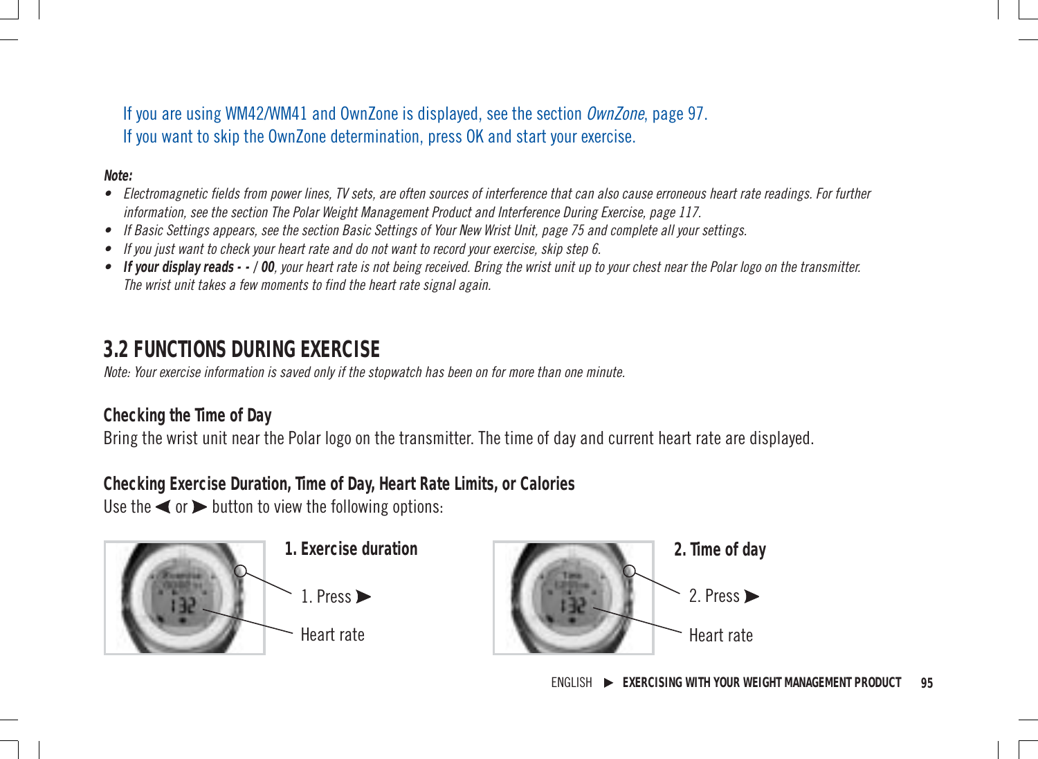If you are using WM42/WM41 and OwnZone is displayed, see the section *OwnZone*, page 97.
If you want to skip the OwnZone determination, press OK and start your exercise.

***Note:***

- *Electromagnetic fields from power lines, TV sets, are often sources of interference that can also cause erroneous heart rate readings. For further information, see the section The Polar Weight Management Product and Interference During Exercise, page 117.*
- *If Basic Settings appears, see the section Basic Settings of Your New Wrist Unit, page 75 and complete all your settings.*
- *If you just want to check your heart rate and do not want to record your exercise, skip step 6.*
- ***If your display reads - - / 00**, your heart rate is not being received. Bring the wrist unit up to your chest near the Polar logo on the transmitter. The wrist unit takes a few moments to find the heart rate signal again.*

## 3.2 FUNCTIONS DURING EXERCISE

*Note: Your exercise information is saved only if the stopwatch has been on for more than one minute.*

### Checking the Time of Day

Bring the wrist unit near the Polar logo on the transmitter. The time of day and current heart rate are displayed.

### Checking Exercise Duration, Time of Day, Heart Rate Limits, or Calories

Use the ◀ or ▶ button to view the following options:

**1. Exercise duration**

1. Press ▶

Heart rate

**2. Time of day**

2. Press ▶

Heart rate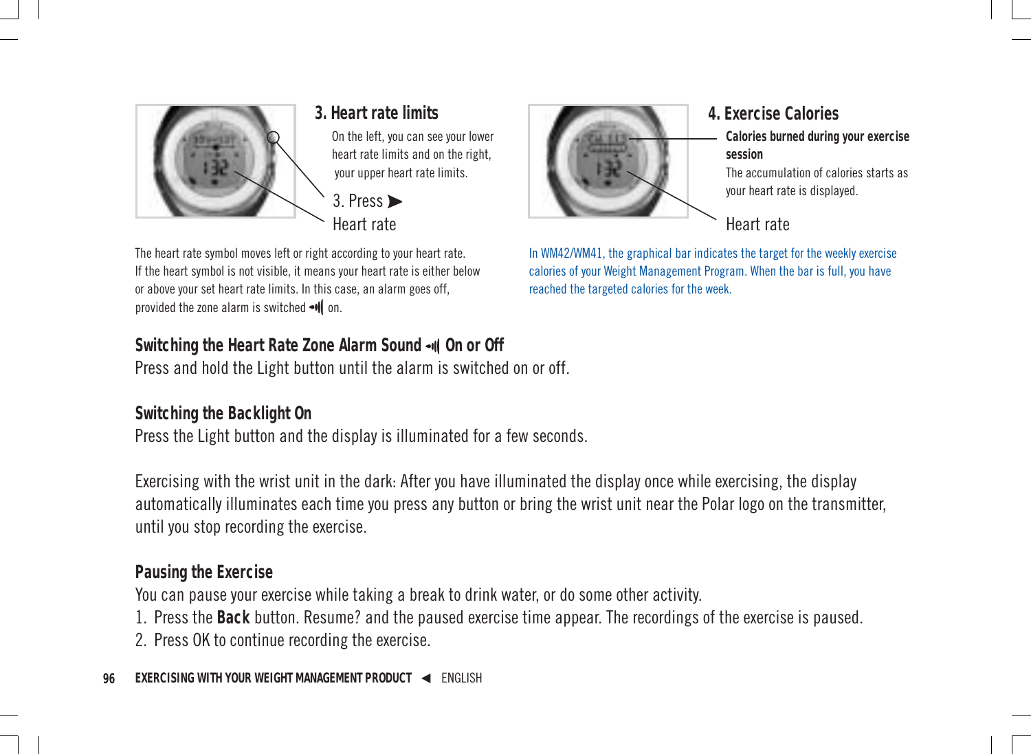### 3. Heart rate limits

On the left, you can see your lower heart rate limits and on the right, your upper heart rate limits.

3. Press ▶

Heart rate

The heart rate symbol moves left or right according to your heart rate. If the heart symbol is not visible, it means your heart rate is either below or above your set heart rate limits. In this case, an alarm goes off, provided the zone alarm is switched on.

### 4. Exercise Calories

**Calories burned during your exercise session**

The accumulation of calories starts as your heart rate is displayed.

Heart rate

In WM42/WM41, the graphical bar indicates the target for the weekly exercise calories of your Weight Management Program. When the bar is full, you have reached the targeted calories for the week.

### Switching the Heart Rate Zone Alarm Sound On or Off

Press and hold the Light button until the alarm is switched on or off.

### Switching the Backlight On

Press the Light button and the display is illuminated for a few seconds.

Exercising with the wrist unit in the dark: After you have illuminated the display once while exercising, the display automatically illuminates each time you press any button or bring the wrist unit near the Polar logo on the transmitter, until you stop recording the exercise.

### Pausing the Exercise

You can pause your exercise while taking a break to drink water, or do some other activity.

1. Press the **Back** button. Resume? and the paused exercise time appear. The recordings of the exercise is paused.
2. Press OK to continue recording the exercise.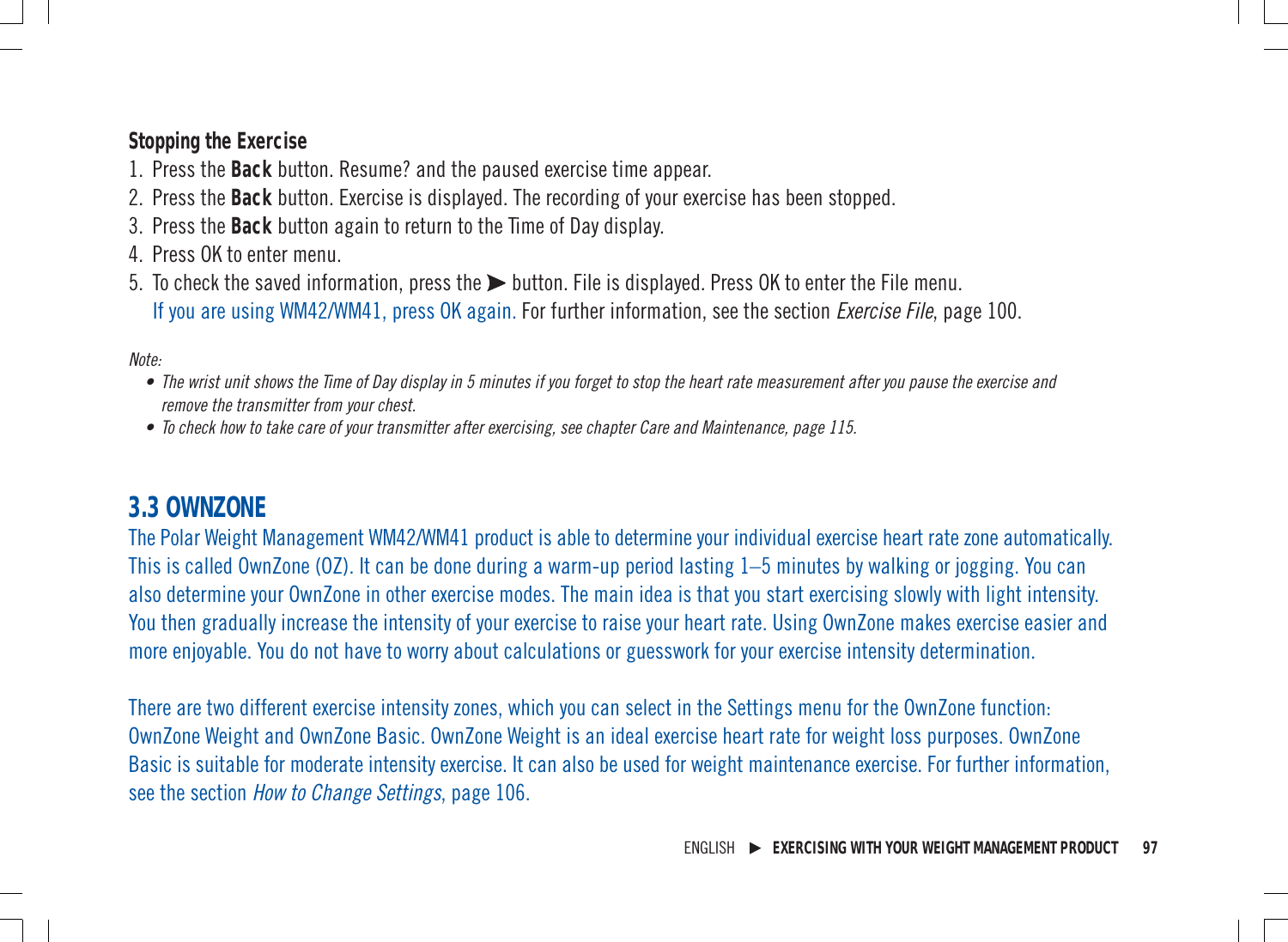### Stopping the Exercise

1. Press the **Back** button. Resume? and the paused exercise time appear.
2. Press the **Back** button. Exercise is displayed. The recording of your exercise has been stopped.
3. Press the **Back** button again to return to the Time of Day display.
4. Press OK to enter menu.
5. To check the saved information, press the ▶ button. File is displayed. Press OK to enter the File menu. If you are using WM42/WM41, press OK again. For further information, see the section *Exercise File*, page 100.

*Note:*

- *The wrist unit shows the Time of Day display in 5 minutes if you forget to stop the heart rate measurement after you pause the exercise and remove the transmitter from your chest.*
- *To check how to take care of your transmitter after exercising, see chapter Care and Maintenance, page 115.*

## 3.3 OWNZONE

The Polar Weight Management WM42/WM41 product is able to determine your individual exercise heart rate zone automatically. This is called OwnZone (OZ). It can be done during a warm-up period lasting 1–5 minutes by walking or jogging. You can also determine your OwnZone in other exercise modes. The main idea is that you start exercising slowly with light intensity. You then gradually increase the intensity of your exercise to raise your heart rate. Using OwnZone makes exercise easier and more enjoyable. You do not have to worry about calculations or guesswork for your exercise intensity determination.

There are two different exercise intensity zones, which you can select in the Settings menu for the OwnZone function: OwnZone Weight and OwnZone Basic. OwnZone Weight is an ideal exercise heart rate for weight loss purposes. OwnZone Basic is suitable for moderate intensity exercise. It can also be used for weight maintenance exercise. For further information, see the section *How to Change Settings*, page 106.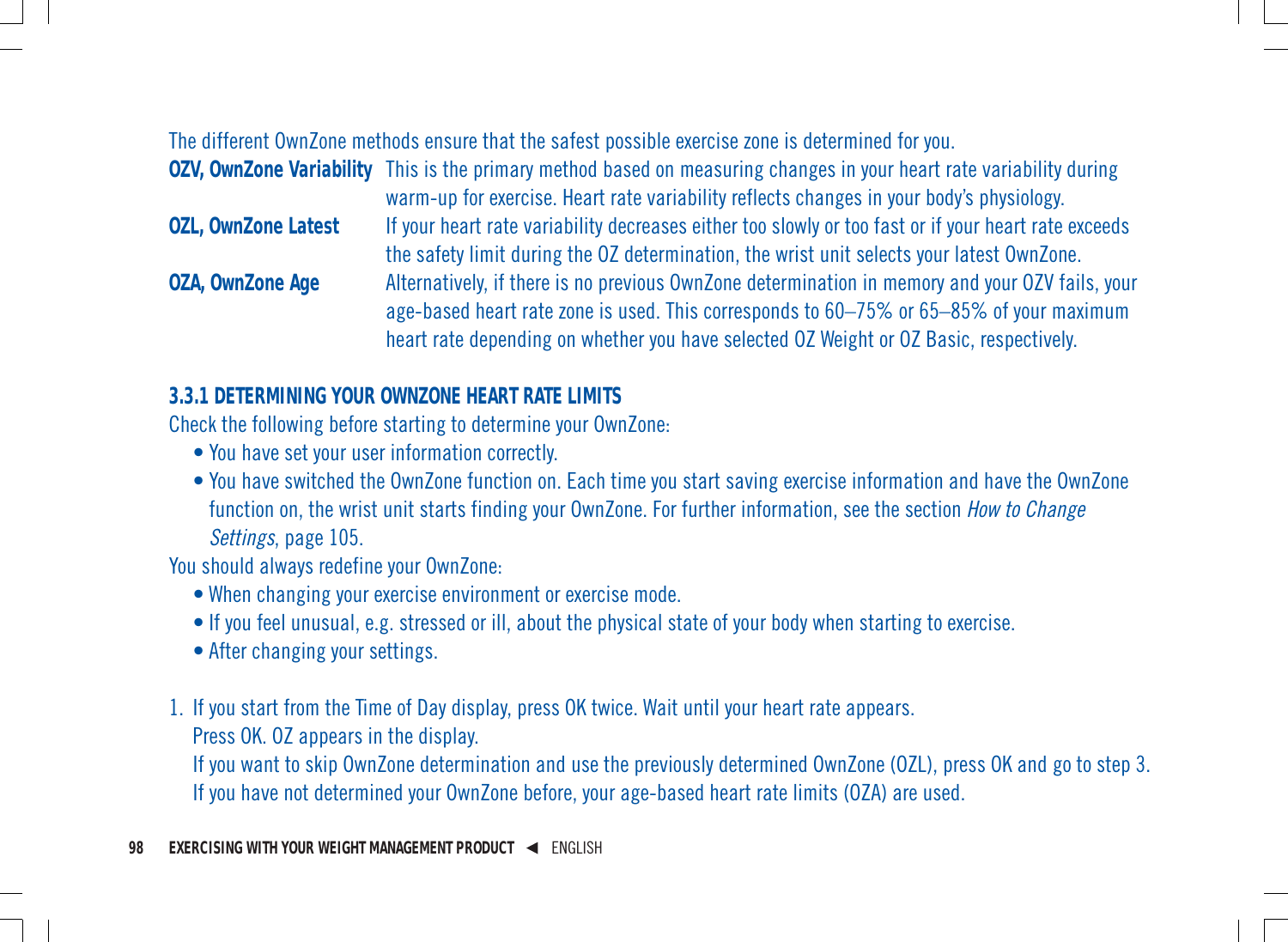The different OwnZone methods ensure that the safest possible exercise zone is determined for you.

**OZV, OwnZone Variability** This is the primary method based on measuring changes in your heart rate variability during warm-up for exercise. Heart rate variability reflects changes in your body's physiology.

**OZL, OwnZone Latest** If your heart rate variability decreases either too slowly or too fast or if your heart rate exceeds the safety limit during the OZ determination, the wrist unit selects your latest OwnZone.

**OZA, OwnZone Age** Alternatively, if there is no previous OwnZone determination in memory and your OZV fails, your age-based heart rate zone is used. This corresponds to 60–75% or 65–85% of your maximum heart rate depending on whether you have selected OZ Weight or OZ Basic, respectively.

### 3.3.1 DETERMINING YOUR OWNZONE HEART RATE LIMITS

Check the following before starting to determine your OwnZone:

- You have set your user information correctly.
- You have switched the OwnZone function on. Each time you start saving exercise information and have the OwnZone function on, the wrist unit starts finding your OwnZone. For further information, see the section *How to Change Settings*, page 105.

You should always redefine your OwnZone:

- When changing your exercise environment or exercise mode.
- If you feel unusual, e.g. stressed or ill, about the physical state of your body when starting to exercise.
- After changing your settings.

1. If you start from the Time of Day display, press OK twice. Wait until your heart rate appears.
   Press OK. OZ appears in the display.
   If you want to skip OwnZone determination and use the previously determined OwnZone (OZL), press OK and go to step 3.
   If you have not determined your OwnZone before, your age-based heart rate limits (OZA) are used.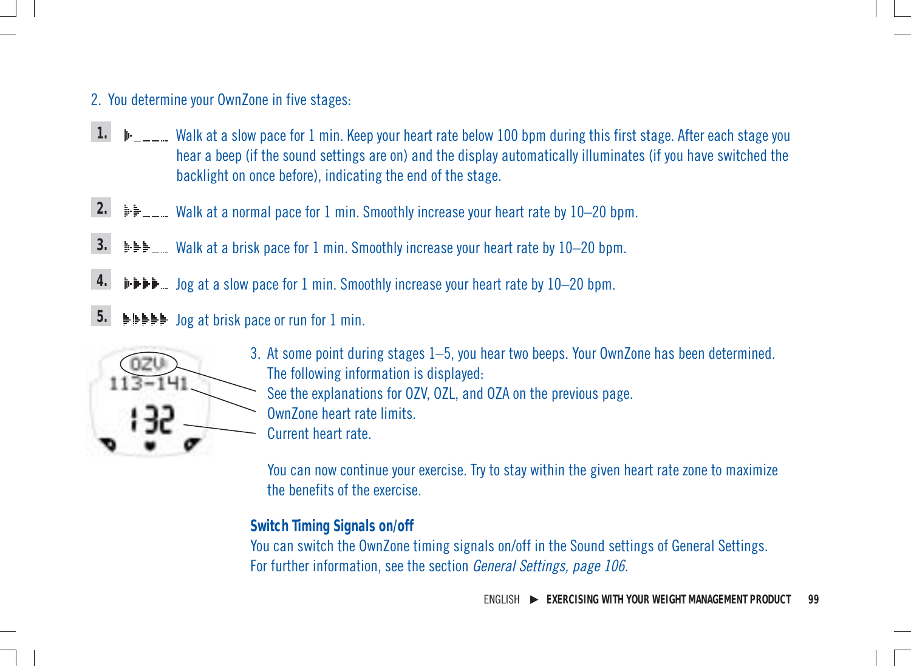2. You determine your OwnZone in five stages:

1. Walk at a slow pace for 1 min. Keep your heart rate below 100 bpm during this first stage. After each stage you hear a beep (if the sound settings are on) and the display automatically illuminates (if you have switched the backlight on once before), indicating the end of the stage.

2. Walk at a normal pace for 1 min. Smoothly increase your heart rate by 10–20 bpm.

3. Walk at a brisk pace for 1 min. Smoothly increase your heart rate by 10–20 bpm.

4. Jog at a slow pace for 1 min. Smoothly increase your heart rate by 10–20 bpm.

5. Jog at brisk pace or run for 1 min.

3. At some point during stages 1–5, you hear two beeps. Your OwnZone has been determined. The following information is displayed:
   See the explanations for OZV, OZL, and OZA on the previous page.
   OwnZone heart rate limits.
   Current heart rate.

   You can now continue your exercise. Try to stay within the given heart rate zone to maximize the benefits of the exercise.

**Switch Timing Signals on/off**

You can switch the OwnZone timing signals on/off in the Sound settings of General Settings. For further information, see the section *General Settings, page 106.*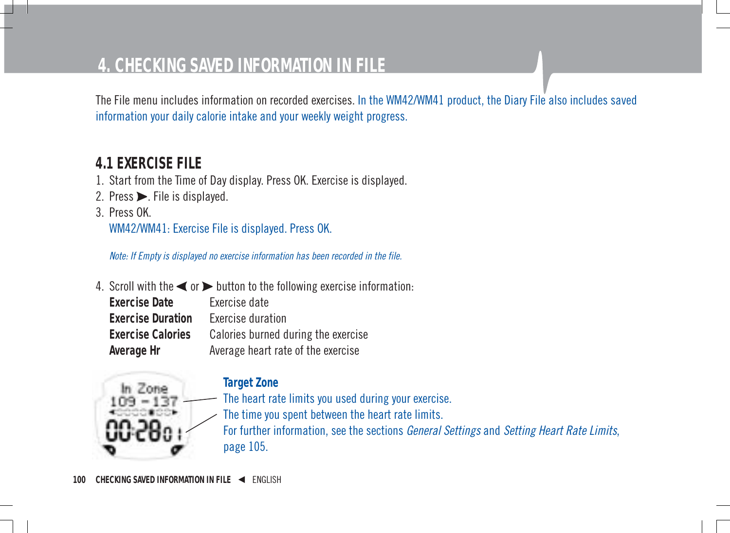# 4. CHECKING SAVED INFORMATION IN FILE

The File menu includes information on recorded exercises. In the WM42/WM41 product, the Diary File also includes saved information your daily calorie intake and your weekly weight progress.

## 4.1 EXERCISE FILE

1. Start from the Time of Day display. Press OK. Exercise is displayed.
2. Press ▶. File is displayed.
3. Press OK.
   WM42/WM41: Exercise File is displayed. Press OK.

   *Note: If Empty is displayed no exercise information has been recorded in the file.*

4. Scroll with the ◀ or ▶ button to the following exercise information:

| | |
|---|---|
| **Exercise Date** | Exercise date |
| **Exercise Duration** | Exercise duration |
| **Exercise Calories** | Calories burned during the exercise |
| **Average Hr** | Average heart rate of the exercise |

**Target Zone**
The heart rate limits you used during your exercise.
The time you spent between the heart rate limits.
For further information, see the sections *General Settings* and *Setting Heart Rate Limits*, page 105.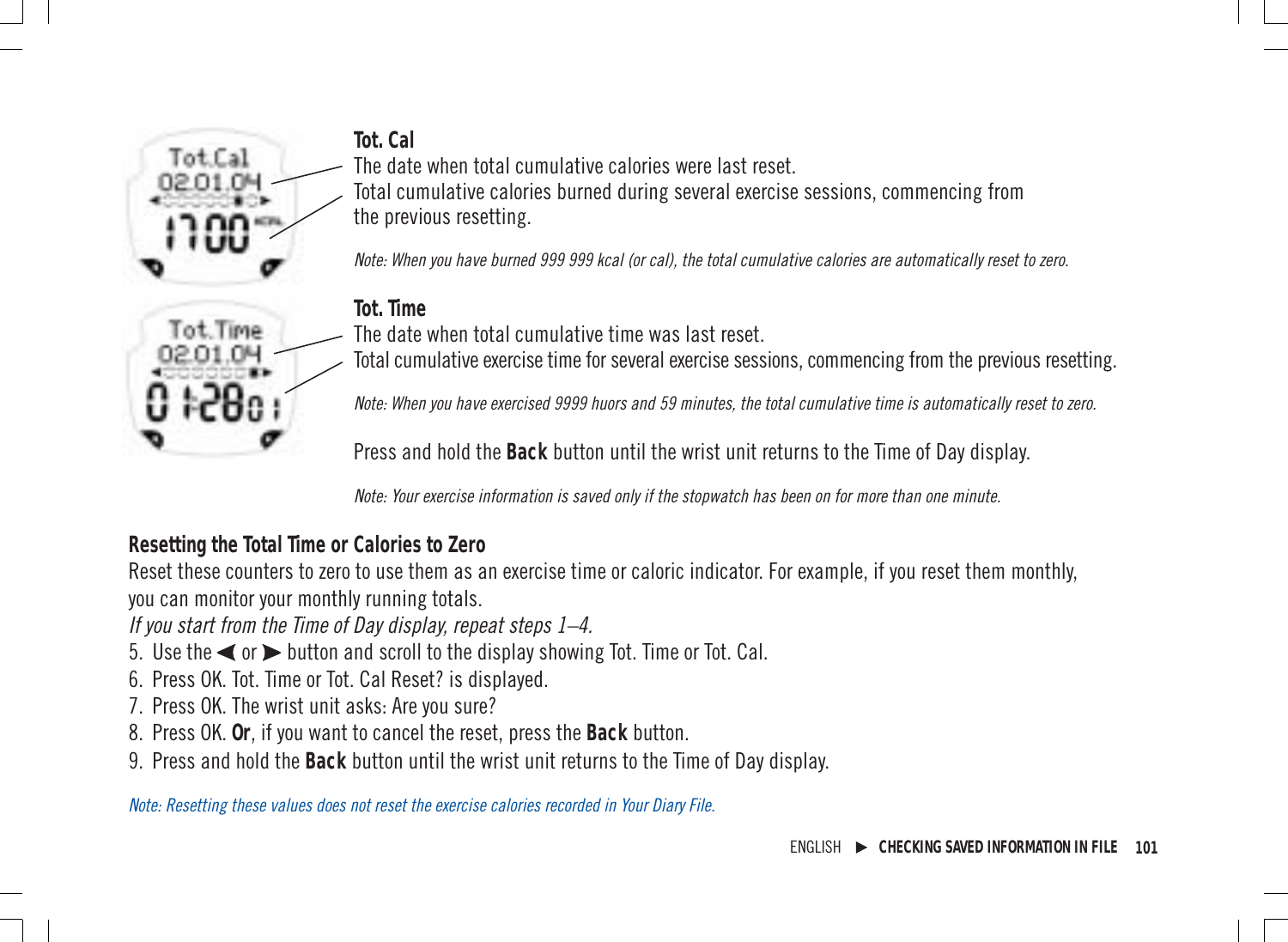**Tot. Cal**

The date when total cumulative calories were last reset.

Total cumulative calories burned during several exercise sessions, commencing from the previous resetting.

*Note: When you have burned 999 999 kcal (or cal), the total cumulative calories are automatically reset to zero.*

**Tot. Time**

The date when total cumulative time was last reset.

Total cumulative exercise time for several exercise sessions, commencing from the previous resetting.

*Note: When you have exercised 9999 huors and 59 minutes, the total cumulative time is automatically reset to zero.*

Press and hold the **Back** button until the wrist unit returns to the Time of Day display.

*Note: Your exercise information is saved only if the stopwatch has been on for more than one minute.*

## Resetting the Total Time or Calories to Zero

Reset these counters to zero to use them as an exercise time or caloric indicator. For example, if you reset them monthly, you can monitor your monthly running totals.

*If you start from the Time of Day display, repeat steps 1–4.*

5. Use the ◀ or ▶ button and scroll to the display showing Tot. Time or Tot. Cal.
6. Press OK. Tot. Time or Tot. Cal Reset? is displayed.
7. Press OK. The wrist unit asks: Are you sure?
8. Press OK. **Or**, if you want to cancel the reset, press the **Back** button.
9. Press and hold the **Back** button until the wrist unit returns to the Time of Day display.

*Note: Resetting these values does not reset the exercise calories recorded in Your Diary File.*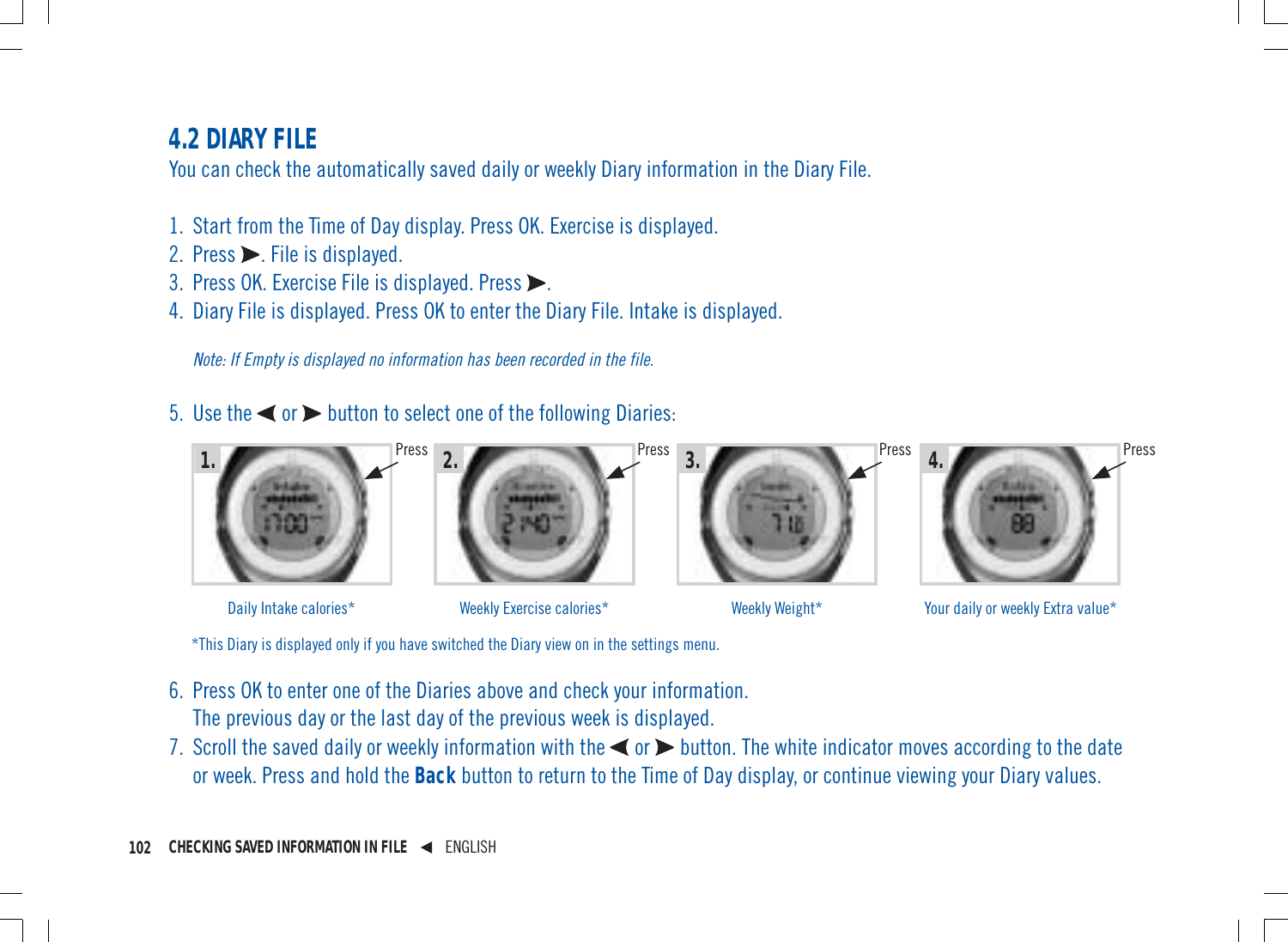## 4.2 DIARY FILE

You can check the automatically saved daily or weekly Diary information in the Diary File.

1. Start from the Time of Day display. Press OK. Exercise is displayed.
2. Press ➤. File is displayed.
3. Press OK. Exercise File is displayed. Press ➤.
4. Diary File is displayed. Press OK to enter the Diary File. Intake is displayed.

*Note: If Empty is displayed no information has been recorded in the file.*

5. Use the ◄ or ➤ button to select one of the following Diaries:

1. Press — Daily Intake calories*

2. Press — Weekly Exercise calories*

3. Press — Weekly Weight*

4. Press — Your daily or weekly Extra value*

*This Diary is displayed only if you have switched the Diary view on in the settings menu.

6. Press OK to enter one of the Diaries above and check your information.
   The previous day or the last day of the previous week is displayed.
7. Scroll the saved daily or weekly information with the ◄ or ➤ button. The white indicator moves according to the date or week. Press and hold the **Back** button to return to the Time of Day display, or continue viewing your Diary values.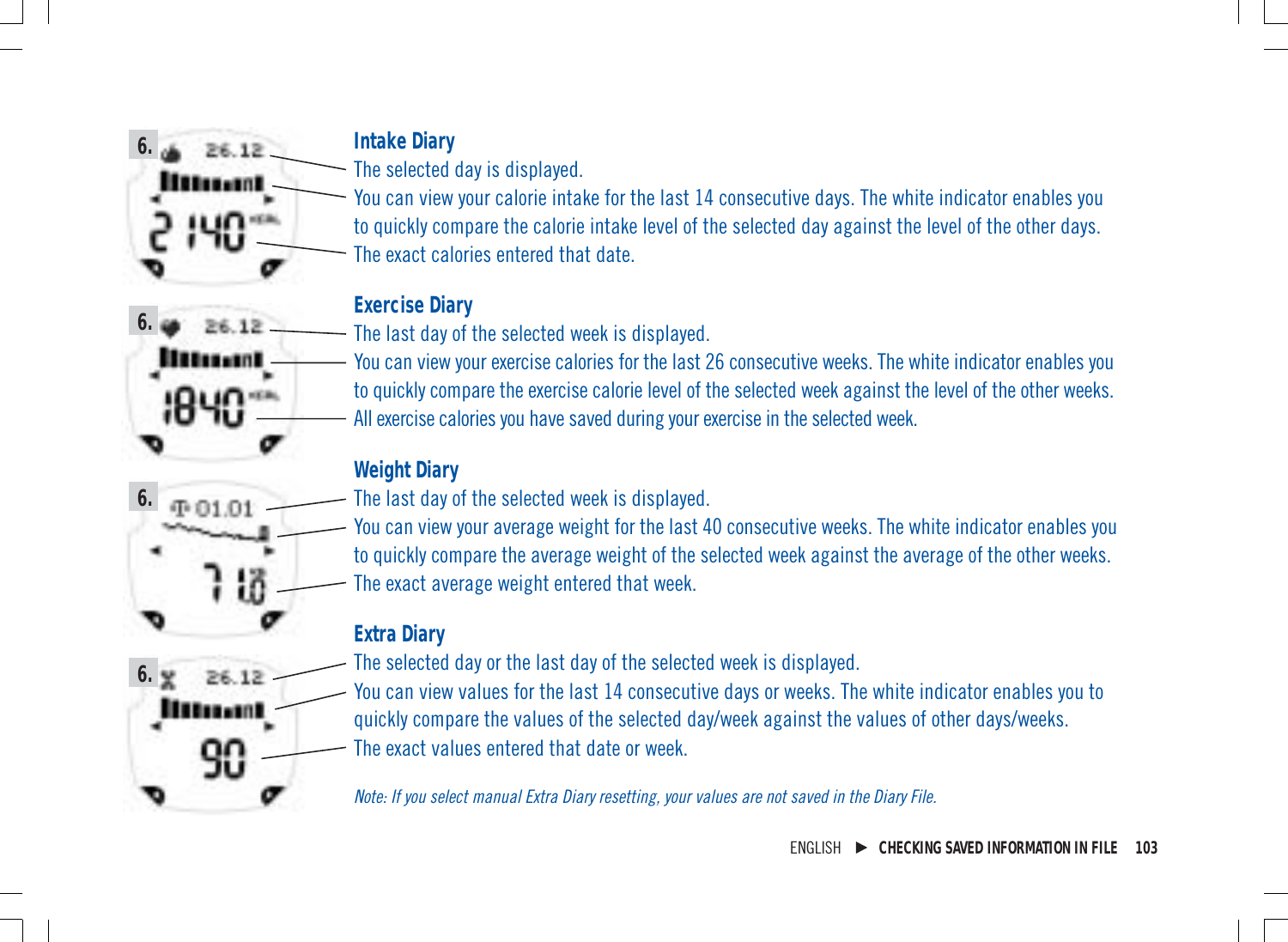### Intake Diary

The selected day is displayed.

You can view your calorie intake for the last 14 consecutive days. The white indicator enables you to quickly compare the calorie intake level of the selected day against the level of the other days.

The exact calories entered that date.

### Exercise Diary

The last day of the selected week is displayed.

You can view your exercise calories for the last 26 consecutive weeks. The white indicator enables you to quickly compare the exercise calorie level of the selected week against the level of the other weeks.

All exercise calories you have saved during your exercise in the selected week.

### Weight Diary

The last day of the selected week is displayed.

You can view your average weight for the last 40 consecutive weeks. The white indicator enables you to quickly compare the average weight of the selected week against the average of the other weeks.

The exact average weight entered that week.

### Extra Diary

The selected day or the last day of the selected week is displayed.

You can view values for the last 14 consecutive days or weeks. The white indicator enables you to quickly compare the values of the selected day/week against the values of other days/weeks.

The exact values entered that date or week.

*Note: If you select manual Extra Diary resetting, your values are not saved in the Diary File.*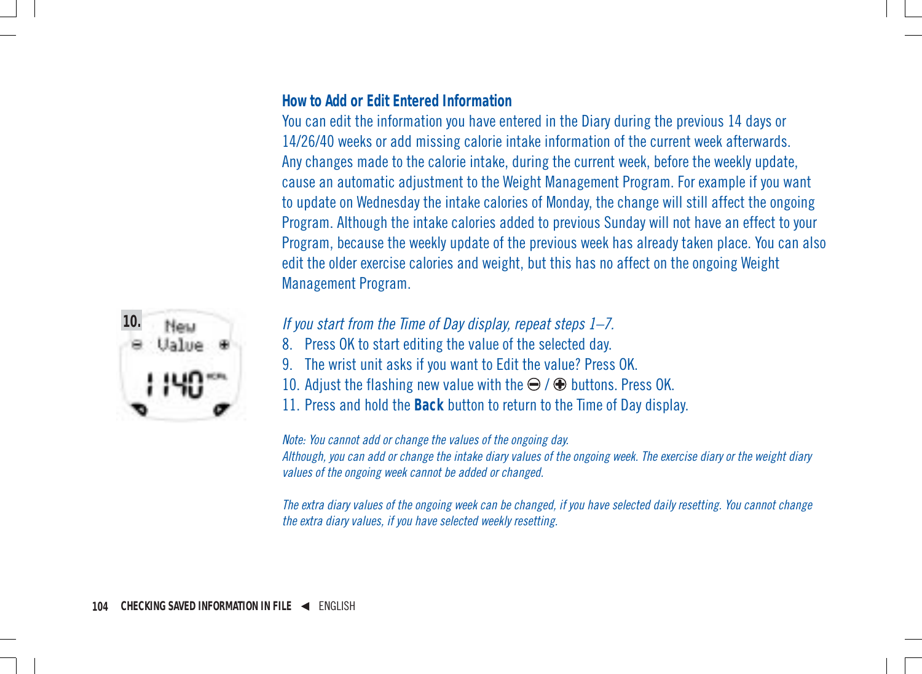### How to Add or Edit Entered Information

You can edit the information you have entered in the Diary during the previous 14 days or 14/26/40 weeks or add missing calorie intake information of the current week afterwards. Any changes made to the calorie intake, during the current week, before the weekly update, cause an automatic adjustment to the Weight Management Program. For example if you want to update on Wednesday the intake calories of Monday, the change will still affect the ongoing Program. Although the intake calories added to previous Sunday will not have an effect to your Program, because the weekly update of the previous week has already taken place. You can also edit the older exercise calories and weight, but this has no affect on the ongoing Weight Management Program.

10. New Value ⊖ ⊕ 1140 KCAL

*If you start from the Time of Day display, repeat steps 1–7.*

8. Press OK to start editing the value of the selected day.
9. The wrist unit asks if you want to Edit the value? Press OK.
10. Adjust the flashing new value with the ⊖ / ⊕ buttons. Press OK.
11. Press and hold the **Back** button to return to the Time of Day display.

*Note: You cannot add or change the values of the ongoing day.*
*Although, you can add or change the intake diary values of the ongoing week. The exercise diary or the weight diary values of the ongoing week cannot be added or changed.*

*The extra diary values of the ongoing week can be changed, if you have selected daily resetting. You cannot change the extra diary values, if you have selected weekly resetting.*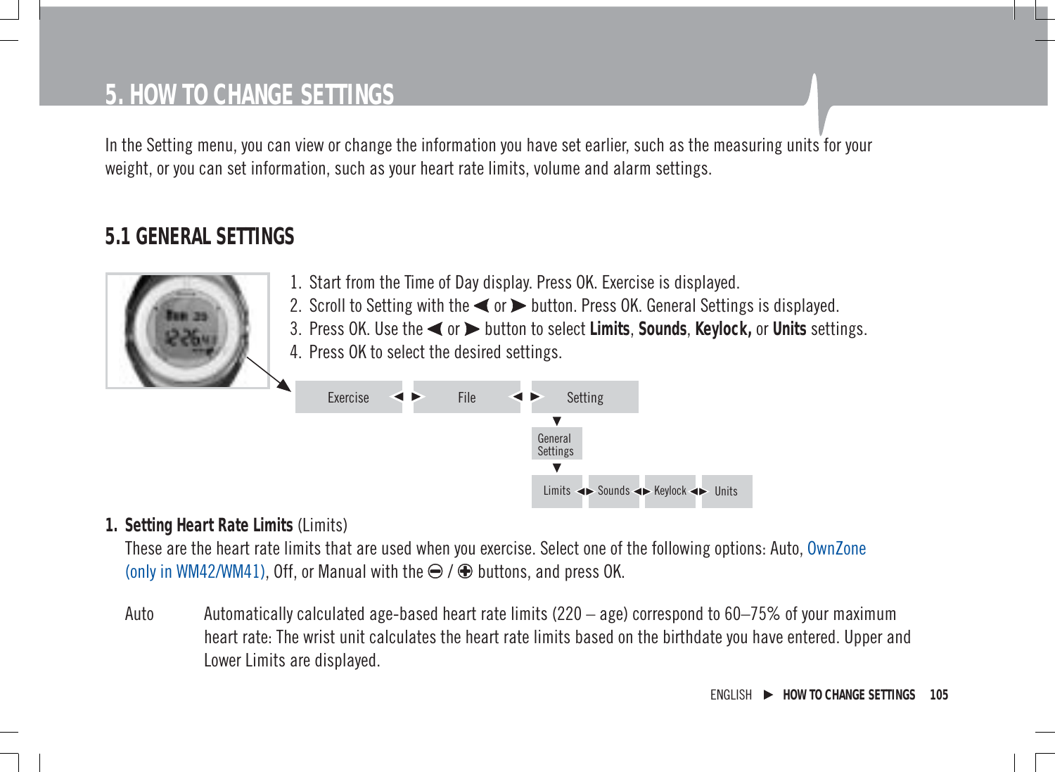# 5. HOW TO CHANGE SETTINGS

In the Setting menu, you can view or change the information you have set earlier, such as the measuring units for your weight, or you can set information, such as your heart rate limits, volume and alarm settings.

## 5.1 GENERAL SETTINGS

1. Start from the Time of Day display. Press OK. Exercise is displayed.
2. Scroll to Setting with the ◀ or ▶ button. Press OK. General Settings is displayed.
3. Press OK. Use the ◀ or ▶ button to select **Limits**, **Sounds**, **Keylock,** or **Units** settings.
4. Press OK to select the desired settings.

Exercise ◀ ▶ File ◀ ▶ Setting
▼
General Settings
▼
Limits ◀▶ Sounds ◀▶ Keylock ◀▶ Units

1. **Setting Heart Rate Limits** (Limits)
   These are the heart rate limits that are used when you exercise. Select one of the following options: Auto, OwnZone (only in WM42/WM41), Off, or Manual with the ⊖ / ⊕ buttons, and press OK.

   Auto — Automatically calculated age-based heart rate limits (220 – age) correspond to 60–75% of your maximum heart rate: The wrist unit calculates the heart rate limits based on the birthdate you have entered. Upper and Lower Limits are displayed.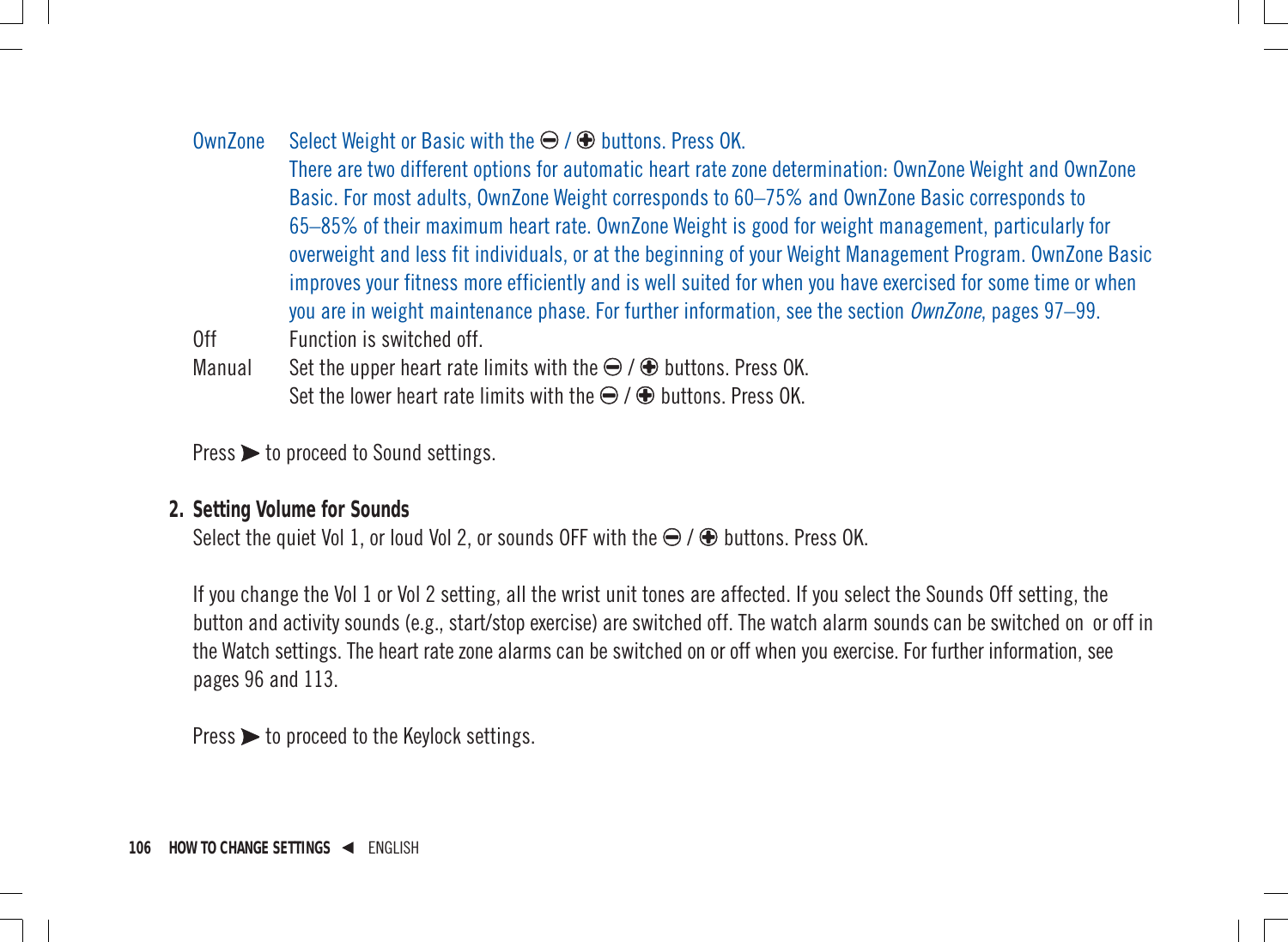| | |
|---|---|
| OwnZone | Select Weight or Basic with the ⊖ / ⊕ buttons. Press OK. There are two different options for automatic heart rate zone determination: OwnZone Weight and OwnZone Basic. For most adults, OwnZone Weight corresponds to 60–75% and OwnZone Basic corresponds to 65–85% of their maximum heart rate. OwnZone Weight is good for weight management, particularly for overweight and less fit individuals, or at the beginning of your Weight Management Program. OwnZone Basic improves your fitness more efficiently and is well suited for when you have exercised for some time or when you are in weight maintenance phase. For further information, see the section *OwnZone*, pages 97–99. |
| Off | Function is switched off. |
| Manual | Set the upper heart rate limits with the ⊖ / ⊕ buttons. Press OK. Set the lower heart rate limits with the ⊖ / ⊕ buttons. Press OK. |

Press ➤ to proceed to Sound settings.

## 2. Setting Volume for Sounds

Select the quiet Vol 1, or loud Vol 2, or sounds OFF with the ⊖ / ⊕ buttons. Press OK.

If you change the Vol 1 or Vol 2 setting, all the wrist unit tones are affected. If you select the Sounds Off setting, the button and activity sounds (e.g., start/stop exercise) are switched off. The watch alarm sounds can be switched on or off in the Watch settings. The heart rate zone alarms can be switched on or off when you exercise. For further information, see pages 96 and 113.

Press ➤ to proceed to the Keylock settings.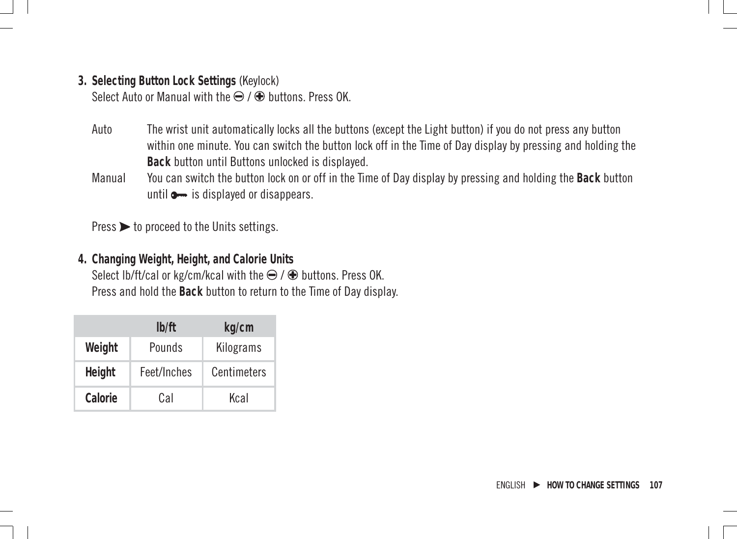3. **Selecting Button Lock Settings** (Keylock)
   Select Auto or Manual with the ⊖ / ⊕ buttons. Press OK.

   Auto — The wrist unit automatically locks all the buttons (except the Light button) if you do not press any button within one minute. You can switch the button lock off in the Time of Day display by pressing and holding the **Back** button until Buttons unlocked is displayed.

   Manual — You can switch the button lock on or off in the Time of Day display by pressing and holding the **Back** button until 🔑 is displayed or disappears.

   Press ► to proceed to the Units settings.

4. **Changing Weight, Height, and Calorie Units**
   Select lb/ft/cal or kg/cm/kcal with the ⊖ / ⊕ buttons. Press OK.
   Press and hold the **Back** button to return to the Time of Day display.

| | **lb/ft** | **kg/cm** |
|---|---|---|
| **Weight** | Pounds | Kilograms |
| **Height** | Feet/Inches | Centimeters |
| **Calorie** | Cal | Kcal |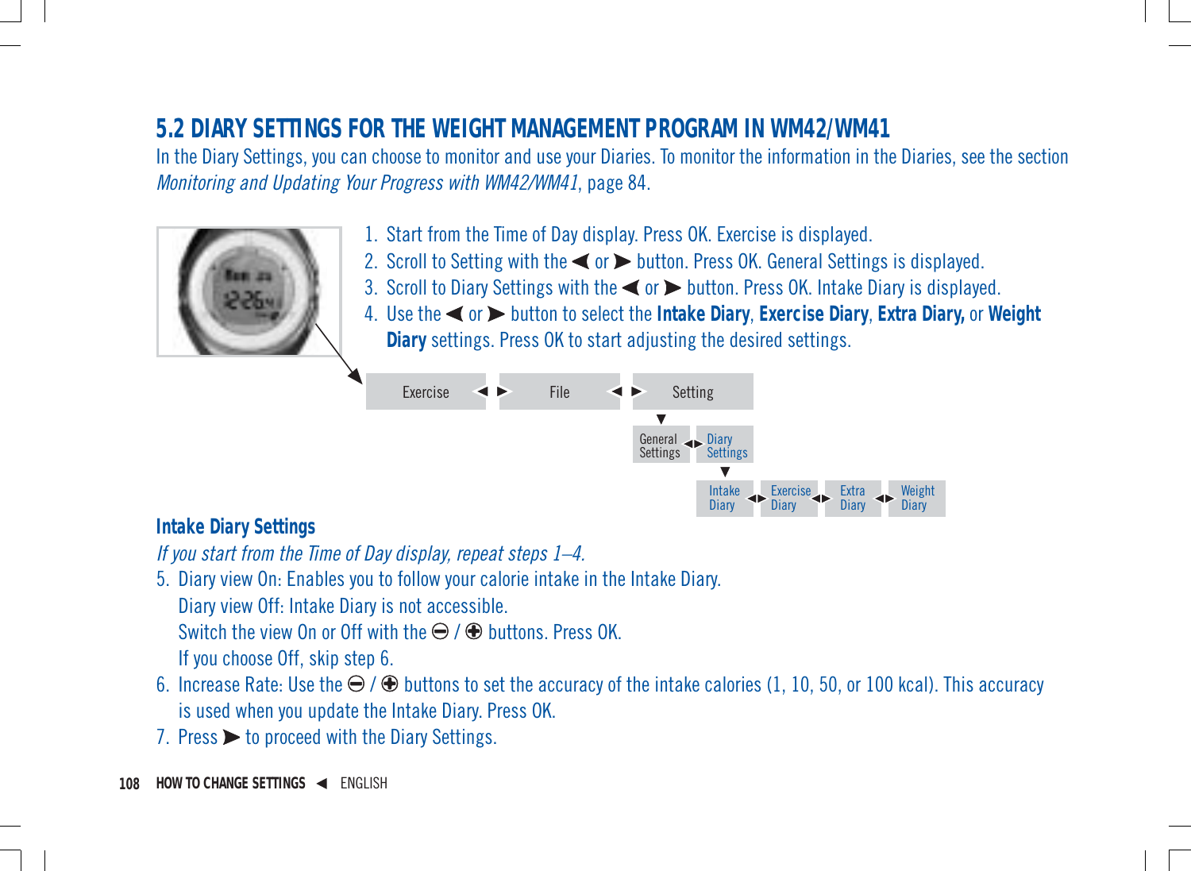## 5.2 DIARY SETTINGS FOR THE WEIGHT MANAGEMENT PROGRAM IN WM42/WM41

In the Diary Settings, you can choose to monitor and use your Diaries. To monitor the information in the Diaries, see the section *Monitoring and Updating Your Progress with WM42/WM41*, page 84.

1. Start from the Time of Day display. Press OK. Exercise is displayed.
2. Scroll to Setting with the ◀ or ▶ button. Press OK. General Settings is displayed.
3. Scroll to Diary Settings with the ◀ or ▶ button. Press OK. Intake Diary is displayed.
4. Use the ◀ or ▶ button to select the **Intake Diary**, **Exercise Diary**, **Extra Diary,** or **Weight Diary** settings. Press OK to start adjusting the desired settings.

Exercise ◀ ▶ File ◀ ▶ Setting
▼
General Settings ◀▶ Diary Settings
▼
Intake Diary ◀▶ Exercise Diary ◀▶ Extra Diary ◀▶ Weight Diary

### Intake Diary Settings

*If you start from the Time of Day display, repeat steps 1–4.*

5. Diary view On: Enables you to follow your calorie intake in the Intake Diary.
   Diary view Off: Intake Diary is not accessible.
   Switch the view On or Off with the ⊖ / ⊕ buttons. Press OK.
   If you choose Off, skip step 6.
6. Increase Rate: Use the ⊖ / ⊕ buttons to set the accuracy of the intake calories (1, 10, 50, or 100 kcal). This accuracy is used when you update the Intake Diary. Press OK.
7. Press ▶ to proceed with the Diary Settings.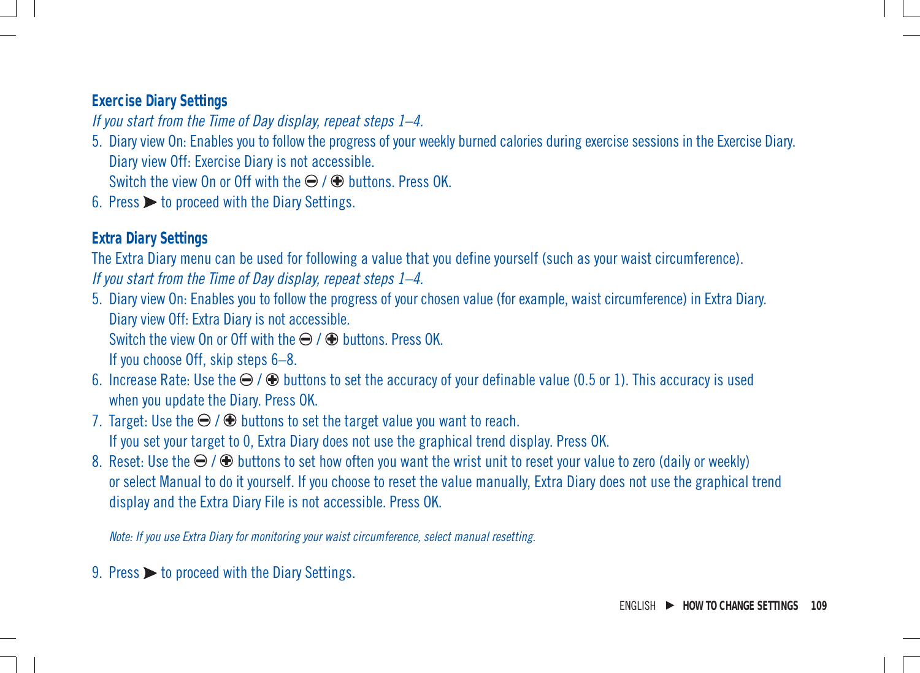## Exercise Diary Settings

*If you start from the Time of Day display, repeat steps 1–4.*

5. Diary view On: Enables you to follow the progress of your weekly burned calories during exercise sessions in the Exercise Diary.
   Diary view Off: Exercise Diary is not accessible.
   Switch the view On or Off with the ⊖ / ⊕ buttons. Press OK.
6. Press ➤ to proceed with the Diary Settings.

## Extra Diary Settings

The Extra Diary menu can be used for following a value that you define yourself (such as your waist circumference).

*If you start from the Time of Day display, repeat steps 1–4.*

5. Diary view On: Enables you to follow the progress of your chosen value (for example, waist circumference) in Extra Diary.
   Diary view Off: Extra Diary is not accessible.
   Switch the view On or Off with the ⊖ / ⊕ buttons. Press OK.
   If you choose Off, skip steps 6–8.
6. Increase Rate: Use the ⊖ / ⊕ buttons to set the accuracy of your definable value (0.5 or 1). This accuracy is used when you update the Diary. Press OK.
7. Target: Use the ⊖ / ⊕ buttons to set the target value you want to reach.
   If you set your target to 0, Extra Diary does not use the graphical trend display. Press OK.
8. Reset: Use the ⊖ / ⊕ buttons to set how often you want the wrist unit to reset your value to zero (daily or weekly) or select Manual to do it yourself. If you choose to reset the value manually, Extra Diary does not use the graphical trend display and the Extra Diary File is not accessible. Press OK.

   *Note: If you use Extra Diary for monitoring your waist circumference, select manual resetting.*

9. Press ➤ to proceed with the Diary Settings.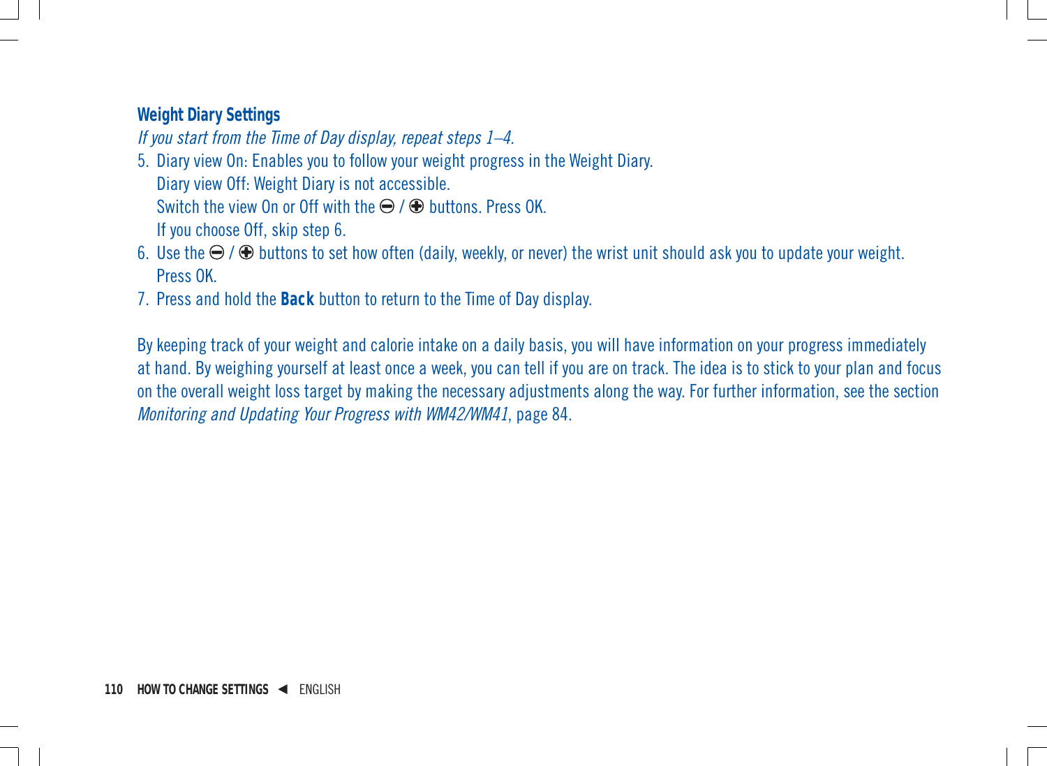### Weight Diary Settings

*If you start from the Time of Day display, repeat steps 1–4.*

5. Diary view On: Enables you to follow your weight progress in the Weight Diary.
   Diary view Off: Weight Diary is not accessible.
   Switch the view On or Off with the ⊖ / ⊕ buttons. Press OK.
   If you choose Off, skip step 6.
6. Use the ⊖ / ⊕ buttons to set how often (daily, weekly, or never) the wrist unit should ask you to update your weight.
   Press OK.
7. Press and hold the **Back** button to return to the Time of Day display.

By keeping track of your weight and calorie intake on a daily basis, you will have information on your progress immediately at hand. By weighing yourself at least once a week, you can tell if you are on track. The idea is to stick to your plan and focus on the overall weight loss target by making the necessary adjustments along the way. For further information, see the section *Monitoring and Updating Your Progress with WM42/WM41*, page 84.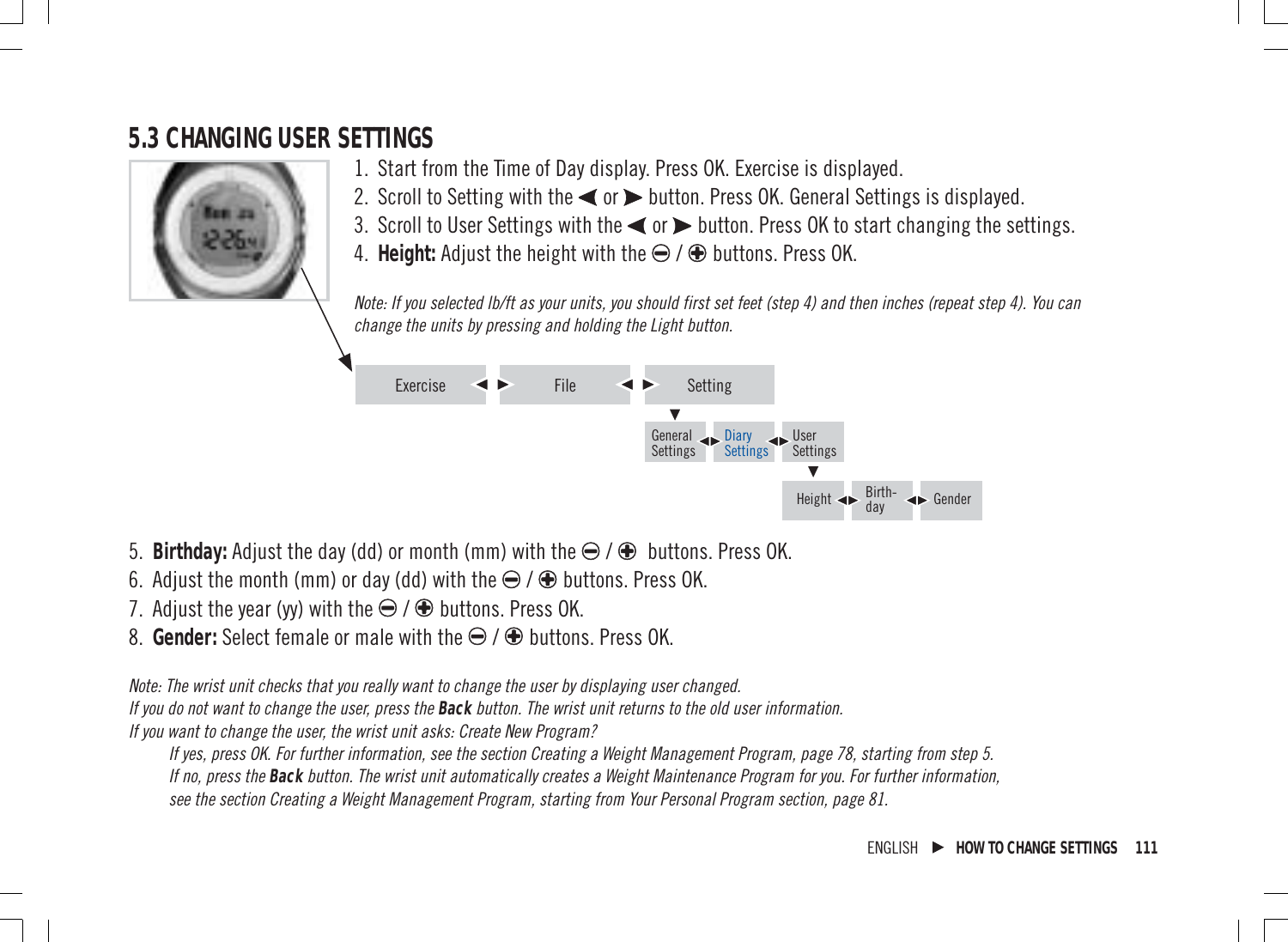## 5.3 CHANGING USER SETTINGS

1. Start from the Time of Day display. Press OK. Exercise is displayed.
2. Scroll to Setting with the ◀ or ▶ button. Press OK. General Settings is displayed.
3. Scroll to User Settings with the ◀ or ▶ button. Press OK to start changing the settings.
4. **Height:** Adjust the height with the ⊖ / ⊕ buttons. Press OK.

*Note: If you selected lb/ft as your units, you should first set feet (step 4) and then inches (repeat step 4). You can change the units by pressing and holding the Light button.*

Exercise ◀ ▶ File ◀ ▶ Setting
▼
General Settings ◀▶ Diary Settings ◀▶ User Settings
▼
Height ◀▶ Birth-day ◀▶ Gender

5. **Birthday:** Adjust the day (dd) or month (mm) with the ⊖ / ⊕ buttons. Press OK.
6. Adjust the month (mm) or day (dd) with the ⊖ / ⊕ buttons. Press OK.
7. Adjust the year (yy) with the ⊖ / ⊕ buttons. Press OK.
8. **Gender:** Select female or male with the ⊖ / ⊕ buttons. Press OK.

*Note: The wrist unit checks that you really want to change the user by displaying user changed.*
*If you do not want to change the user, press the **Back** button. The wrist unit returns to the old user information.*
*If you want to change the user, the wrist unit asks: Create New Program?*

*If yes, press OK. For further information, see the section Creating a Weight Management Program, page 78, starting from step 5.*
*If no, press the **Back** button. The wrist unit automatically creates a Weight Maintenance Program for you. For further information, see the section Creating a Weight Management Program, starting from Your Personal Program section, page 81.*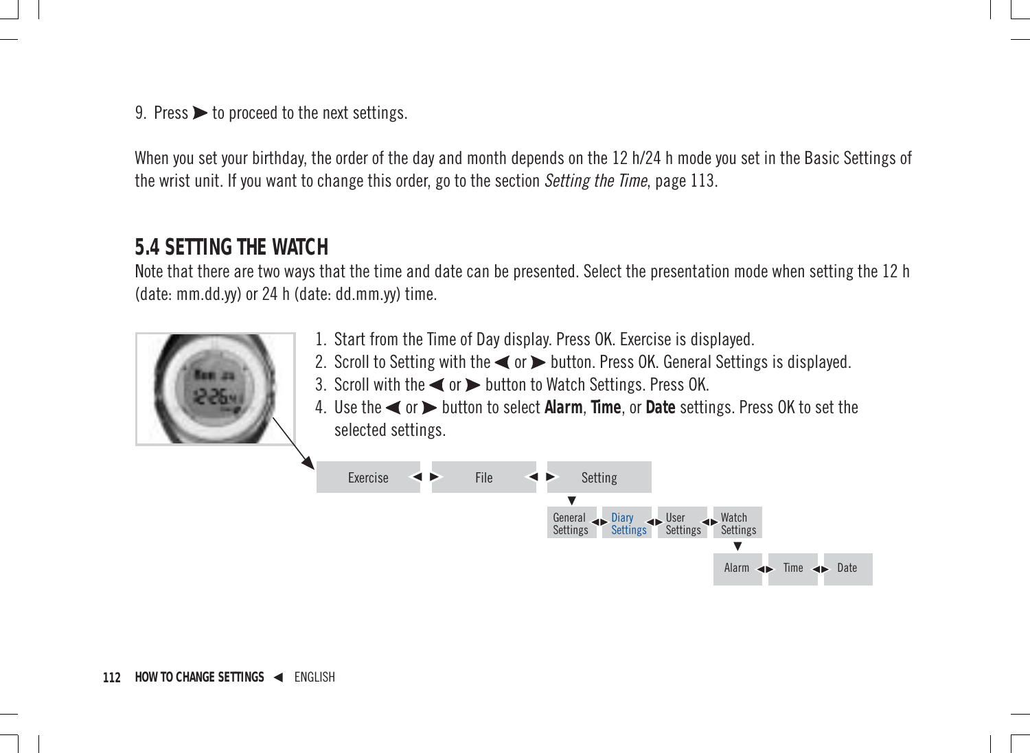9. Press ▶ to proceed to the next settings.

When you set your birthday, the order of the day and month depends on the 12 h/24 h mode you set in the Basic Settings of the wrist unit. If you want to change this order, go to the section *Setting the Time*, page 113.

## 5.4 SETTING THE WATCH

Note that there are two ways that the time and date can be presented. Select the presentation mode when setting the 12 h (date: mm.dd.yy) or 24 h (date: dd.mm.yy) time.

1. Start from the Time of Day display. Press OK. Exercise is displayed.
2. Scroll to Setting with the ◀ or ▶ button. Press OK. General Settings is displayed.
3. Scroll with the ◀ or ▶ button to Watch Settings. Press OK.
4. Use the ◀ or ▶ button to select **Alarm**, **Time**, or **Date** settings. Press OK to set the selected settings.

Exercise ◀ ▶ File ◀ ▶ Setting

▼

General Settings ◀▶ Diary Settings ◀▶ User Settings ◀▶ Watch Settings

▼

Alarm ◀▶ Time ◀▶ Date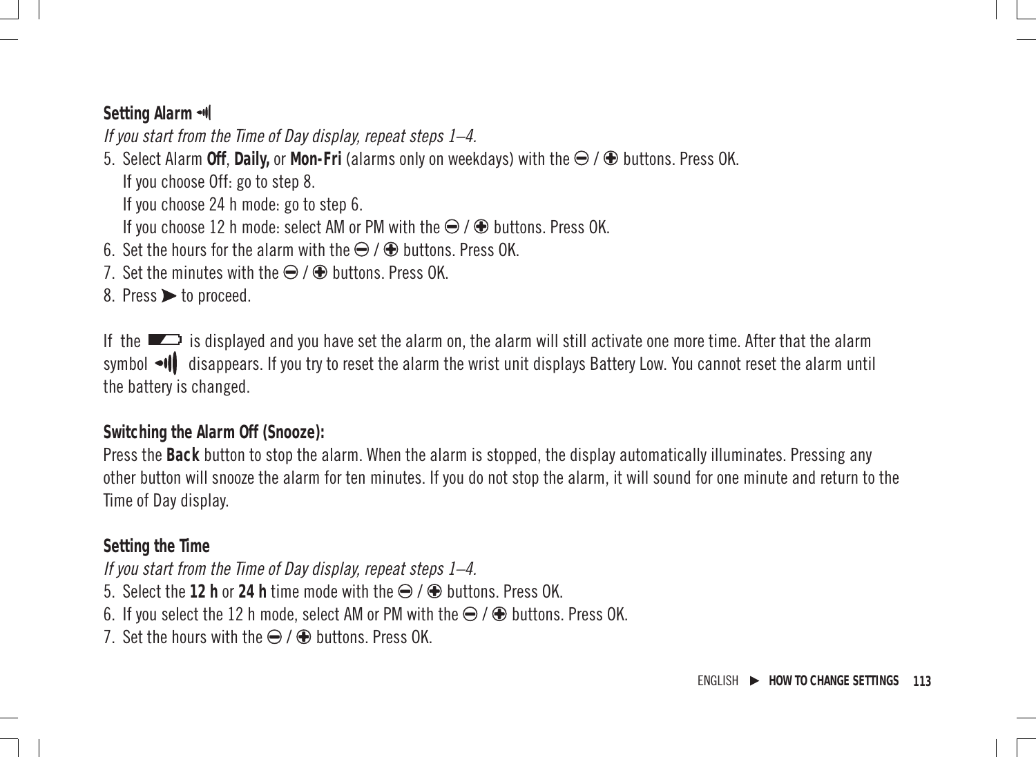**Setting Alarm**

*If you start from the Time of Day display, repeat steps 1–4.*

5. Select Alarm **Off**, **Daily,** or **Mon-Fri** (alarms only on weekdays) with the ⊖ / ⊕ buttons. Press OK.
   If you choose Off: go to step 8.
   If you choose 24 h mode: go to step 6.
   If you choose 12 h mode: select AM or PM with the ⊖ / ⊕ buttons. Press OK.
6. Set the hours for the alarm with the ⊖ / ⊕ buttons. Press OK.
7. Set the minutes with the ⊖ / ⊕ buttons. Press OK.
8. Press ► to proceed.

If the battery symbol is displayed and you have set the alarm on, the alarm will still activate one more time. After that the alarm symbol disappears. If you try to reset the alarm the wrist unit displays Battery Low. You cannot reset the alarm until the battery is changed.

**Switching the Alarm Off (Snooze):**

Press the **Back** button to stop the alarm. When the alarm is stopped, the display automatically illuminates. Pressing any other button will snooze the alarm for ten minutes. If you do not stop the alarm, it will sound for one minute and return to the Time of Day display.

**Setting the Time**

*If you start from the Time of Day display, repeat steps 1–4.*

5. Select the **12 h** or **24 h** time mode with the ⊖ / ⊕ buttons. Press OK.
6. If you select the 12 h mode, select AM or PM with the ⊖ / ⊕ buttons. Press OK.
7. Set the hours with the ⊖ / ⊕ buttons. Press OK.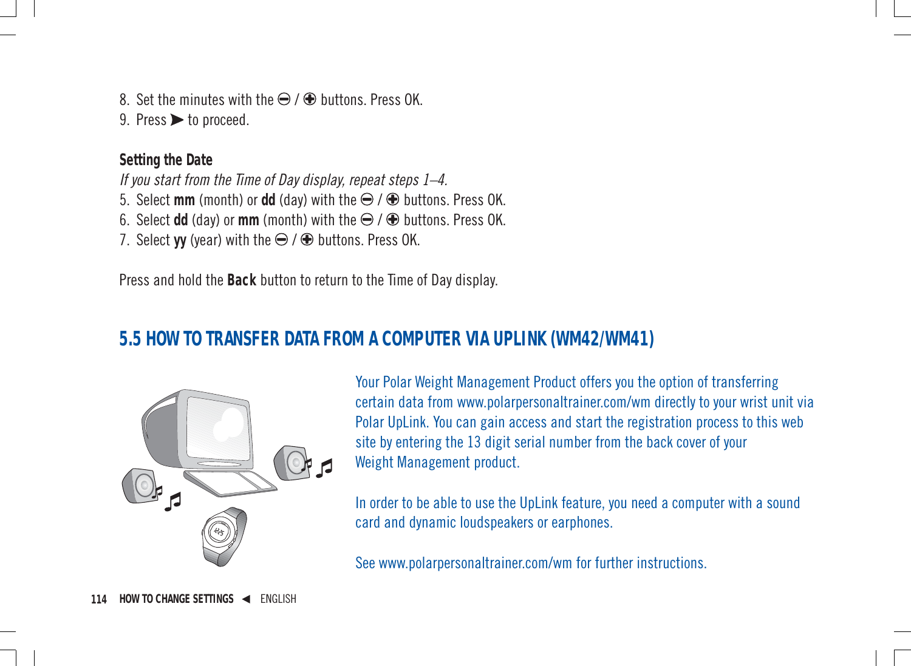8. Set the minutes with the ⊖ / ⊕ buttons. Press OK.
9. Press ▶ to proceed.

**Setting the Date**

*If you start from the Time of Day display, repeat steps 1–4.*

5. Select **mm** (month) or **dd** (day) with the ⊖ / ⊕ buttons. Press OK.
6. Select **dd** (day) or **mm** (month) with the ⊖ / ⊕ buttons. Press OK.
7. Select **yy** (year) with the ⊖ / ⊕ buttons. Press OK.

Press and hold the **Back** button to return to the Time of Day display.

## 5.5 HOW TO TRANSFER DATA FROM A COMPUTER VIA UPLINK (WM42/WM41)

Your Polar Weight Management Product offers you the option of transferring certain data from www.polarpersonaltrainer.com/wm directly to your wrist unit via Polar UpLink. You can gain access and start the registration process to this web site by entering the 13 digit serial number from the back cover of your Weight Management product.

In order to be able to use the UpLink feature, you need a computer with a sound card and dynamic loudspeakers or earphones.

See www.polarpersonaltrainer.com/wm for further instructions.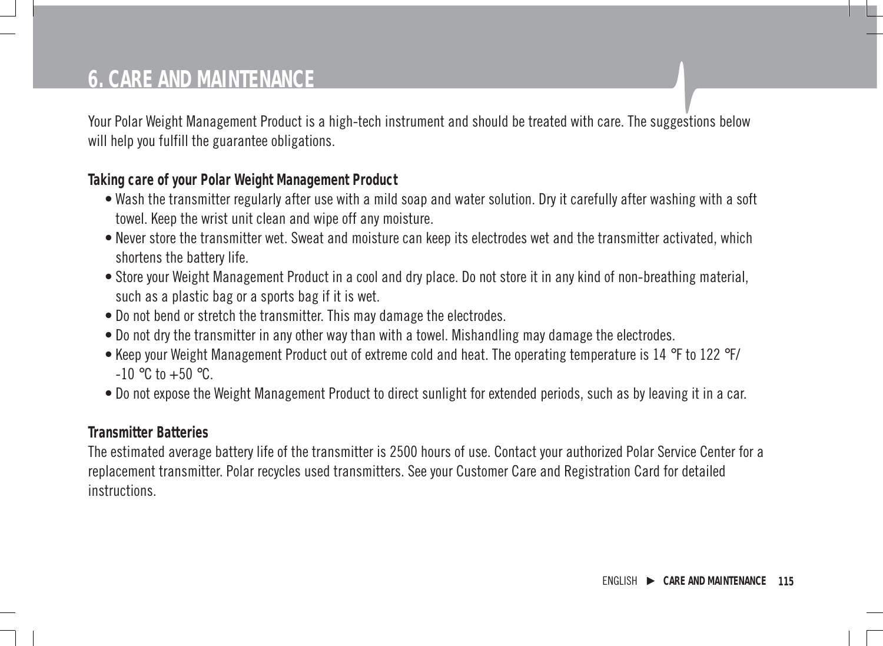# 6. CARE AND MAINTENANCE

Your Polar Weight Management Product is a high-tech instrument and should be treated with care. The suggestions below will help you fulfill the guarantee obligations.

**Taking care of your Polar Weight Management Product**

- Wash the transmitter regularly after use with a mild soap and water solution. Dry it carefully after washing with a soft towel. Keep the wrist unit clean and wipe off any moisture.
- Never store the transmitter wet. Sweat and moisture can keep its electrodes wet and the transmitter activated, which shortens the battery life.
- Store your Weight Management Product in a cool and dry place. Do not store it in any kind of non-breathing material, such as a plastic bag or a sports bag if it is wet.
- Do not bend or stretch the transmitter. This may damage the electrodes.
- Do not dry the transmitter in any other way than with a towel. Mishandling may damage the electrodes.
- Keep your Weight Management Product out of extreme cold and heat. The operating temperature is 14 °F to 122 °F/ -10 °C to +50 °C.
- Do not expose the Weight Management Product to direct sunlight for extended periods, such as by leaving it in a car.

**Transmitter Batteries**

The estimated average battery life of the transmitter is 2500 hours of use. Contact your authorized Polar Service Center for a replacement transmitter. Polar recycles used transmitters. See your Customer Care and Registration Card for detailed instructions.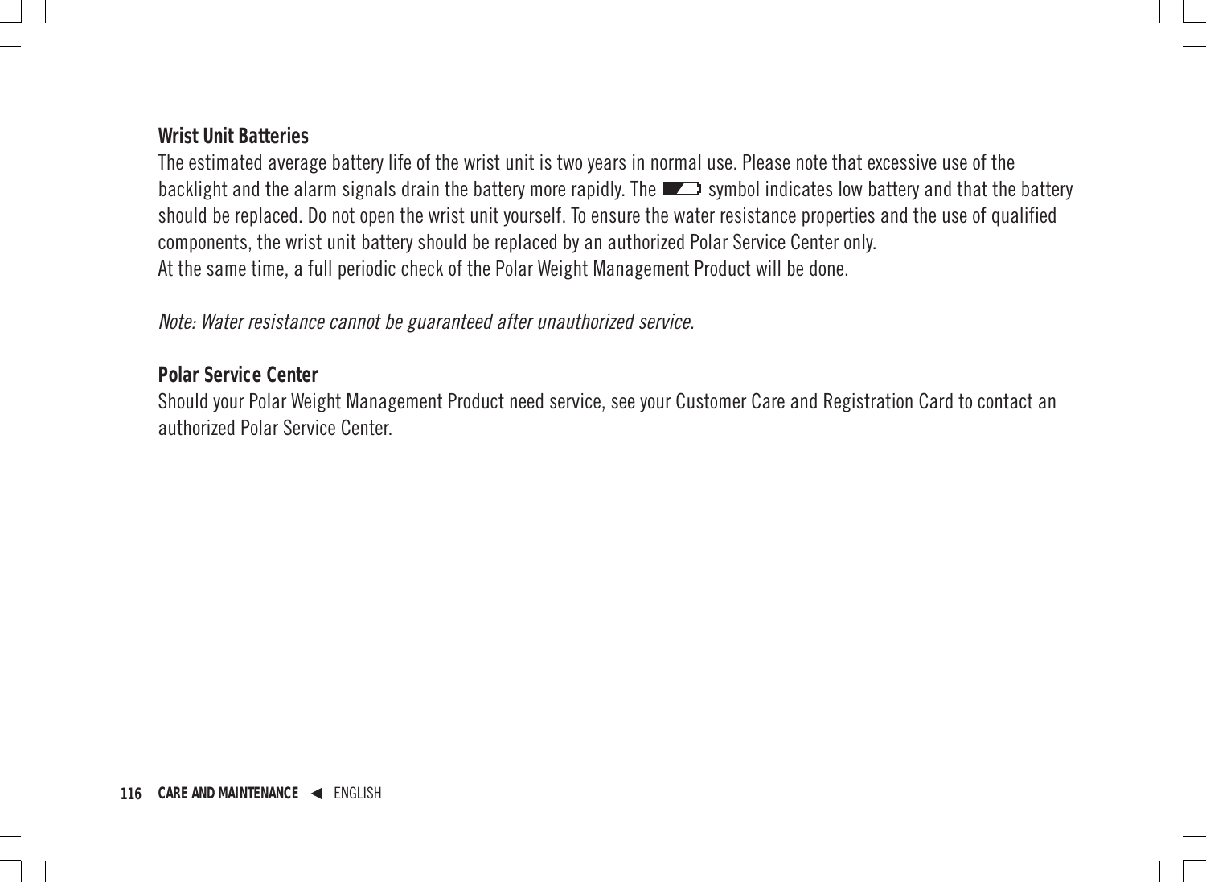### Wrist Unit Batteries

The estimated average battery life of the wrist unit is two years in normal use. Please note that excessive use of the backlight and the alarm signals drain the battery more rapidly. The symbol indicates low battery and that the battery should be replaced. Do not open the wrist unit yourself. To ensure the water resistance properties and the use of qualified components, the wrist unit battery should be replaced by an authorized Polar Service Center only.
At the same time, a full periodic check of the Polar Weight Management Product will be done.

*Note: Water resistance cannot be guaranteed after unauthorized service.*

### Polar Service Center

Should your Polar Weight Management Product need service, see your Customer Care and Registration Card to contact an authorized Polar Service Center.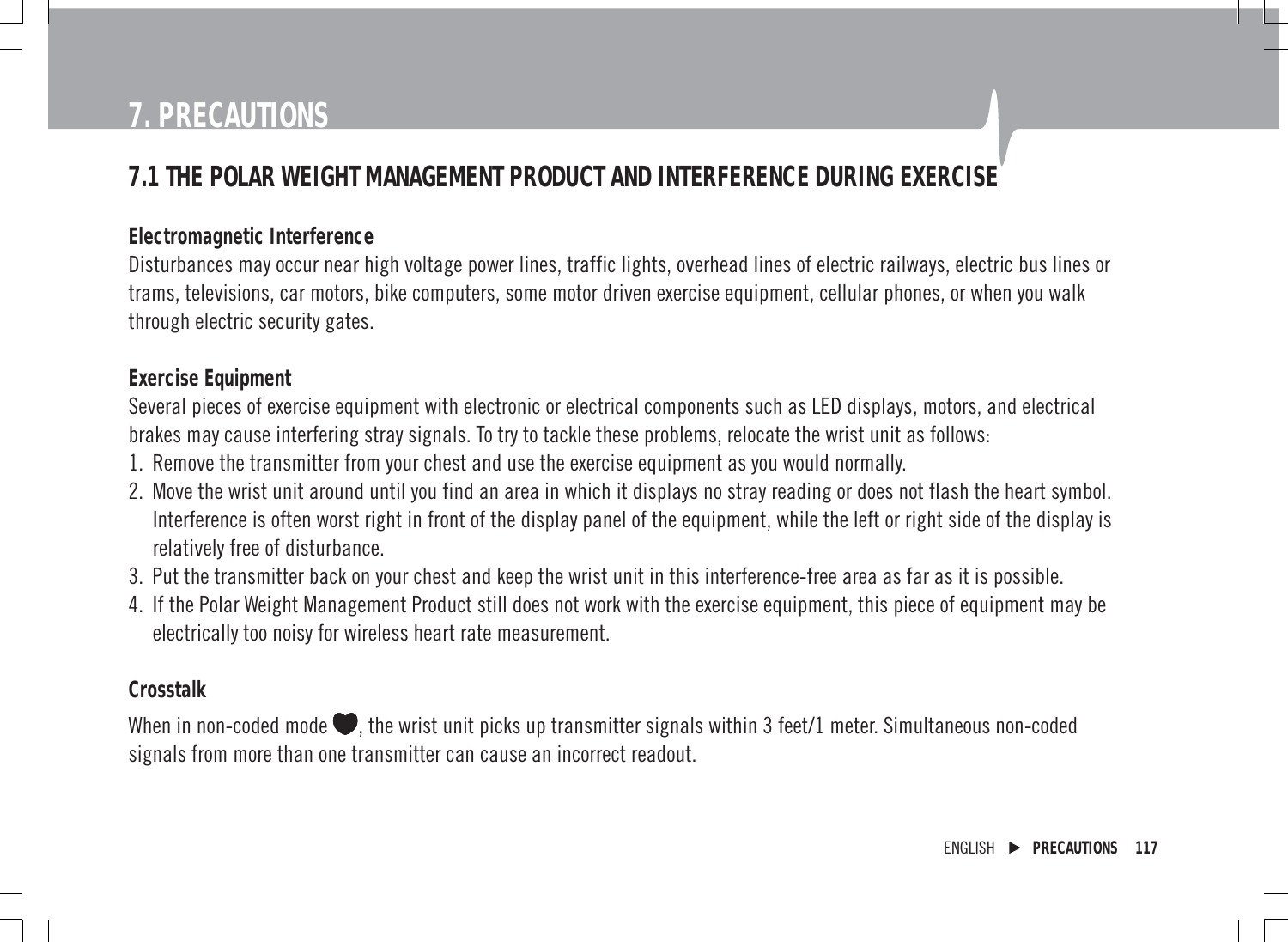# 7. PRECAUTIONS

## 7.1 THE POLAR WEIGHT MANAGEMENT PRODUCT AND INTERFERENCE DURING EXERCISE

**Electromagnetic Interference**

Disturbances may occur near high voltage power lines, traffic lights, overhead lines of electric railways, electric bus lines or trams, televisions, car motors, bike computers, some motor driven exercise equipment, cellular phones, or when you walk through electric security gates.

**Exercise Equipment**

Several pieces of exercise equipment with electronic or electrical components such as LED displays, motors, and electrical brakes may cause interfering stray signals. To try to tackle these problems, relocate the wrist unit as follows:

1. Remove the transmitter from your chest and use the exercise equipment as you would normally.
2. Move the wrist unit around until you find an area in which it displays no stray reading or does not flash the heart symbol. Interference is often worst right in front of the display panel of the equipment, while the left or right side of the display is relatively free of disturbance.
3. Put the transmitter back on your chest and keep the wrist unit in this interference-free area as far as it is possible.
4. If the Polar Weight Management Product still does not work with the exercise equipment, this piece of equipment may be electrically too noisy for wireless heart rate measurement.

**Crosstalk**

When in non-coded mode ♥, the wrist unit picks up transmitter signals within 3 feet/1 meter. Simultaneous non-coded signals from more than one transmitter can cause an incorrect readout.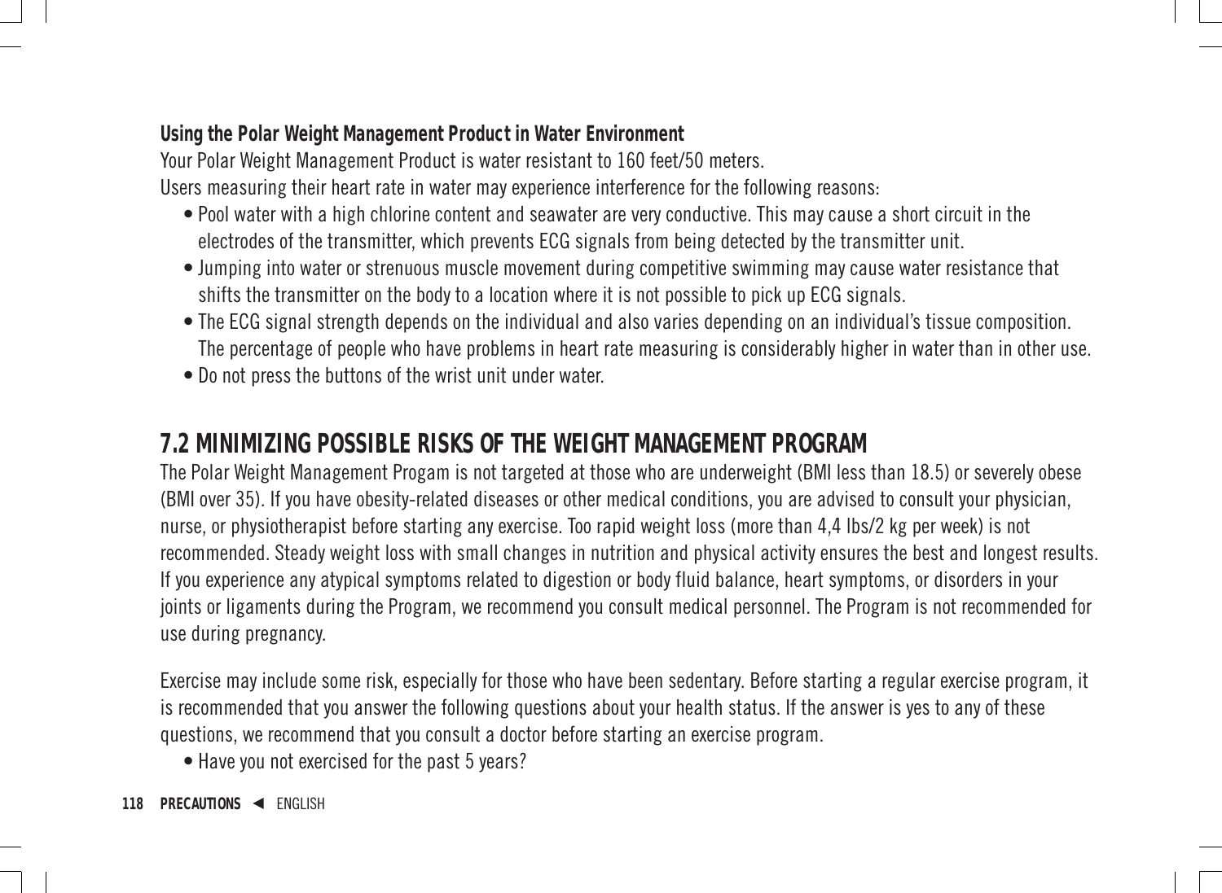### Using the Polar Weight Management Product in Water Environment

Your Polar Weight Management Product is water resistant to 160 feet/50 meters.

Users measuring their heart rate in water may experience interference for the following reasons:

- Pool water with a high chlorine content and seawater are very conductive. This may cause a short circuit in the electrodes of the transmitter, which prevents ECG signals from being detected by the transmitter unit.
- Jumping into water or strenuous muscle movement during competitive swimming may cause water resistance that shifts the transmitter on the body to a location where it is not possible to pick up ECG signals.
- The ECG signal strength depends on the individual and also varies depending on an individual's tissue composition. The percentage of people who have problems in heart rate measuring is considerably higher in water than in other use.
- Do not press the buttons of the wrist unit under water.

## 7.2 MINIMIZING POSSIBLE RISKS OF THE WEIGHT MANAGEMENT PROGRAM

The Polar Weight Management Progam is not targeted at those who are underweight (BMI less than 18.5) or severely obese (BMI over 35). If you have obesity-related diseases or other medical conditions, you are advised to consult your physician, nurse, or physiotherapist before starting any exercise. Too rapid weight loss (more than 4,4 lbs/2 kg per week) is not recommended. Steady weight loss with small changes in nutrition and physical activity ensures the best and longest results. If you experience any atypical symptoms related to digestion or body fluid balance, heart symptoms, or disorders in your joints or ligaments during the Program, we recommend you consult medical personnel. The Program is not recommended for use during pregnancy.

Exercise may include some risk, especially for those who have been sedentary. Before starting a regular exercise program, it is recommended that you answer the following questions about your health status. If the answer is yes to any of these questions, we recommend that you consult a doctor before starting an exercise program.

- Have you not exercised for the past 5 years?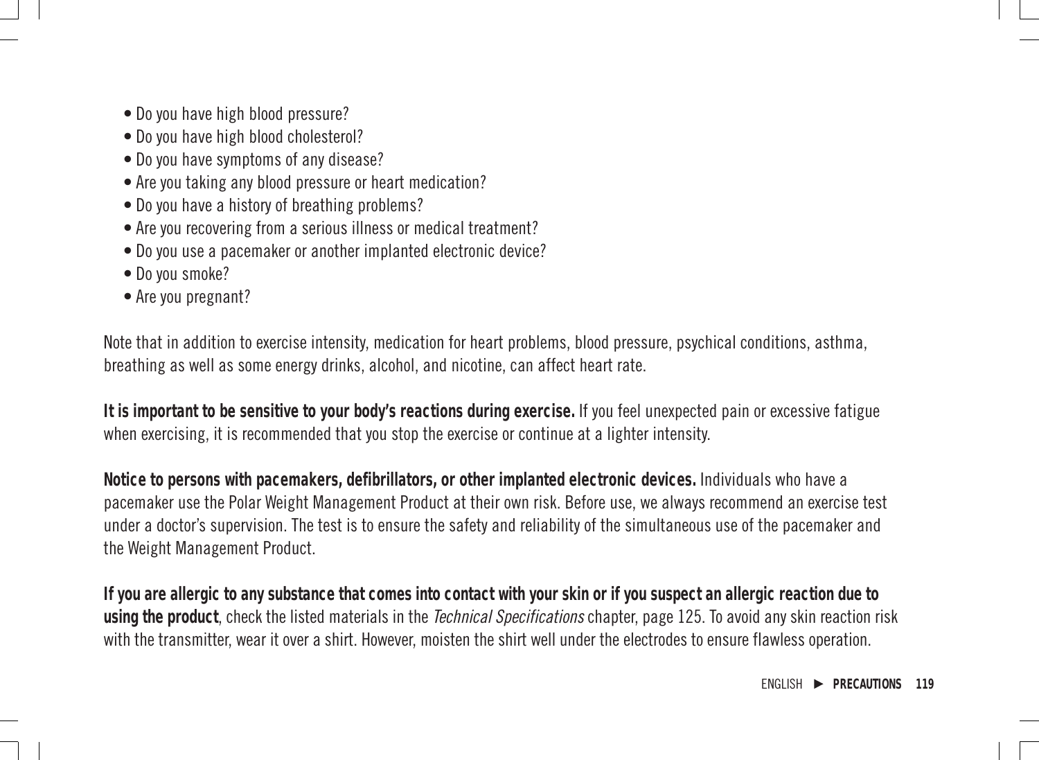- Do you have high blood pressure?
- Do you have high blood cholesterol?
- Do you have symptoms of any disease?
- Are you taking any blood pressure or heart medication?
- Do you have a history of breathing problems?
- Are you recovering from a serious illness or medical treatment?
- Do you use a pacemaker or another implanted electronic device?
- Do you smoke?
- Are you pregnant?

Note that in addition to exercise intensity, medication for heart problems, blood pressure, psychical conditions, asthma, breathing as well as some energy drinks, alcohol, and nicotine, can affect heart rate.

**It is important to be sensitive to your body's reactions during exercise.** If you feel unexpected pain or excessive fatigue when exercising, it is recommended that you stop the exercise or continue at a lighter intensity.

**Notice to persons with pacemakers, defibrillators, or other implanted electronic devices.** Individuals who have a pacemaker use the Polar Weight Management Product at their own risk. Before use, we always recommend an exercise test under a doctor's supervision. The test is to ensure the safety and reliability of the simultaneous use of the pacemaker and the Weight Management Product.

**If you are allergic to any substance that comes into contact with your skin or if you suspect an allergic reaction due to using the product**, check the listed materials in the *Technical Specifications* chapter, page 125. To avoid any skin reaction risk with the transmitter, wear it over a shirt. However, moisten the shirt well under the electrodes to ensure flawless operation.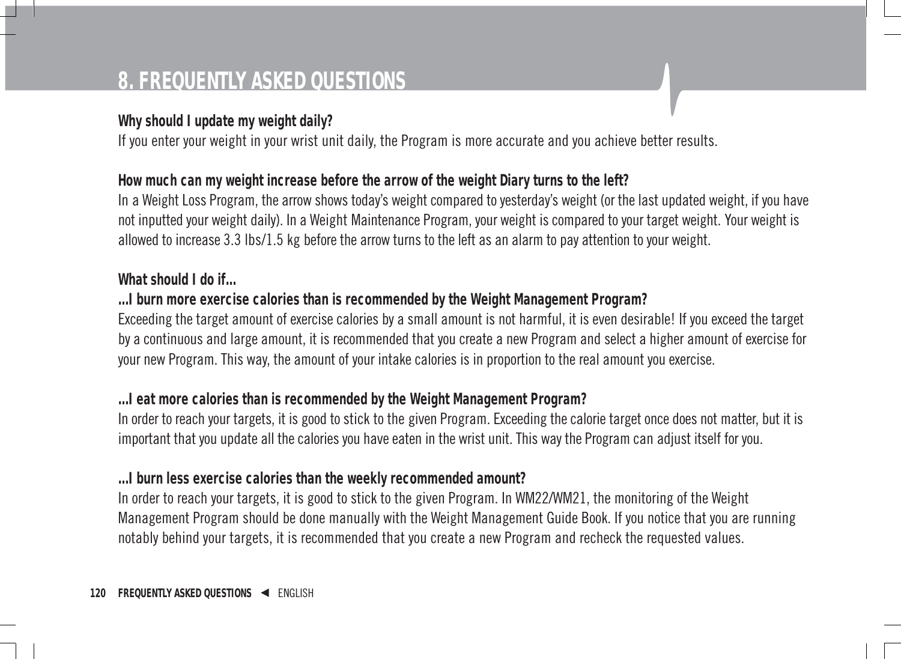# 8. FREQUENTLY ASKED QUESTIONS

**Why should I update my weight daily?**
If you enter your weight in your wrist unit daily, the Program is more accurate and you achieve better results.

**How much can my weight increase before the arrow of the weight Diary turns to the left?**
In a Weight Loss Program, the arrow shows today's weight compared to yesterday's weight (or the last updated weight, if you have not inputted your weight daily). In a Weight Maintenance Program, your weight is compared to your target weight. Your weight is allowed to increase 3.3 lbs/1.5 kg before the arrow turns to the left as an alarm to pay attention to your weight.

**What should I do if...**
**...I burn more exercise calories than is recommended by the Weight Management Program?**
Exceeding the target amount of exercise calories by a small amount is not harmful, it is even desirable! If you exceed the target by a continuous and large amount, it is recommended that you create a new Program and select a higher amount of exercise for your new Program. This way, the amount of your intake calories is in proportion to the real amount you exercise.

**...I eat more calories than is recommended by the Weight Management Program?**
In order to reach your targets, it is good to stick to the given Program. Exceeding the calorie target once does not matter, but it is important that you update all the calories you have eaten in the wrist unit. This way the Program can adjust itself for you.

**...I burn less exercise calories than the weekly recommended amount?**
In order to reach your targets, it is good to stick to the given Program. In WM22/WM21, the monitoring of the Weight Management Program should be done manually with the Weight Management Guide Book. If you notice that you are running notably behind your targets, it is recommended that you create a new Program and recheck the requested values.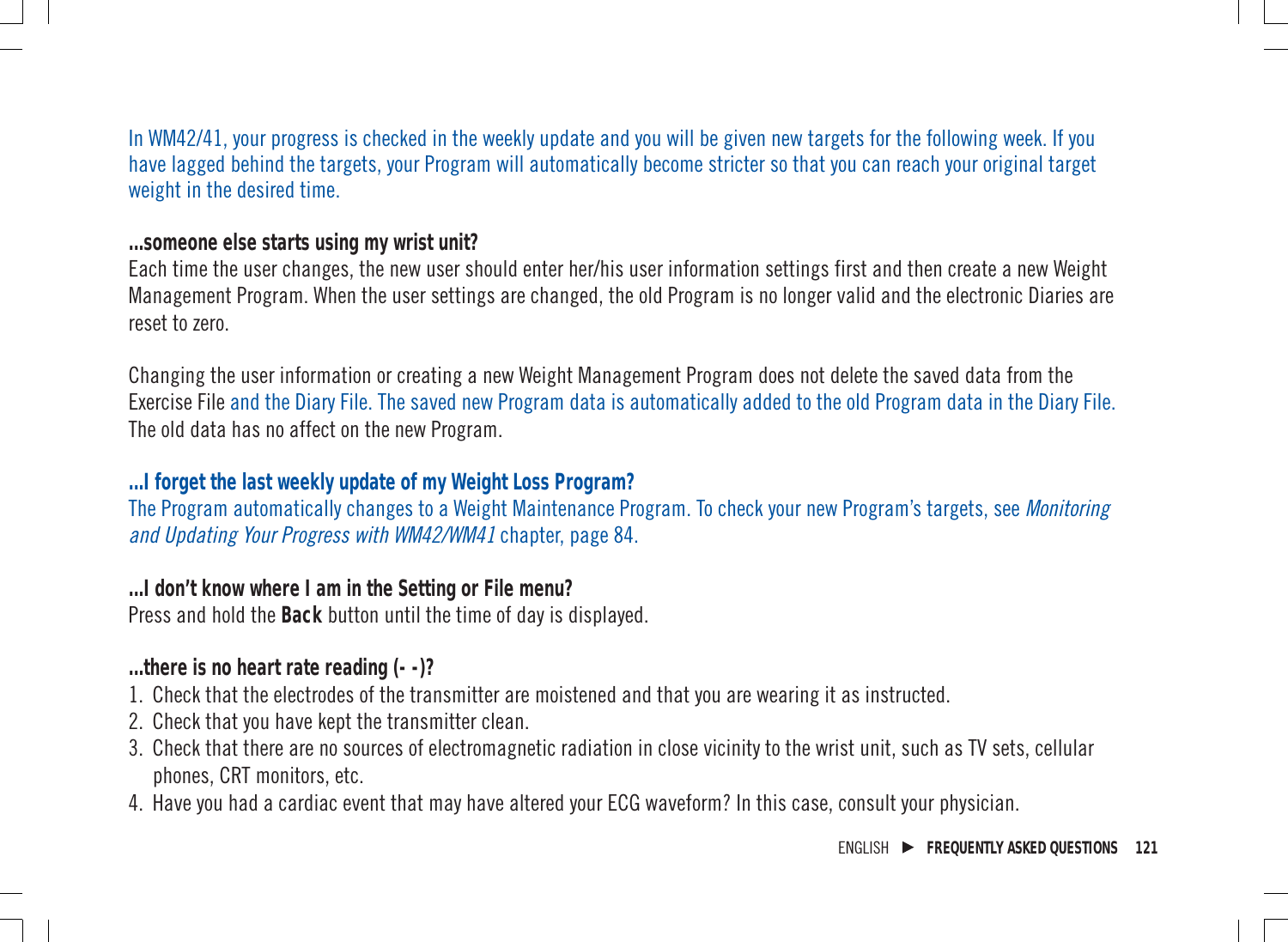In WM42/41, your progress is checked in the weekly update and you will be given new targets for the following week. If you have lagged behind the targets, your Program will automatically become stricter so that you can reach your original target weight in the desired time.

**...someone else starts using my wrist unit?**

Each time the user changes, the new user should enter her/his user information settings first and then create a new Weight Management Program. When the user settings are changed, the old Program is no longer valid and the electronic Diaries are reset to zero.

Changing the user information or creating a new Weight Management Program does not delete the saved data from the Exercise File and the Diary File. The saved new Program data is automatically added to the old Program data in the Diary File. The old data has no affect on the new Program.

**...I forget the last weekly update of my Weight Loss Program?**

The Program automatically changes to a Weight Maintenance Program. To check your new Program's targets, see *Monitoring and Updating Your Progress with WM42/WM41* chapter, page 84.

**...I don't know where I am in the Setting or File menu?**

Press and hold the **Back** button until the time of day is displayed.

**...there is no heart rate reading (- -)?**

1. Check that the electrodes of the transmitter are moistened and that you are wearing it as instructed.
2. Check that you have kept the transmitter clean.
3. Check that there are no sources of electromagnetic radiation in close vicinity to the wrist unit, such as TV sets, cellular phones, CRT monitors, etc.
4. Have you had a cardiac event that may have altered your ECG waveform? In this case, consult your physician.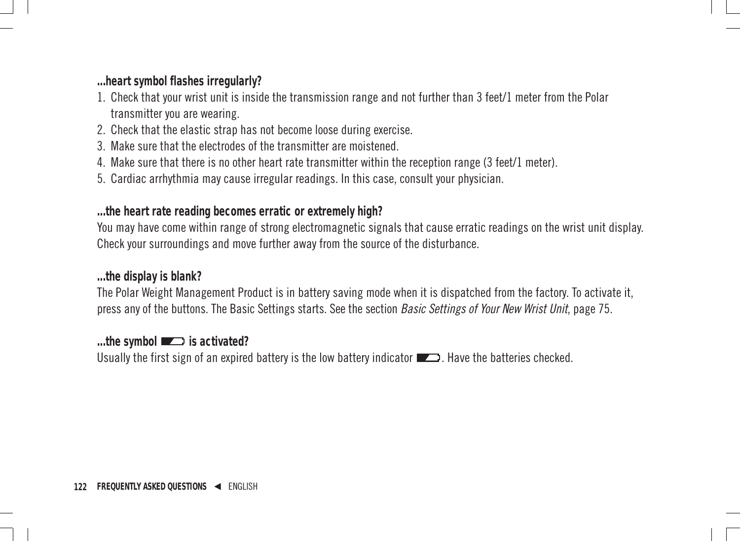**...heart symbol flashes irregularly?**

1. Check that your wrist unit is inside the transmission range and not further than 3 feet/1 meter from the Polar transmitter you are wearing.
2. Check that the elastic strap has not become loose during exercise.
3. Make sure that the electrodes of the transmitter are moistened.
4. Make sure that there is no other heart rate transmitter within the reception range (3 feet/1 meter).
5. Cardiac arrhythmia may cause irregular readings. In this case, consult your physician.

**...the heart rate reading becomes erratic or extremely high?**

You may have come within range of strong electromagnetic signals that cause erratic readings on the wrist unit display. Check your surroundings and move further away from the source of the disturbance.

**...the display is blank?**

The Polar Weight Management Product is in battery saving mode when it is dispatched from the factory. To activate it, press any of the buttons. The Basic Settings starts. See the section *Basic Settings of Your New Wrist Unit*, page 75.

**...the symbol is activated?**

Usually the first sign of an expired battery is the low battery indicator. Have the batteries checked.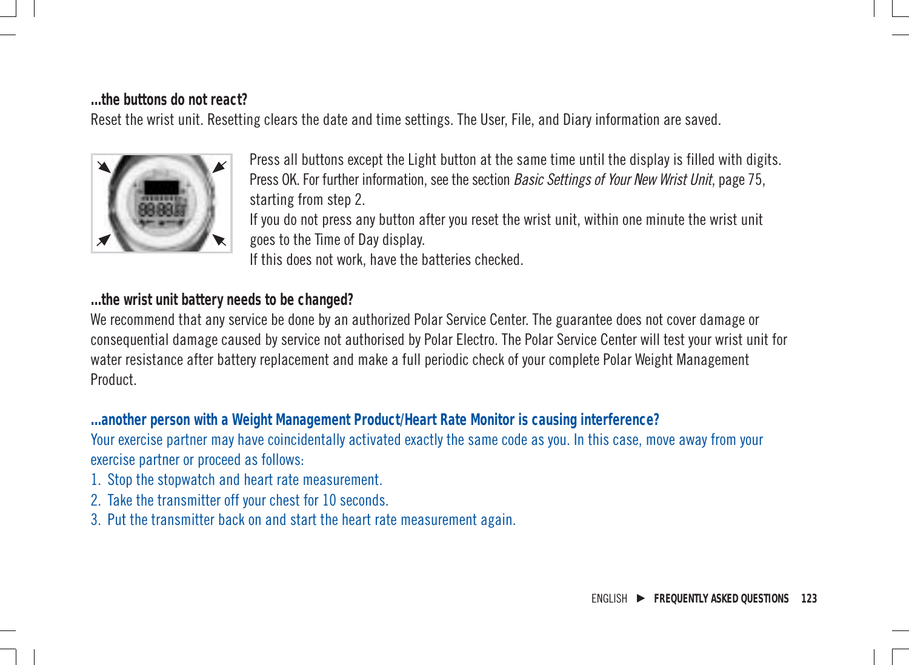**...the buttons do not react?**

Reset the wrist unit. Resetting clears the date and time settings. The User, File, and Diary information are saved.

Press all buttons except the Light button at the same time until the display is filled with digits. Press OK. For further information, see the section *Basic Settings of Your New Wrist Unit*, page 75, starting from step 2.

If you do not press any button after you reset the wrist unit, within one minute the wrist unit goes to the Time of Day display.

If this does not work, have the batteries checked.

**...the wrist unit battery needs to be changed?**

We recommend that any service be done by an authorized Polar Service Center. The guarantee does not cover damage or consequential damage caused by service not authorised by Polar Electro. The Polar Service Center will test your wrist unit for water resistance after battery replacement and make a full periodic check of your complete Polar Weight Management Product.

**...another person with a Weight Management Product/Heart Rate Monitor is causing interference?**

Your exercise partner may have coincidentally activated exactly the same code as you. In this case, move away from your exercise partner or proceed as follows:

1. Stop the stopwatch and heart rate measurement.
2. Take the transmitter off your chest for 10 seconds.
3. Put the transmitter back on and start the heart rate measurement again.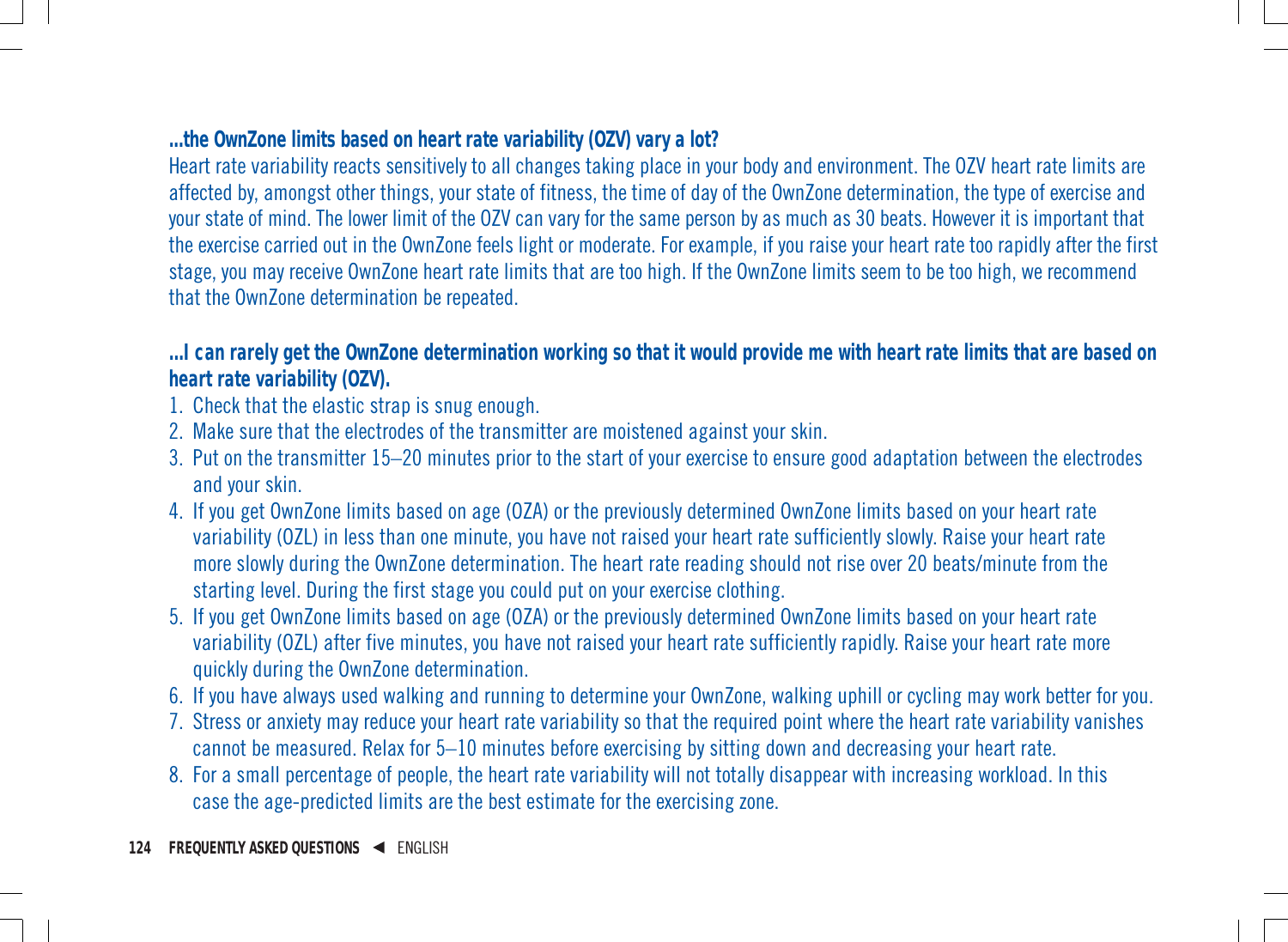**...the OwnZone limits based on heart rate variability (OZV) vary a lot?**

Heart rate variability reacts sensitively to all changes taking place in your body and environment. The OZV heart rate limits are affected by, amongst other things, your state of fitness, the time of day of the OwnZone determination, the type of exercise and your state of mind. The lower limit of the OZV can vary for the same person by as much as 30 beats. However it is important that the exercise carried out in the OwnZone feels light or moderate. For example, if you raise your heart rate too rapidly after the first stage, you may receive OwnZone heart rate limits that are too high. If the OwnZone limits seem to be too high, we recommend that the OwnZone determination be repeated.

**...I can rarely get the OwnZone determination working so that it would provide me with heart rate limits that are based on heart rate variability (OZV).**

1. Check that the elastic strap is snug enough.
2. Make sure that the electrodes of the transmitter are moistened against your skin.
3. Put on the transmitter 15–20 minutes prior to the start of your exercise to ensure good adaptation between the electrodes and your skin.
4. If you get OwnZone limits based on age (OZA) or the previously determined OwnZone limits based on your heart rate variability (OZL) in less than one minute, you have not raised your heart rate sufficiently slowly. Raise your heart rate more slowly during the OwnZone determination. The heart rate reading should not rise over 20 beats/minute from the starting level. During the first stage you could put on your exercise clothing.
5. If you get OwnZone limits based on age (OZA) or the previously determined OwnZone limits based on your heart rate variability (OZL) after five minutes, you have not raised your heart rate sufficiently rapidly. Raise your heart rate more quickly during the OwnZone determination.
6. If you have always used walking and running to determine your OwnZone, walking uphill or cycling may work better for you.
7. Stress or anxiety may reduce your heart rate variability so that the required point where the heart rate variability vanishes cannot be measured. Relax for 5–10 minutes before exercising by sitting down and decreasing your heart rate.
8. For a small percentage of people, the heart rate variability will not totally disappear with increasing workload. In this case the age-predicted limits are the best estimate for the exercising zone.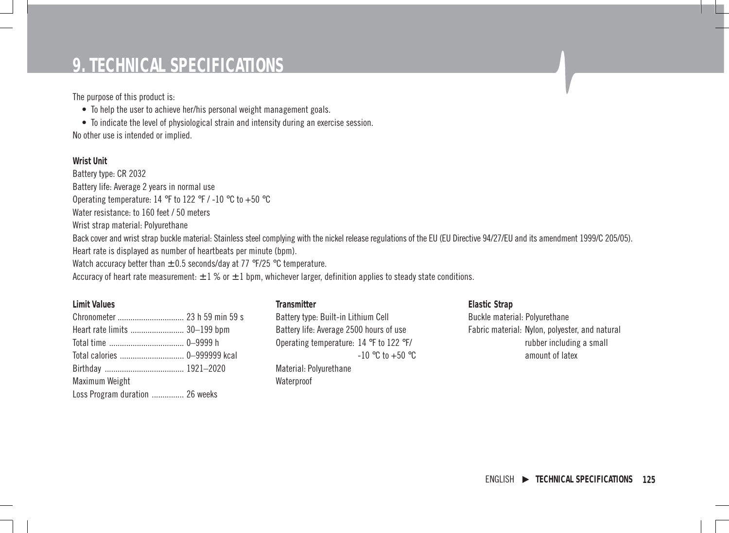# 9. TECHNICAL SPECIFICATIONS

The purpose of this product is:

- To help the user to achieve her/his personal weight management goals.
- To indicate the level of physiological strain and intensity during an exercise session.

No other use is intended or implied.

**Wrist Unit**

Battery type: CR 2032
Battery life: Average 2 years in normal use
Operating temperature: 14 °F to 122 °F / -10 °C to +50 °C
Water resistance: to 160 feet / 50 meters
Wrist strap material: Polyurethane
Back cover and wrist strap buckle material: Stainless steel complying with the nickel release regulations of the EU (EU Directive 94/27/EU and its amendment 1999/C 205/05).
Heart rate is displayed as number of heartbeats per minute (bpm).
Watch accuracy better than ± 0.5 seconds/day at 77 °F/25 °C temperature.
Accuracy of heart rate measurement: ± 1 % or ± 1 bpm, whichever larger, definition applies to steady state conditions.

**Limit Values**

Chronometer ............................... 23 h 59 min 59 s
Heart rate limits ......................... 30–199 bpm
Total time .................................. 0–9999 h
Total calories .............................. 0–999999 kcal
Birthday .................................... 1921–2020
Maximum Weight
Loss Program duration ............... 26 weeks

**Transmitter**

Battery type: Built-in Lithium Cell
Battery life: Average 2500 hours of use
Operating temperature: 14 °F to 122 °F/ -10 °C to +50 °C
Material: Polyurethane
Waterproof

**Elastic Strap**

Buckle material: Polyurethane
Fabric material: Nylon, polyester, and natural rubber including a small amount of latex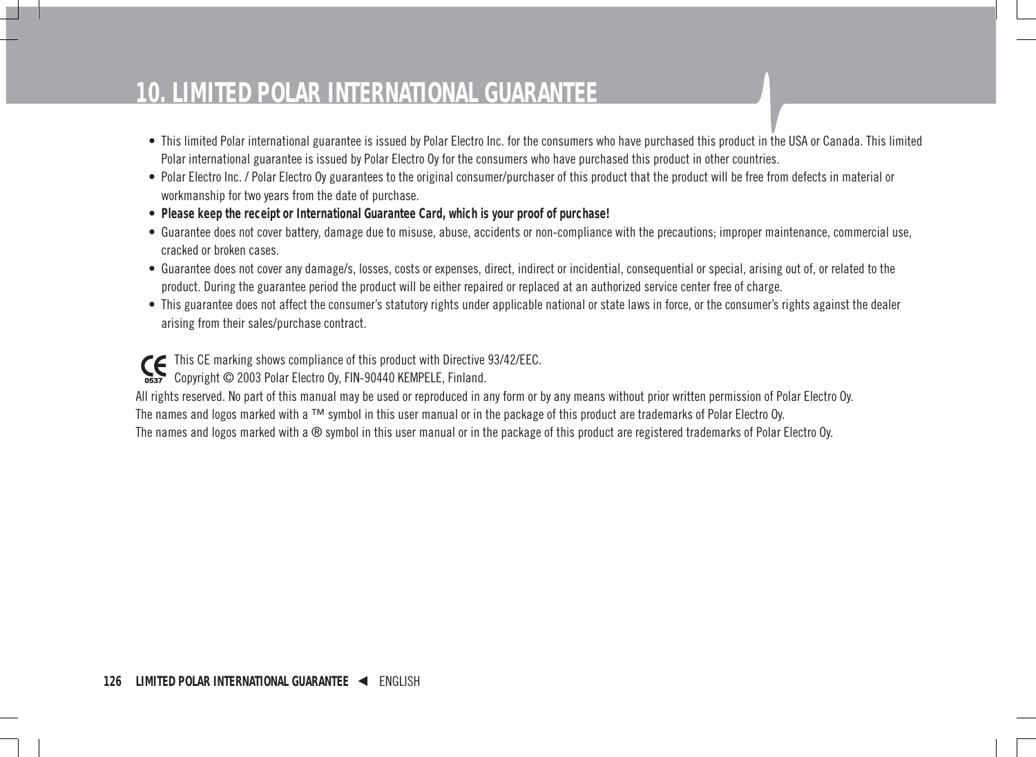# 10. LIMITED POLAR INTERNATIONAL GUARANTEE

- This limited Polar international guarantee is issued by Polar Electro Inc. for the consumers who have purchased this product in the USA or Canada. This limited Polar international guarantee is issued by Polar Electro Oy for the consumers who have purchased this product in other countries.
- Polar Electro Inc. / Polar Electro Oy guarantees to the original consumer/purchaser of this product that the product will be free from defects in material or workmanship for two years from the date of purchase.
- **Please keep the receipt or International Guarantee Card, which is your proof of purchase!**
- Guarantee does not cover battery, damage due to misuse, abuse, accidents or non-compliance with the precautions; improper maintenance, commercial use, cracked or broken cases.
- Guarantee does not cover any damage/s, losses, costs or expenses, direct, indirect or incidential, consequential or special, arising out of, or related to the product. During the guarantee period the product will be either repaired or replaced at an authorized service center free of charge.
- This guarantee does not affect the consumer's statutory rights under applicable national or state laws in force, or the consumer's rights against the dealer arising from their sales/purchase contract.

CE 0537 This CE marking shows compliance of this product with Directive 93/42/EEC.
Copyright © 2003 Polar Electro Oy, FIN-90440 KEMPELE, Finland.
All rights reserved. No part of this manual may be used or reproduced in any form or by any means without prior written permission of Polar Electro Oy.
The names and logos marked with a ™ symbol in this user manual or in the package of this product are trademarks of Polar Electro Oy.
The names and logos marked with a ® symbol in this user manual or in the package of this product are registered trademarks of Polar Electro Oy.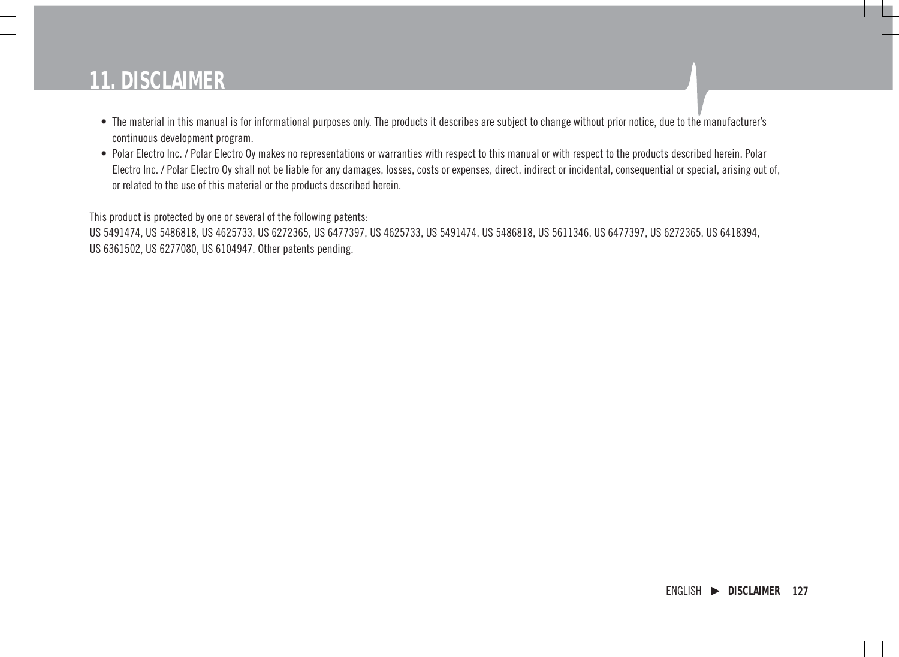# 11. DISCLAIMER

- The material in this manual is for informational purposes only. The products it describes are subject to change without prior notice, due to the manufacturer's continuous development program.
- Polar Electro Inc. / Polar Electro Oy makes no representations or warranties with respect to this manual or with respect to the products described herein. Polar Electro Inc. / Polar Electro Oy shall not be liable for any damages, losses, costs or expenses, direct, indirect or incidental, consequential or special, arising out of, or related to the use of this material or the products described herein.

This product is protected by one or several of the following patents:
US 5491474, US 5486818, US 4625733, US 6272365, US 6477397, US 4625733, US 5491474, US 5486818, US 5611346, US 6477397, US 6272365, US 6418394, US 6361502, US 6277080, US 6104947. Other patents pending.